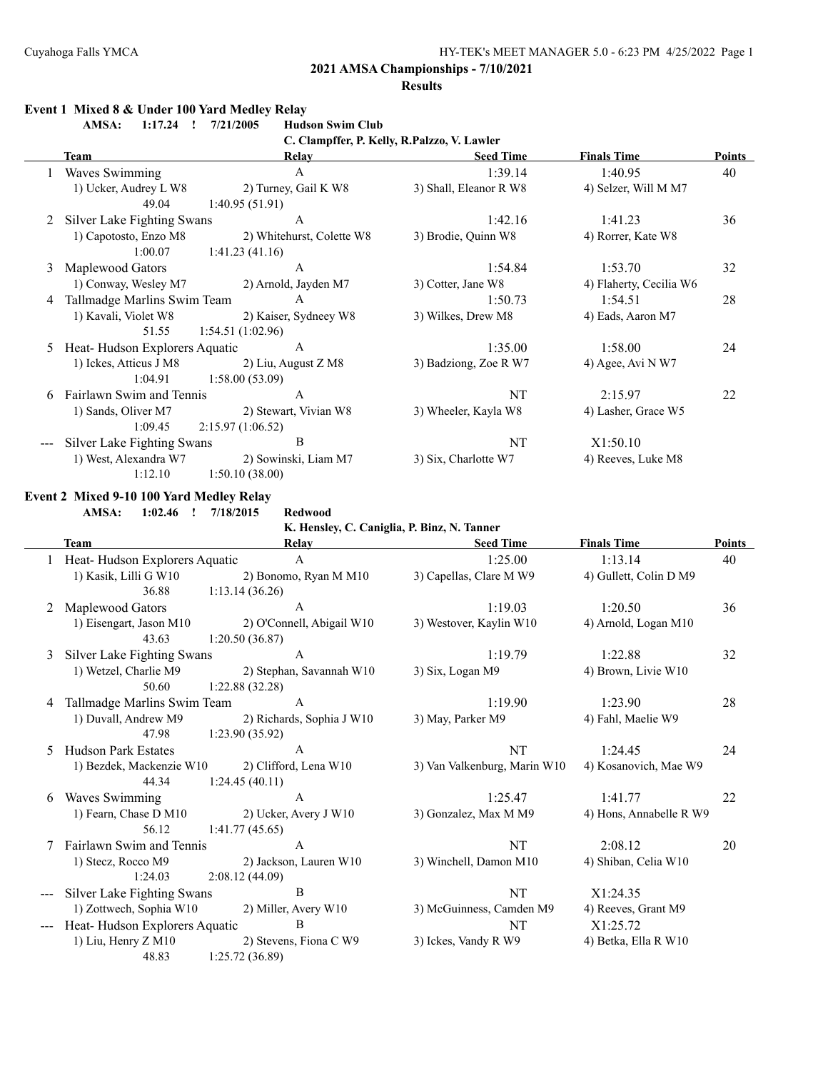# 2021 AMSA Championships - 7/10/2021

## Results

### Event 1 Mixed 8 & Under 100 Yard Medley Relay

**AMSA: 1:17.24 ! 7/21/2005 Hudson Swim Club**
**C. Clampffer, P. Kelly, R.Palzzo, V. Lawler**

| | Team | Relay | Seed Time | Finals Time | Points |
|---|---|---|---|---|---|
| 1 | Waves Swimming | A | 1:39.14 | 1:40.95 | 40 |
| | 1) Ucker, Audrey L W8 | 2) Turney, Gail K W8 | 3) Shall, Eleanor R W8 | 4) Selzer, Will M M7 | |
| | 49.04 | 1:40.95 (51.91) | | | |
| 2 | Silver Lake Fighting Swans | A | 1:42.16 | 1:41.23 | 36 |
| | 1) Capotosto, Enzo M8 | 2) Whitehurst, Colette W8 | 3) Brodie, Quinn W8 | 4) Rorrer, Kate W8 | |
| | 1:00.07 | 1:41.23 (41.16) | | | |
| 3 | Maplewood Gators | A | 1:54.84 | 1:53.70 | 32 |
| | 1) Conway, Wesley M7 | 2) Arnold, Jayden M7 | 3) Cotter, Jane W8 | 4) Flaherty, Cecilia W6 | |
| 4 | Tallmadge Marlins Swim Team | A | 1:50.73 | 1:54.51 | 28 |
| | 1) Kavali, Violet W8 | 2) Kaiser, Sydneey W8 | 3) Wilkes, Drew M8 | 4) Eads, Aaron M7 | |
| | 51.55 | 1:54.51 (1:02.96) | | | |
| 5 | Heat- Hudson Explorers Aquatic | A | 1:35.00 | 1:58.00 | 24 |
| | 1) Ickes, Atticus J M8 | 2) Liu, August Z M8 | 3) Badziong, Zoe R W7 | 4) Agee, Avi N W7 | |
| | 1:04.91 | 1:58.00 (53.09) | | | |
| 6 | Fairlawn Swim and Tennis | A | NT | 2:15.97 | 22 |
| | 1) Sands, Oliver M7 | 2) Stewart, Vivian W8 | 3) Wheeler, Kayla W8 | 4) Lasher, Grace W5 | |
| | 1:09.45 | 2:15.97 (1:06.52) | | | |
| --- | Silver Lake Fighting Swans | B | NT | X1:50.10 | |
| | 1) West, Alexandra W7 | 2) Sowinski, Liam M7 | 3) Six, Charlotte W7 | 4) Reeves, Luke M8 | |
| | 1:12.10 | 1:50.10 (38.00) | | | |

### Event 2 Mixed 9-10 100 Yard Medley Relay

**AMSA: 1:02.46 ! 7/18/2015 Redwood**
**K. Hensley, C. Caniglia, P. Binz, N. Tanner**

| | Team | Relay | Seed Time | Finals Time | Points |
|---|---|---|---|---|---|
| 1 | Heat- Hudson Explorers Aquatic | A | 1:25.00 | 1:13.14 | 40 |
| | 1) Kasik, Lilli G W10 | 2) Bonomo, Ryan M M10 | 3) Capellas, Clare M W9 | 4) Gullett, Colin D M9 | |
| | 36.88 | 1:13.14 (36.26) | | | |
| 2 | Maplewood Gators | A | 1:19.03 | 1:20.50 | 36 |
| | 1) Eisengart, Jason M10 | 2) O'Connell, Abigail W10 | 3) Westover, Kaylin W10 | 4) Arnold, Logan M10 | |
| | 43.63 | 1:20.50 (36.87) | | | |
| 3 | Silver Lake Fighting Swans | A | 1:19.79 | 1:22.88 | 32 |
| | 1) Wetzel, Charlie M9 | 2) Stephan, Savannah W10 | 3) Six, Logan M9 | 4) Brown, Livie W10 | |
| | 50.60 | 1:22.88 (32.28) | | | |
| 4 | Tallmadge Marlins Swim Team | A | 1:19.90 | 1:23.90 | 28 |
| | 1) Duvall, Andrew M9 | 2) Richards, Sophia J W10 | 3) May, Parker M9 | 4) Fahl, Maelie W9 | |
| | 47.98 | 1:23.90 (35.92) | | | |
| 5 | Hudson Park Estates | A | NT | 1:24.45 | 24 |
| | 1) Bezdek, Mackenzie W10 | 2) Clifford, Lena W10 | 3) Van Valkenburg, Marin W10 | 4) Kosanovich, Mae W9 | |
| | 44.34 | 1:24.45 (40.11) | | | |
| 6 | Waves Swimming | A | 1:25.47 | 1:41.77 | 22 |
| | 1) Fearn, Chase D M10 | 2) Ucker, Avery J W10 | 3) Gonzalez, Max M M9 | 4) Hons, Annabelle R W9 | |
| | 56.12 | 1:41.77 (45.65) | | | |
| 7 | Fairlawn Swim and Tennis | A | NT | 2:08.12 | 20 |
| | 1) Stecz, Rocco M9 | 2) Jackson, Lauren W10 | 3) Winchell, Damon M10 | 4) Shiban, Celia W10 | |
| | 1:24.03 | 2:08.12 (44.09) | | | |
| --- | Silver Lake Fighting Swans | B | NT | X1:24.35 | |
| | 1) Zottwech, Sophia W10 | 2) Miller, Avery W10 | 3) McGuinness, Camden M9 | 4) Reeves, Grant M9 | |
| --- | Heat- Hudson Explorers Aquatic | B | NT | X1:25.72 | |
| | 1) Liu, Henry Z M10 | 2) Stevens, Fiona C W9 | 3) Ickes, Vandy R W9 | 4) Betka, Ella R W10 | |
| | 48.83 | 1:25.72 (36.89) | | | |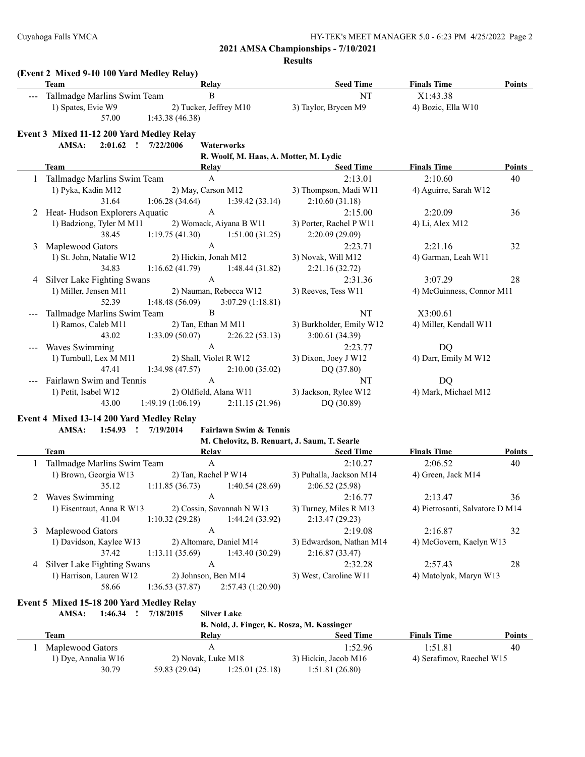## 2021 AMSA Championships - 7/10/2021

### Results

**(Event 2 Mixed 9-10 100 Yard Medley Relay)**

| | Team | Relay | Seed Time | Finals Time | Points |
|---|---|---|---|---|---|
| --- | Tallmadge Marlins Swim Team | B | NT | X1:43.38 | |
| | 1) Spates, Evie W9 | 2) Tucker, Jeffrey M10 | 3) Taylor, Brycen M9 | 4) Bozic, Ella W10 | |
| | 57.00 | 1:43.38 (46.38) | | | |

**Event 3 Mixed 11-12 200 Yard Medley Relay**

**AMSA: 2:01.62 ! 7/22/2006 Waterworks**

**R. Woolf, M. Haas, A. Motter, M. Lydic**

| | Team | Relay | | Seed Time | Finals Time | Points |
|---|---|---|---|---|---|---|
| 1 | Tallmadge Marlins Swim Team | A | | 2:13.01 | 2:10.60 | 40 |
| | 1) Pyka, Kadin M12 | 2) May, Carson M12 | | 3) Thompson, Madi W11 | 4) Aguirre, Sarah W12 | |
| | 31.64 | 1:06.28 (34.64) | 1:39.42 (33.14) | 2:10.60 (31.18) | | |
| 2 | Heat- Hudson Explorers Aquatic | A | | 2:15.00 | 2:20.09 | 36 |
| | 1) Badziong, Tyler M M11 | 2) Womack, Aiyana B W11 | | 3) Porter, Rachel P W11 | 4) Li, Alex M12 | |
| | 38.45 | 1:19.75 (41.30) | 1:51.00 (31.25) | 2:20.09 (29.09) | | |
| 3 | Maplewood Gators | A | | 2:23.71 | 2:21.16 | 32 |
| | 1) St. John, Natalie W12 | 2) Hickin, Jonah M12 | | 3) Novak, Will M12 | 4) Garman, Leah W11 | |
| | 34.83 | 1:16.62 (41.79) | 1:48.44 (31.82) | 2:21.16 (32.72) | | |
| 4 | Silver Lake Fighting Swans | A | | 2:31.36 | 3:07.29 | 28 |
| | 1) Miller, Jensen M11 | 2) Nauman, Rebecca W12 | | 3) Reeves, Tess W11 | 4) McGuinness, Connor M11 | |
| | 52.39 | 1:48.48 (56.09) | 3:07.29 (1:18.81) | | | |
| --- | Tallmadge Marlins Swim Team | B | | NT | X3:00.61 | |
| | 1) Ramos, Caleb M11 | 2) Tan, Ethan M M11 | | 3) Burkholder, Emily W12 | 4) Miller, Kendall W11 | |
| | 43.02 | 1:33.09 (50.07) | 2:26.22 (53.13) | 3:00.61 (34.39) | | |
| --- | Waves Swimming | A | | 2:23.77 | DQ | |
| | 1) Turnbull, Lex M M11 | 2) Shall, Violet R W12 | | 3) Dixon, Joey J W12 | 4) Darr, Emily M W12 | |
| | 47.41 | 1:34.98 (47.57) | 2:10.00 (35.02) | DQ (37.80) | | |
| --- | Fairlawn Swim and Tennis | A | | NT | DQ | |
| | 1) Petit, Isabel W12 | 2) Oldfield, Alana W11 | | 3) Jackson, Rylee W12 | 4) Mark, Michael M12 | |
| | 43.00 | 1:49.19 (1:06.19) | 2:11.15 (21.96) | DQ (30.89) | | |

**Event 4 Mixed 13-14 200 Yard Medley Relay**

**AMSA: 1:54.93 ! 7/19/2014 Fairlawn Swim & Tennis**

**M. Chelovitz, B. Renuart, J. Saum, T. Searle**

| | Team | Relay | | Seed Time | Finals Time | Points |
|---|---|---|---|---|---|---|
| 1 | Tallmadge Marlins Swim Team | A | | 2:10.27 | 2:06.52 | 40 |
| | 1) Brown, Georgia W13 | 2) Tan, Rachel P W14 | | 3) Puhalla, Jackson M14 | 4) Green, Jack M14 | |
| | 35.12 | 1:11.85 (36.73) | 1:40.54 (28.69) | 2:06.52 (25.98) | | |
| 2 | Waves Swimming | A | | 2:16.77 | 2:13.47 | 36 |
| | 1) Eisentraut, Anna R W13 | 2) Cossin, Savannah N W13 | | 3) Turney, Miles R M13 | 4) Pietrosanti, Salvatore D M14 | |
| | 41.04 | 1:10.32 (29.28) | 1:44.24 (33.92) | 2:13.47 (29.23) | | |
| 3 | Maplewood Gators | A | | 2:19.08 | 2:16.87 | 32 |
| | 1) Davidson, Kaylee W13 | 2) Altomare, Daniel M14 | | 3) Edwardson, Nathan M14 | 4) McGovern, Kaelyn W13 | |
| | 37.42 | 1:13.11 (35.69) | 1:43.40 (30.29) | 2:16.87 (33.47) | | |
| 4 | Silver Lake Fighting Swans | A | | 2:32.28 | 2:57.43 | 28 |
| | 1) Harrison, Lauren W12 | 2) Johnson, Ben M14 | | 3) West, Caroline W11 | 4) Matolyak, Maryn W13 | |
| | 58.66 | 1:36.53 (37.87) | 2:57.43 (1:20.90) | | | |

**Event 5 Mixed 15-18 200 Yard Medley Relay**

**AMSA: 1:46.34 ! 7/18/2015 Silver Lake**

**B. Nold, J. Finger, K. Rosza, M. Kassinger**

| | Team | Relay | | Seed Time | Finals Time | Points |
|---|---|---|---|---|---|---|
| 1 | Maplewood Gators | A | | 1:52.96 | 1:51.81 | 40 |
| | 1) Dye, Annalia W16 | 2) Novak, Luke M18 | | 3) Hickin, Jacob M16 | 4) Serafimov, Raechel W15 | |
| | 30.79 | 59.83 (29.04) | 1:25.01 (25.18) | 1:51.81 (26.80) | | |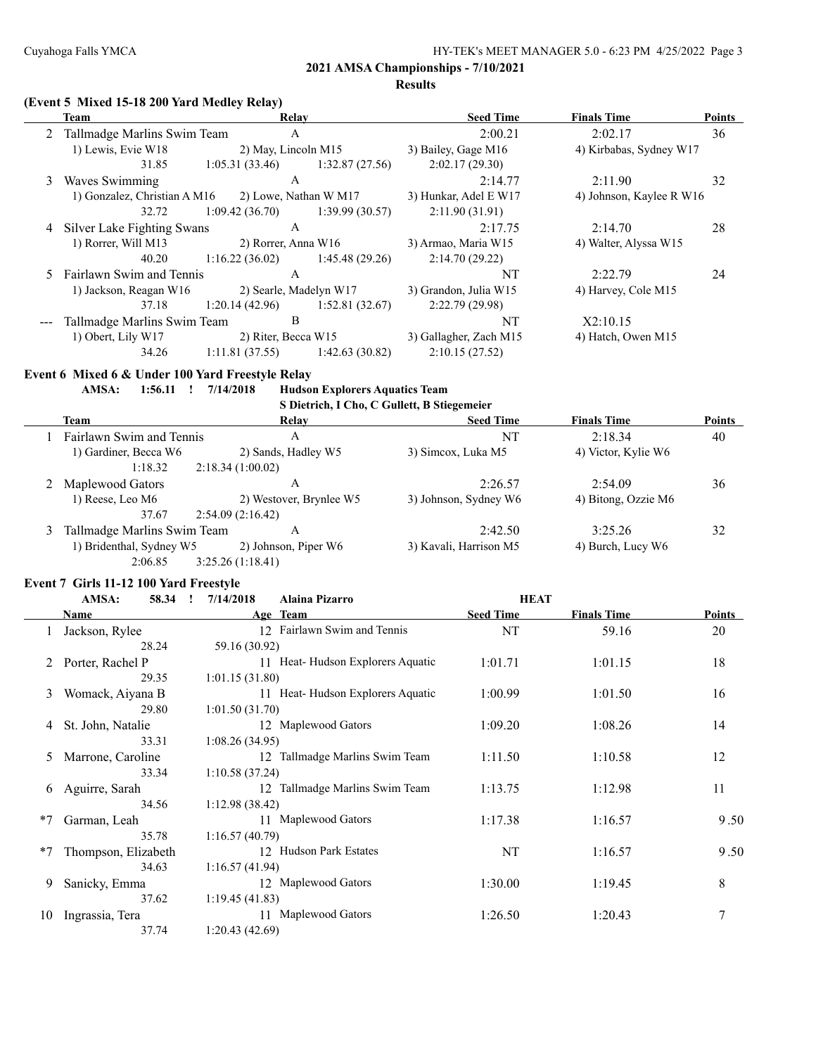## 2021 AMSA Championships - 7/10/2021

### Results

### (Event 5 Mixed 15-18 200 Yard Medley Relay)

| | Team | Relay | | Seed Time | Finals Time | Points |
|---|---|---|---|---|---|---|
| 2 | Tallmadge Marlins Swim Team | A | | 2:00.21 | 2:02.17 | 36 |
| | 1) Lewis, Evie W18 | 2) May, Lincoln M15 | | 3) Bailey, Gage M16 | 4) Kirbabas, Sydney W17 | |
| | 31.85 | 1:05.31 (33.46) | 1:32.87 (27.56) | 2:02.17 (29.30) | | |
| 3 | Waves Swimming | A | | 2:14.77 | 2:11.90 | 32 |
| | 1) Gonzalez, Christian A M16 | 2) Lowe, Nathan W M17 | | 3) Hunkar, Adel E W17 | 4) Johnson, Kaylee R W16 | |
| | 32.72 | 1:09.42 (36.70) | 1:39.99 (30.57) | 2:11.90 (31.91) | | |
| 4 | Silver Lake Fighting Swans | A | | 2:17.75 | 2:14.70 | 28 |
| | 1) Rorrer, Will M13 | 2) Rorrer, Anna W16 | | 3) Armao, Maria W15 | 4) Walter, Alyssa W15 | |
| | 40.20 | 1:16.22 (36.02) | 1:45.48 (29.26) | 2:14.70 (29.22) | | |
| 5 | Fairlawn Swim and Tennis | A | | NT | 2:22.79 | 24 |
| | 1) Jackson, Reagan W16 | 2) Searle, Madelyn W17 | | 3) Grandon, Julia W15 | 4) Harvey, Cole M15 | |
| | 37.18 | 1:20.14 (42.96) | 1:52.81 (32.67) | 2:22.79 (29.98) | | |
| --- | Tallmadge Marlins Swim Team | B | | NT | X2:10.15 | |
| | 1) Obert, Lily W17 | 2) Riter, Becca W15 | | 3) Gallagher, Zach M15 | 4) Hatch, Owen M15 | |
| | 34.26 | 1:11.81 (37.55) | 1:42.63 (30.82) | 2:10.15 (27.52) | | |

### Event 6 Mixed 6 & Under 100 Yard Freestyle Relay

AMSA: 1:56.11 ! 7/14/2018 Hudson Explorers Aquatics Team
S Dietrich, I Cho, C Gullett, B Stiegemeier

| | Team | Relay | Seed Time | Finals Time | Points |
|---|---|---|---|---|---|
| 1 | Fairlawn Swim and Tennis | A | NT | 2:18.34 | 40 |
| | 1) Gardiner, Becca W6 | 2) Sands, Hadley W5 | 3) Simcox, Luka M5 | 4) Victor, Kylie W6 | |
| | 1:18.32 | 2:18.34 (1:00.02) | | | |
| 2 | Maplewood Gators | A | 2:26.57 | 2:54.09 | 36 |
| | 1) Reese, Leo M6 | 2) Westover, Brynlee W5 | 3) Johnson, Sydney W6 | 4) Bitong, Ozzie M6 | |
| | 37.67 | 2:54.09 (2:16.42) | | | |
| 3 | Tallmadge Marlins Swim Team | A | 2:42.50 | 3:25.26 | 32 |
| | 1) Bridenthal, Sydney W5 | 2) Johnson, Piper W6 | 3) Kavali, Harrison M5 | 4) Burch, Lucy W6 | |
| | 2:06.85 | 3:25.26 (1:18.41) | | | |

### Event 7 Girls 11-12 100 Yard Freestyle

AMSA: 58.34 ! 7/14/2018 Alaina Pizarro — HEAT

| | Name | Age | Team | Seed Time | Finals Time | Points |
|---|---|---|---|---|---|---|
| 1 | Jackson, Rylee | 12 | Fairlawn Swim and Tennis | NT | 59.16 | 20 |
| | 28.24 | 59.16 (30.92) | | | | |
| 2 | Porter, Rachel P | 11 | Heat- Hudson Explorers Aquatic | 1:01.71 | 1:01.15 | 18 |
| | 29.35 | 1:01.15 (31.80) | | | | |
| 3 | Womack, Aiyana B | 11 | Heat- Hudson Explorers Aquatic | 1:00.99 | 1:01.50 | 16 |
| | 29.80 | 1:01.50 (31.70) | | | | |
| 4 | St. John, Natalie | 12 | Maplewood Gators | 1:09.20 | 1:08.26 | 14 |
| | 33.31 | 1:08.26 (34.95) | | | | |
| 5 | Marrone, Caroline | 12 | Tallmadge Marlins Swim Team | 1:11.50 | 1:10.58 | 12 |
| | 33.34 | 1:10.58 (37.24) | | | | |
| 6 | Aguirre, Sarah | 12 | Tallmadge Marlins Swim Team | 1:13.75 | 1:12.98 | 11 |
| | 34.56 | 1:12.98 (38.42) | | | | |
| *7 | Garman, Leah | 11 | Maplewood Gators | 1:17.38 | 1:16.57 | 9.50 |
| | 35.78 | 1:16.57 (40.79) | | | | |
| *7 | Thompson, Elizabeth | 12 | Hudson Park Estates | NT | 1:16.57 | 9.50 |
| | 34.63 | 1:16.57 (41.94) | | | | |
| 9 | Sanicky, Emma | 12 | Maplewood Gators | 1:30.00 | 1:19.45 | 8 |
| | 37.62 | 1:19.45 (41.83) | | | | |
| 10 | Ingrassia, Tera | 11 | Maplewood Gators | 1:26.50 | 1:20.43 | 7 |
| | 37.74 | 1:20.43 (42.69) | | | | |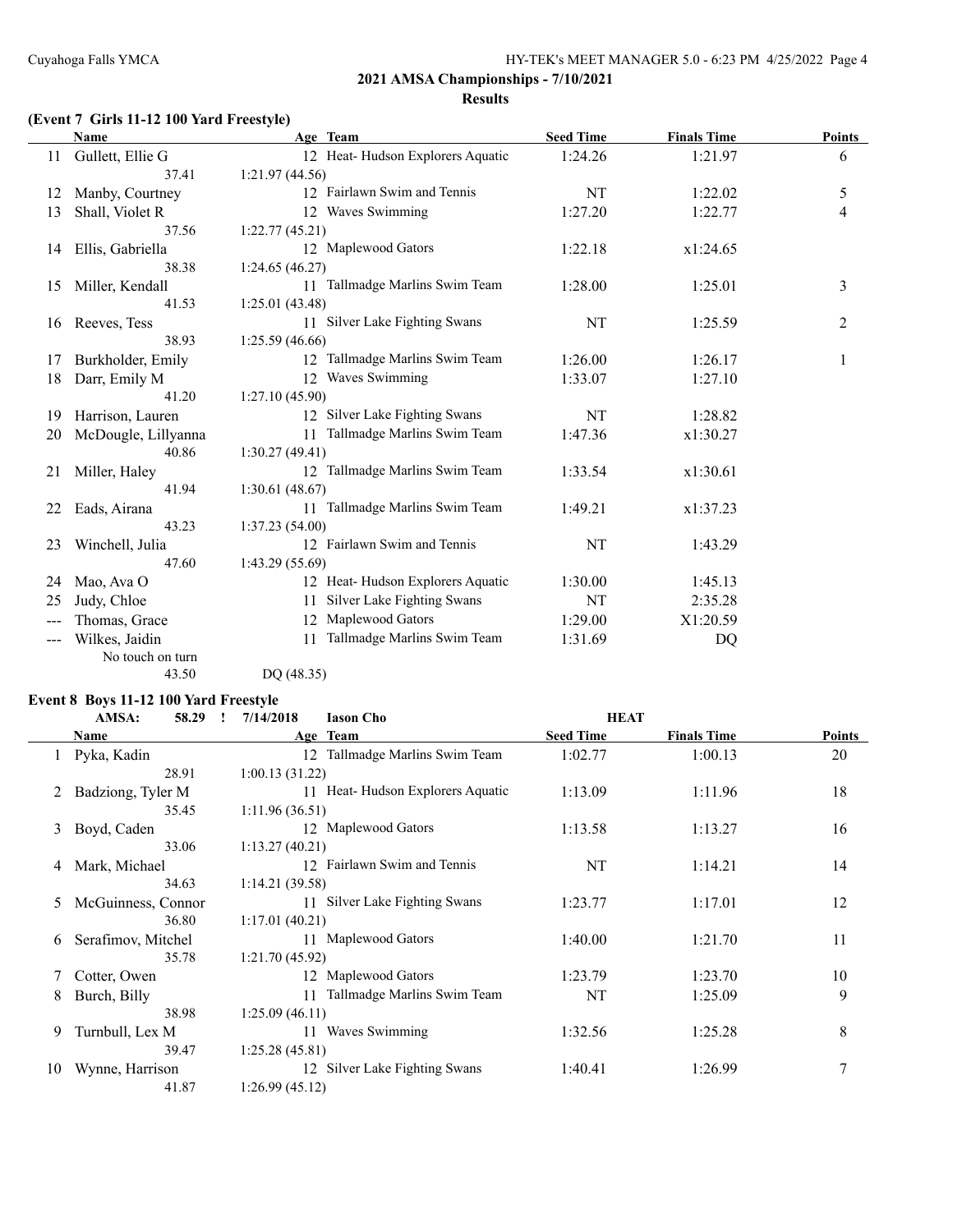## 2021 AMSA Championships - 7/10/2021

### Results

### (Event 7 Girls 11-12 100 Yard Freestyle)

| | Name | Age | Team | Seed Time | Finals Time | Points |
|---|---|---|---|---|---|---|
| 11 | Gullett, Ellie G | 12 | Heat- Hudson Explorers Aquatic | 1:24.26 | 1:21.97 | 6 |
| | 37.41 | 1:21.97 (44.56) | | | | |
| 12 | Manby, Courtney | 12 | Fairlawn Swim and Tennis | NT | 1:22.02 | 5 |
| 13 | Shall, Violet R | 12 | Waves Swimming | 1:27.20 | 1:22.77 | 4 |
| | 37.56 | 1:22.77 (45.21) | | | | |
| 14 | Ellis, Gabriella | 12 | Maplewood Gators | 1:22.18 | x1:24.65 | |
| | 38.38 | 1:24.65 (46.27) | | | | |
| 15 | Miller, Kendall | 11 | Tallmadge Marlins Swim Team | 1:28.00 | 1:25.01 | 3 |
| | 41.53 | 1:25.01 (43.48) | | | | |
| 16 | Reeves, Tess | 11 | Silver Lake Fighting Swans | NT | 1:25.59 | 2 |
| | 38.93 | 1:25.59 (46.66) | | | | |
| 17 | Burkholder, Emily | 12 | Tallmadge Marlins Swim Team | 1:26.00 | 1:26.17 | 1 |
| 18 | Darr, Emily M | 12 | Waves Swimming | 1:33.07 | 1:27.10 | |
| | 41.20 | 1:27.10 (45.90) | | | | |
| 19 | Harrison, Lauren | 12 | Silver Lake Fighting Swans | NT | 1:28.82 | |
| 20 | McDougle, Lillyanna | 11 | Tallmadge Marlins Swim Team | 1:47.36 | x1:30.27 | |
| | 40.86 | 1:30.27 (49.41) | | | | |
| 21 | Miller, Haley | 12 | Tallmadge Marlins Swim Team | 1:33.54 | x1:30.61 | |
| | 41.94 | 1:30.61 (48.67) | | | | |
| 22 | Eads, Airana | 11 | Tallmadge Marlins Swim Team | 1:49.21 | x1:37.23 | |
| | 43.23 | 1:37.23 (54.00) | | | | |
| 23 | Winchell, Julia | 12 | Fairlawn Swim and Tennis | NT | 1:43.29 | |
| | 47.60 | 1:43.29 (55.69) | | | | |
| 24 | Mao, Ava O | 12 | Heat- Hudson Explorers Aquatic | 1:30.00 | 1:45.13 | |
| 25 | Judy, Chloe | 11 | Silver Lake Fighting Swans | NT | 2:35.28 | |
| --- | Thomas, Grace | 12 | Maplewood Gators | 1:29.00 | X1:20.59 | |
| --- | Wilkes, Jaidin | 11 | Tallmadge Marlins Swim Team | 1:31.69 | DQ | |
| | No touch on turn | | | | | |
| | 43.50 | DQ (48.35) | | | | |

### Event 8 Boys 11-12 100 Yard Freestyle

AMSA: 58.29 ! 7/14/2018 Iason Cho HEAT

| | Name | Age | Team | Seed Time | Finals Time | Points |
|---|---|---|---|---|---|---|
| 1 | Pyka, Kadin | 12 | Tallmadge Marlins Swim Team | 1:02.77 | 1:00.13 | 20 |
| | 28.91 | 1:00.13 (31.22) | | | | |
| 2 | Badziong, Tyler M | 11 | Heat- Hudson Explorers Aquatic | 1:13.09 | 1:11.96 | 18 |
| | 35.45 | 1:11.96 (36.51) | | | | |
| 3 | Boyd, Caden | 12 | Maplewood Gators | 1:13.58 | 1:13.27 | 16 |
| | 33.06 | 1:13.27 (40.21) | | | | |
| 4 | Mark, Michael | 12 | Fairlawn Swim and Tennis | NT | 1:14.21 | 14 |
| | 34.63 | 1:14.21 (39.58) | | | | |
| 5 | McGuinness, Connor | 11 | Silver Lake Fighting Swans | 1:23.77 | 1:17.01 | 12 |
| | 36.80 | 1:17.01 (40.21) | | | | |
| 6 | Serafimov, Mitchel | 11 | Maplewood Gators | 1:40.00 | 1:21.70 | 11 |
| | 35.78 | 1:21.70 (45.92) | | | | |
| 7 | Cotter, Owen | 12 | Maplewood Gators | 1:23.79 | 1:23.70 | 10 |
| 8 | Burch, Billy | 11 | Tallmadge Marlins Swim Team | NT | 1:25.09 | 9 |
| | 38.98 | 1:25.09 (46.11) | | | | |
| 9 | Turnbull, Lex M | 11 | Waves Swimming | 1:32.56 | 1:25.28 | 8 |
| | 39.47 | 1:25.28 (45.81) | | | | |
| 10 | Wynne, Harrison | 12 | Silver Lake Fighting Swans | 1:40.41 | 1:26.99 | 7 |
| | 41.87 | 1:26.99 (45.12) | | | | |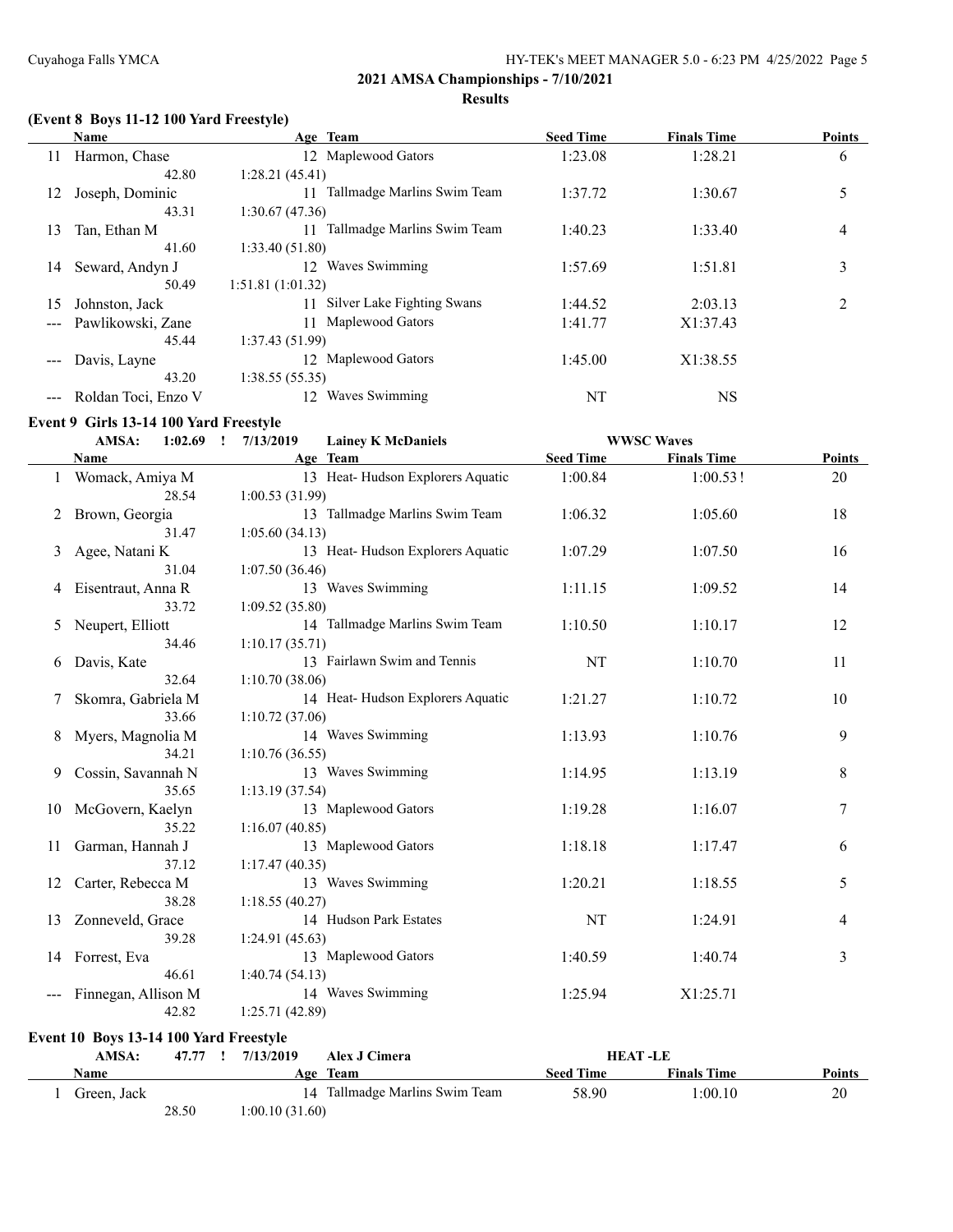## 2021 AMSA Championships - 7/10/2021

### Results

### (Event 8 Boys 11-12 100 Yard Freestyle)

| | Name | Age | Team | Seed Time | Finals Time | Points |
|---|---|---|---|---|---|---|
| 11 | Harmon, Chase | 12 | Maplewood Gators | 1:23.08 | 1:28.21 | 6 |
| | 42.80 | 1:28.21 (45.41) | | | | |
| 12 | Joseph, Dominic | 11 | Tallmadge Marlins Swim Team | 1:37.72 | 1:30.67 | 5 |
| | 43.31 | 1:30.67 (47.36) | | | | |
| 13 | Tan, Ethan M | 11 | Tallmadge Marlins Swim Team | 1:40.23 | 1:33.40 | 4 |
| | 41.60 | 1:33.40 (51.80) | | | | |
| 14 | Seward, Andyn J | 12 | Waves Swimming | 1:57.69 | 1:51.81 | 3 |
| | 50.49 | 1:51.81 (1:01.32) | | | | |
| 15 | Johnston, Jack | 11 | Silver Lake Fighting Swans | 1:44.52 | 2:03.13 | 2 |
| --- | Pawlikowski, Zane | 11 | Maplewood Gators | 1:41.77 | X1:37.43 | |
| | 45.44 | 1:37.43 (51.99) | | | | |
| --- | Davis, Layne | 12 | Maplewood Gators | 1:45.00 | X1:38.55 | |
| | 43.20 | 1:38.55 (55.35) | | | | |
| --- | Roldan Toci, Enzo V | 12 | Waves Swimming | NT | NS | |

### Event 9 Girls 13-14 100 Yard Freestyle

AMSA: 1:02.69 ! 7/13/2019 Lainey K McDaniels WWSC Waves

| | Name | Age | Team | Seed Time | Finals Time | Points |
|---|---|---|---|---|---|---|
| 1 | Womack, Amiya M | 13 | Heat- Hudson Explorers Aquatic | 1:00.84 | 1:00.53 ! | 20 |
| | 28.54 | 1:00.53 (31.99) | | | | |
| 2 | Brown, Georgia | 13 | Tallmadge Marlins Swim Team | 1:06.32 | 1:05.60 | 18 |
| | 31.47 | 1:05.60 (34.13) | | | | |
| 3 | Agee, Natani K | 13 | Heat- Hudson Explorers Aquatic | 1:07.29 | 1:07.50 | 16 |
| | 31.04 | 1:07.50 (36.46) | | | | |
| 4 | Eisentraut, Anna R | 13 | Waves Swimming | 1:11.15 | 1:09.52 | 14 |
| | 33.72 | 1:09.52 (35.80) | | | | |
| 5 | Neupert, Elliott | 14 | Tallmadge Marlins Swim Team | 1:10.50 | 1:10.17 | 12 |
| | 34.46 | 1:10.17 (35.71) | | | | |
| 6 | Davis, Kate | 13 | Fairlawn Swim and Tennis | NT | 1:10.70 | 11 |
| | 32.64 | 1:10.70 (38.06) | | | | |
| 7 | Skomra, Gabriela M | 14 | Heat- Hudson Explorers Aquatic | 1:21.27 | 1:10.72 | 10 |
| | 33.66 | 1:10.72 (37.06) | | | | |
| 8 | Myers, Magnolia M | 14 | Waves Swimming | 1:13.93 | 1:10.76 | 9 |
| | 34.21 | 1:10.76 (36.55) | | | | |
| 9 | Cossin, Savannah N | 13 | Waves Swimming | 1:14.95 | 1:13.19 | 8 |
| | 35.65 | 1:13.19 (37.54) | | | | |
| 10 | McGovern, Kaelyn | 13 | Maplewood Gators | 1:19.28 | 1:16.07 | 7 |
| | 35.22 | 1:16.07 (40.85) | | | | |
| 11 | Garman, Hannah J | 13 | Maplewood Gators | 1:18.18 | 1:17.47 | 6 |
| | 37.12 | 1:17.47 (40.35) | | | | |
| 12 | Carter, Rebecca M | 13 | Waves Swimming | 1:20.21 | 1:18.55 | 5 |
| | 38.28 | 1:18.55 (40.27) | | | | |
| 13 | Zonneveld, Grace | 14 | Hudson Park Estates | NT | 1:24.91 | 4 |
| | 39.28 | 1:24.91 (45.63) | | | | |
| 14 | Forrest, Eva | 13 | Maplewood Gators | 1:40.59 | 1:40.74 | 3 |
| | 46.61 | 1:40.74 (54.13) | | | | |
| --- | Finnegan, Allison M | 14 | Waves Swimming | 1:25.94 | X1:25.71 | |
| | 42.82 | 1:25.71 (42.89) | | | | |

### Event 10 Boys 13-14 100 Yard Freestyle

AMSA: 47.77 ! 7/13/2019 Alex J Cimera HEAT -LE

| | Name | Age | Team | Seed Time | Finals Time | Points |
|---|---|---|---|---|---|---|
| 1 | Green, Jack | 14 | Tallmadge Marlins Swim Team | 58.90 | 1:00.10 | 20 |
| | 28.50 | 1:00.10 (31.60) | | | | |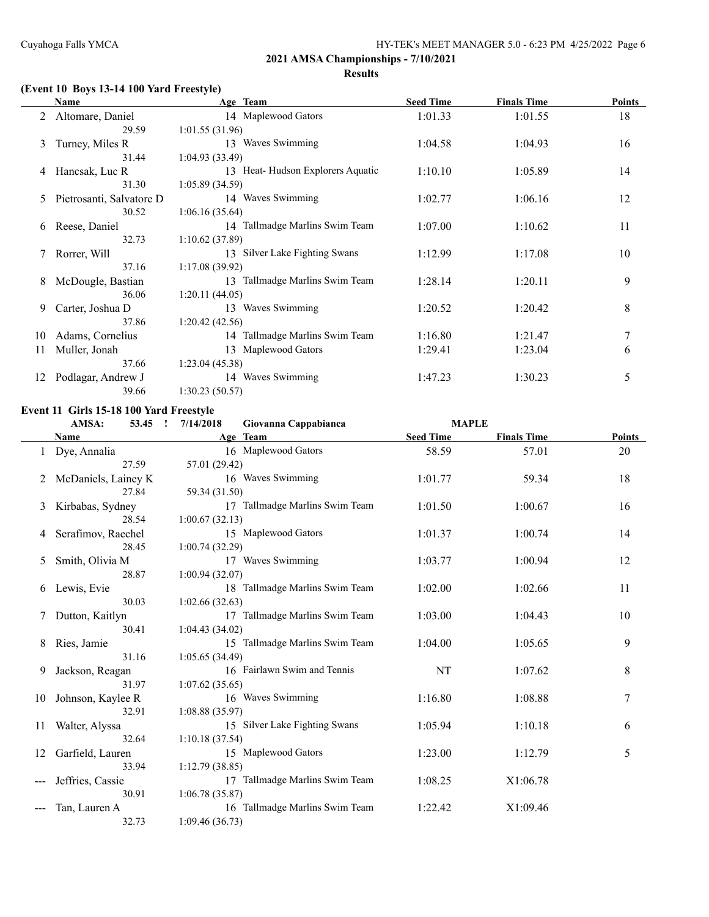# 2021 AMSA Championships - 7/10/2021

## Results

### (Event 10 Boys 13-14 100 Yard Freestyle)

| | Name | Age | Team | Seed Time | Finals Time | Points |
|---|---|---|---|---|---|---|
| 2 | Altomare, Daniel | 14 | Maplewood Gators | 1:01.33 | 1:01.55 | 18 |
| | 29.59 | 1:01.55 (31.96) | | | | |
| 3 | Turney, Miles R | 13 | Waves Swimming | 1:04.58 | 1:04.93 | 16 |
| | 31.44 | 1:04.93 (33.49) | | | | |
| 4 | Hancsak, Luc R | 13 | Heat- Hudson Explorers Aquatic | 1:10.10 | 1:05.89 | 14 |
| | 31.30 | 1:05.89 (34.59) | | | | |
| 5 | Pietrosanti, Salvatore D | 14 | Waves Swimming | 1:02.77 | 1:06.16 | 12 |
| | 30.52 | 1:06.16 (35.64) | | | | |
| 6 | Reese, Daniel | 14 | Tallmadge Marlins Swim Team | 1:07.00 | 1:10.62 | 11 |
| | 32.73 | 1:10.62 (37.89) | | | | |
| 7 | Rorrer, Will | 13 | Silver Lake Fighting Swans | 1:12.99 | 1:17.08 | 10 |
| | 37.16 | 1:17.08 (39.92) | | | | |
| 8 | McDougle, Bastian | 13 | Tallmadge Marlins Swim Team | 1:28.14 | 1:20.11 | 9 |
| | 36.06 | 1:20.11 (44.05) | | | | |
| 9 | Carter, Joshua D | 13 | Waves Swimming | 1:20.52 | 1:20.42 | 8 |
| | 37.86 | 1:20.42 (42.56) | | | | |
| 10 | Adams, Cornelius | 14 | Tallmadge Marlins Swim Team | 1:16.80 | 1:21.47 | 7 |
| 11 | Muller, Jonah | 13 | Maplewood Gators | 1:29.41 | 1:23.04 | 6 |
| | 37.66 | 1:23.04 (45.38) | | | | |
| 12 | Podlagar, Andrew J | 14 | Waves Swimming | 1:47.23 | 1:30.23 | 5 |
| | 39.66 | 1:30.23 (50.57) | | | | |

### Event 11 Girls 15-18 100 Yard Freestyle

AMSA: 53.45 ! 7/14/2018 Giovanna Cappabianca MAPLE

| | Name | Age | Team | Seed Time | Finals Time | Points |
|---|---|---|---|---|---|---|
| 1 | Dye, Annalia | 16 | Maplewood Gators | 58.59 | 57.01 | 20 |
| | 27.59 | 57.01 (29.42) | | | | |
| 2 | McDaniels, Lainey K | 16 | Waves Swimming | 1:01.77 | 59.34 | 18 |
| | 27.84 | 59.34 (31.50) | | | | |
| 3 | Kirbabas, Sydney | 17 | Tallmadge Marlins Swim Team | 1:01.50 | 1:00.67 | 16 |
| | 28.54 | 1:00.67 (32.13) | | | | |
| 4 | Serafimov, Raechel | 15 | Maplewood Gators | 1:01.37 | 1:00.74 | 14 |
| | 28.45 | 1:00.74 (32.29) | | | | |
| 5 | Smith, Olivia M | 17 | Waves Swimming | 1:03.77 | 1:00.94 | 12 |
| | 28.87 | 1:00.94 (32.07) | | | | |
| 6 | Lewis, Evie | 18 | Tallmadge Marlins Swim Team | 1:02.00 | 1:02.66 | 11 |
| | 30.03 | 1:02.66 (32.63) | | | | |
| 7 | Dutton, Kaitlyn | 17 | Tallmadge Marlins Swim Team | 1:03.00 | 1:04.43 | 10 |
| | 30.41 | 1:04.43 (34.02) | | | | |
| 8 | Ries, Jamie | 15 | Tallmadge Marlins Swim Team | 1:04.00 | 1:05.65 | 9 |
| | 31.16 | 1:05.65 (34.49) | | | | |
| 9 | Jackson, Reagan | 16 | Fairlawn Swim and Tennis | NT | 1:07.62 | 8 |
| | 31.97 | 1:07.62 (35.65) | | | | |
| 10 | Johnson, Kaylee R | 16 | Waves Swimming | 1:16.80 | 1:08.88 | 7 |
| | 32.91 | 1:08.88 (35.97) | | | | |
| 11 | Walter, Alyssa | 15 | Silver Lake Fighting Swans | 1:05.94 | 1:10.18 | 6 |
| | 32.64 | 1:10.18 (37.54) | | | | |
| 12 | Garfield, Lauren | 15 | Maplewood Gators | 1:23.00 | 1:12.79 | 5 |
| | 33.94 | 1:12.79 (38.85) | | | | |
| --- | Jeffries, Cassie | 17 | Tallmadge Marlins Swim Team | 1:08.25 | X1:06.78 | |
| | 30.91 | 1:06.78 (35.87) | | | | |
| --- | Tan, Lauren A | 16 | Tallmadge Marlins Swim Team | 1:22.42 | X1:09.46 | |
| | 32.73 | 1:09.46 (36.73) | | | | |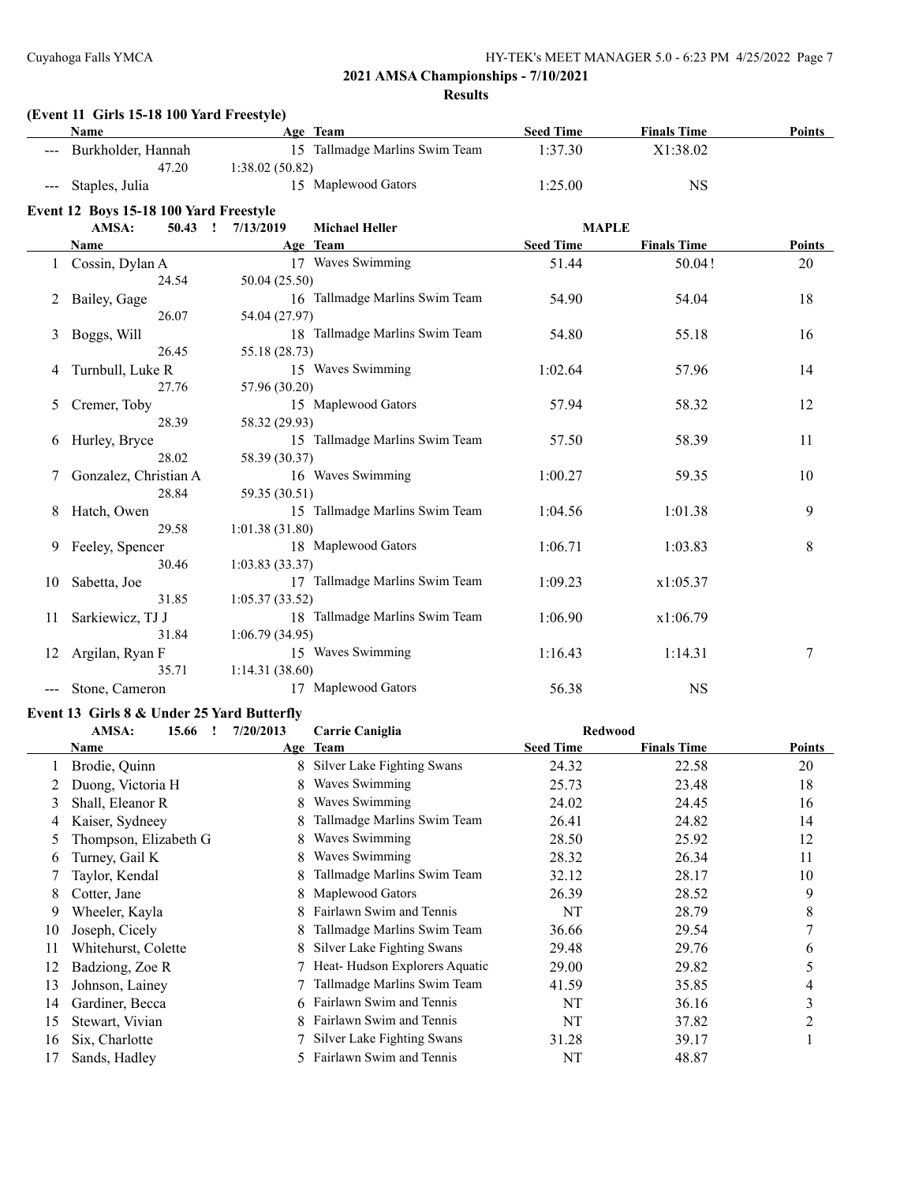## 2021 AMSA Championships - 7/10/2021

### Results

**(Event 11 Girls 15-18 100 Yard Freestyle)**

| | Name | Age | Team | Seed Time | Finals Time | Points |
|---|---|---|---|---|---|---|
| --- | Burkholder, Hannah | 15 | Tallmadge Marlins Swim Team | 1:37.30 | X1:38.02 | |
| | 47.20 | 1:38.02 (50.82) | | | | |
| --- | Staples, Julia | 15 | Maplewood Gators | 1:25.00 | NS | |

**Event 12 Boys 15-18 100 Yard Freestyle**

AMSA: 50.43 ! 7/13/2019 Michael Heller MAPLE

| | Name | Age | Team | Seed Time | Finals Time | Points |
|---|---|---|---|---|---|---|
| 1 | Cossin, Dylan A | 17 | Waves Swimming | 51.44 | 50.04! | 20 |
| | 24.54 | 50.04 (25.50) | | | | |
| 2 | Bailey, Gage | 16 | Tallmadge Marlins Swim Team | 54.90 | 54.04 | 18 |
| | 26.07 | 54.04 (27.97) | | | | |
| 3 | Boggs, Will | 18 | Tallmadge Marlins Swim Team | 54.80 | 55.18 | 16 |
| | 26.45 | 55.18 (28.73) | | | | |
| 4 | Turnbull, Luke R | 15 | Waves Swimming | 1:02.64 | 57.96 | 14 |
| | 27.76 | 57.96 (30.20) | | | | |
| 5 | Cremer, Toby | 15 | Maplewood Gators | 57.94 | 58.32 | 12 |
| | 28.39 | 58.32 (29.93) | | | | |
| 6 | Hurley, Bryce | 15 | Tallmadge Marlins Swim Team | 57.50 | 58.39 | 11 |
| | 28.02 | 58.39 (30.37) | | | | |
| 7 | Gonzalez, Christian A | 16 | Waves Swimming | 1:00.27 | 59.35 | 10 |
| | 28.84 | 59.35 (30.51) | | | | |
| 8 | Hatch, Owen | 15 | Tallmadge Marlins Swim Team | 1:04.56 | 1:01.38 | 9 |
| | 29.58 | 1:01.38 (31.80) | | | | |
| 9 | Feeley, Spencer | 18 | Maplewood Gators | 1:06.71 | 1:03.83 | 8 |
| | 30.46 | 1:03.83 (33.37) | | | | |
| 10 | Sabetta, Joe | 17 | Tallmadge Marlins Swim Team | 1:09.23 | x1:05.37 | |
| | 31.85 | 1:05.37 (33.52) | | | | |
| 11 | Sarkiewicz, TJ J | 18 | Tallmadge Marlins Swim Team | 1:06.90 | x1:06.79 | |
| | 31.84 | 1:06.79 (34.95) | | | | |
| 12 | Argilan, Ryan F | 15 | Waves Swimming | 1:16.43 | 1:14.31 | 7 |
| | 35.71 | 1:14.31 (38.60) | | | | |
| --- | Stone, Cameron | 17 | Maplewood Gators | 56.38 | NS | |

**Event 13 Girls 8 & Under 25 Yard Butterfly**

AMSA: 15.66 ! 7/20/2013 Carrie Caniglia Redwood

| | Name | Age | Team | Seed Time | Finals Time | Points |
|---|---|---|---|---|---|---|
| 1 | Brodie, Quinn | 8 | Silver Lake Fighting Swans | 24.32 | 22.58 | 20 |
| 2 | Duong, Victoria H | 8 | Waves Swimming | 25.73 | 23.48 | 18 |
| 3 | Shall, Eleanor R | 8 | Waves Swimming | 24.02 | 24.45 | 16 |
| 4 | Kaiser, Sydneey | 8 | Tallmadge Marlins Swim Team | 26.41 | 24.82 | 14 |
| 5 | Thompson, Elizabeth G | 8 | Waves Swimming | 28.50 | 25.92 | 12 |
| 6 | Turney, Gail K | 8 | Waves Swimming | 28.32 | 26.34 | 11 |
| 7 | Taylor, Kendal | 8 | Tallmadge Marlins Swim Team | 32.12 | 28.17 | 10 |
| 8 | Cotter, Jane | 8 | Maplewood Gators | 26.39 | 28.52 | 9 |
| 9 | Wheeler, Kayla | 8 | Fairlawn Swim and Tennis | NT | 28.79 | 8 |
| 10 | Joseph, Cicely | 8 | Tallmadge Marlins Swim Team | 36.66 | 29.54 | 7 |
| 11 | Whitehurst, Colette | 8 | Silver Lake Fighting Swans | 29.48 | 29.76 | 6 |
| 12 | Badziong, Zoe R | 7 | Heat- Hudson Explorers Aquatic | 29.00 | 29.82 | 5 |
| 13 | Johnson, Lainey | 7 | Tallmadge Marlins Swim Team | 41.59 | 35.85 | 4 |
| 14 | Gardiner, Becca | 6 | Fairlawn Swim and Tennis | NT | 36.16 | 3 |
| 15 | Stewart, Vivian | 8 | Fairlawn Swim and Tennis | NT | 37.82 | 2 |
| 16 | Six, Charlotte | 7 | Silver Lake Fighting Swans | 31.28 | 39.17 | 1 |
| 17 | Sands, Hadley | 5 | Fairlawn Swim and Tennis | NT | 48.87 | |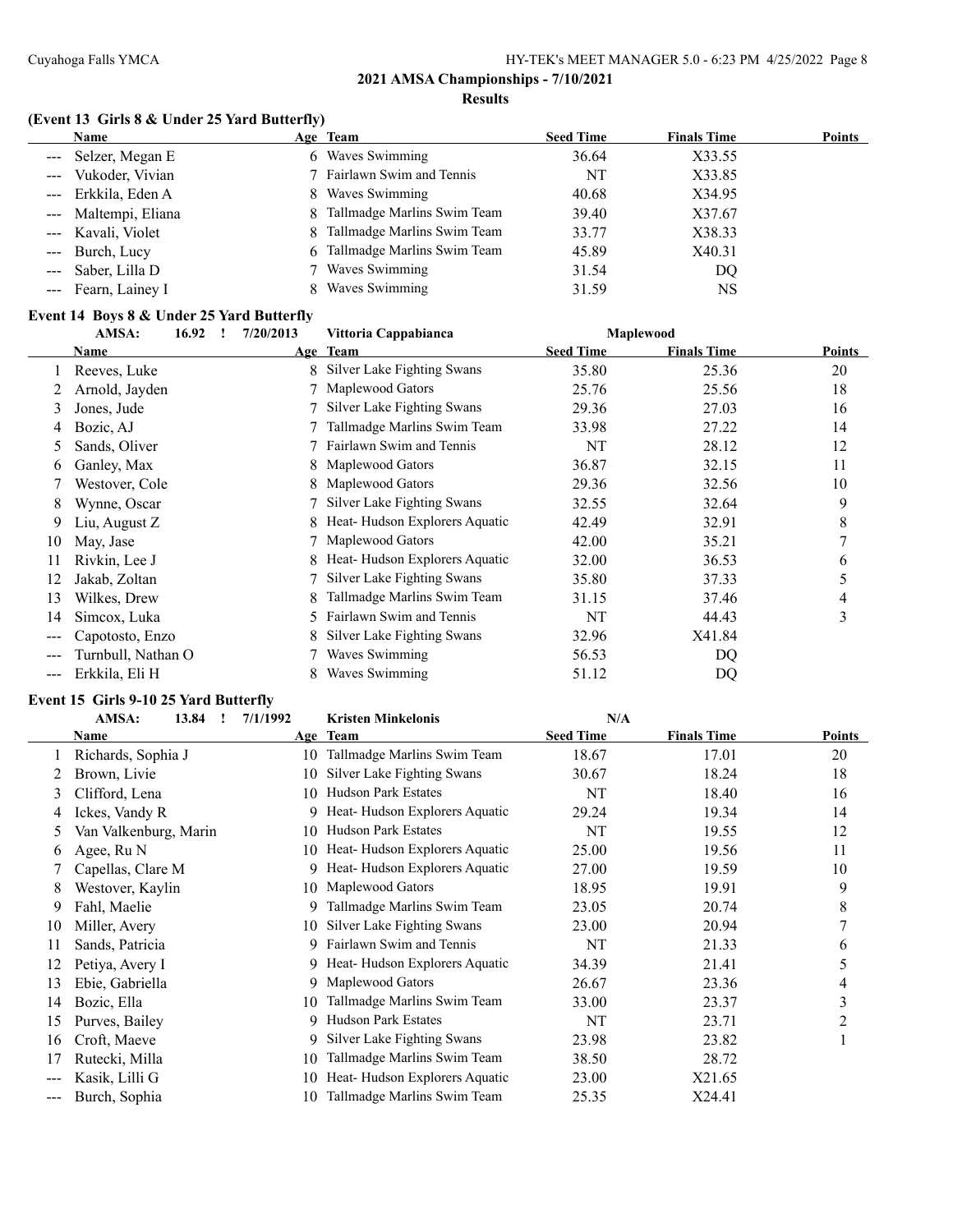## 2021 AMSA Championships - 7/10/2021

### Results

#### (Event 13 Girls 8 & Under 25 Yard Butterfly)

| | Name | Age | Team | Seed Time | Finals Time | Points |
|---|---|---|---|---|---|---|
| --- | Selzer, Megan E | 6 | Waves Swimming | 36.64 | X33.55 | |
| --- | Vukoder, Vivian | 7 | Fairlawn Swim and Tennis | NT | X33.85 | |
| --- | Erkkila, Eden A | 8 | Waves Swimming | 40.68 | X34.95 | |
| --- | Maltempi, Eliana | 8 | Tallmadge Marlins Swim Team | 39.40 | X37.67 | |
| --- | Kavali, Violet | 8 | Tallmadge Marlins Swim Team | 33.77 | X38.33 | |
| --- | Burch, Lucy | 6 | Tallmadge Marlins Swim Team | 45.89 | X40.31 | |
| --- | Saber, Lilla D | 7 | Waves Swimming | 31.54 | DQ | |
| --- | Fearn, Lainey I | 8 | Waves Swimming | 31.59 | NS | |

#### Event 14 Boys 8 & Under 25 Yard Butterfly

AMSA: 16.92 ! 7/20/2013 Vittoria Cappabianca Maplewood

| | Name | Age | Team | Seed Time | Finals Time | Points |
|---|---|---|---|---|---|---|
| 1 | Reeves, Luke | 8 | Silver Lake Fighting Swans | 35.80 | 25.36 | 20 |
| 2 | Arnold, Jayden | 7 | Maplewood Gators | 25.76 | 25.56 | 18 |
| 3 | Jones, Jude | 7 | Silver Lake Fighting Swans | 29.36 | 27.03 | 16 |
| 4 | Bozic, AJ | 7 | Tallmadge Marlins Swim Team | 33.98 | 27.22 | 14 |
| 5 | Sands, Oliver | 7 | Fairlawn Swim and Tennis | NT | 28.12 | 12 |
| 6 | Ganley, Max | 8 | Maplewood Gators | 36.87 | 32.15 | 11 |
| 7 | Westover, Cole | 8 | Maplewood Gators | 29.36 | 32.56 | 10 |
| 8 | Wynne, Oscar | 7 | Silver Lake Fighting Swans | 32.55 | 32.64 | 9 |
| 9 | Liu, August Z | 8 | Heat- Hudson Explorers Aquatic | 42.49 | 32.91 | 8 |
| 10 | May, Jase | 7 | Maplewood Gators | 42.00 | 35.21 | 7 |
| 11 | Rivkin, Lee J | 8 | Heat- Hudson Explorers Aquatic | 32.00 | 36.53 | 6 |
| 12 | Jakab, Zoltan | 7 | Silver Lake Fighting Swans | 35.80 | 37.33 | 5 |
| 13 | Wilkes, Drew | 8 | Tallmadge Marlins Swim Team | 31.15 | 37.46 | 4 |
| 14 | Simcox, Luka | 5 | Fairlawn Swim and Tennis | NT | 44.43 | 3 |
| --- | Capotosto, Enzo | 8 | Silver Lake Fighting Swans | 32.96 | X41.84 | |
| --- | Turnbull, Nathan O | 7 | Waves Swimming | 56.53 | DQ | |
| --- | Erkkila, Eli H | 8 | Waves Swimming | 51.12 | DQ | |

#### Event 15 Girls 9-10 25 Yard Butterfly

AMSA: 13.84 ! 7/1/1992 Kristen Minkelonis N/A

| | Name | Age | Team | Seed Time | Finals Time | Points |
|---|---|---|---|---|---|---|
| 1 | Richards, Sophia J | 10 | Tallmadge Marlins Swim Team | 18.67 | 17.01 | 20 |
| 2 | Brown, Livie | 10 | Silver Lake Fighting Swans | 30.67 | 18.24 | 18 |
| 3 | Clifford, Lena | 10 | Hudson Park Estates | NT | 18.40 | 16 |
| 4 | Ickes, Vandy R | 9 | Heat- Hudson Explorers Aquatic | 29.24 | 19.34 | 14 |
| 5 | Van Valkenburg, Marin | 10 | Hudson Park Estates | NT | 19.55 | 12 |
| 6 | Agee, Ru N | 10 | Heat- Hudson Explorers Aquatic | 25.00 | 19.56 | 11 |
| 7 | Capellas, Clare M | 9 | Heat- Hudson Explorers Aquatic | 27.00 | 19.59 | 10 |
| 8 | Westover, Kaylin | 10 | Maplewood Gators | 18.95 | 19.91 | 9 |
| 9 | Fahl, Maelie | 9 | Tallmadge Marlins Swim Team | 23.05 | 20.74 | 8 |
| 10 | Miller, Avery | 10 | Silver Lake Fighting Swans | 23.00 | 20.94 | 7 |
| 11 | Sands, Patricia | 9 | Fairlawn Swim and Tennis | NT | 21.33 | 6 |
| 12 | Petiya, Avery I | 9 | Heat- Hudson Explorers Aquatic | 34.39 | 21.41 | 5 |
| 13 | Ebie, Gabriella | 9 | Maplewood Gators | 26.67 | 23.36 | 4 |
| 14 | Bozic, Ella | 10 | Tallmadge Marlins Swim Team | 33.00 | 23.37 | 3 |
| 15 | Purves, Bailey | 9 | Hudson Park Estates | NT | 23.71 | 2 |
| 16 | Croft, Maeve | 9 | Silver Lake Fighting Swans | 23.98 | 23.82 | 1 |
| 17 | Rutecki, Milla | 10 | Tallmadge Marlins Swim Team | 38.50 | 28.72 | |
| --- | Kasik, Lilli G | 10 | Heat- Hudson Explorers Aquatic | 23.00 | X21.65 | |
| --- | Burch, Sophia | 10 | Tallmadge Marlins Swim Team | 25.35 | X24.41 | |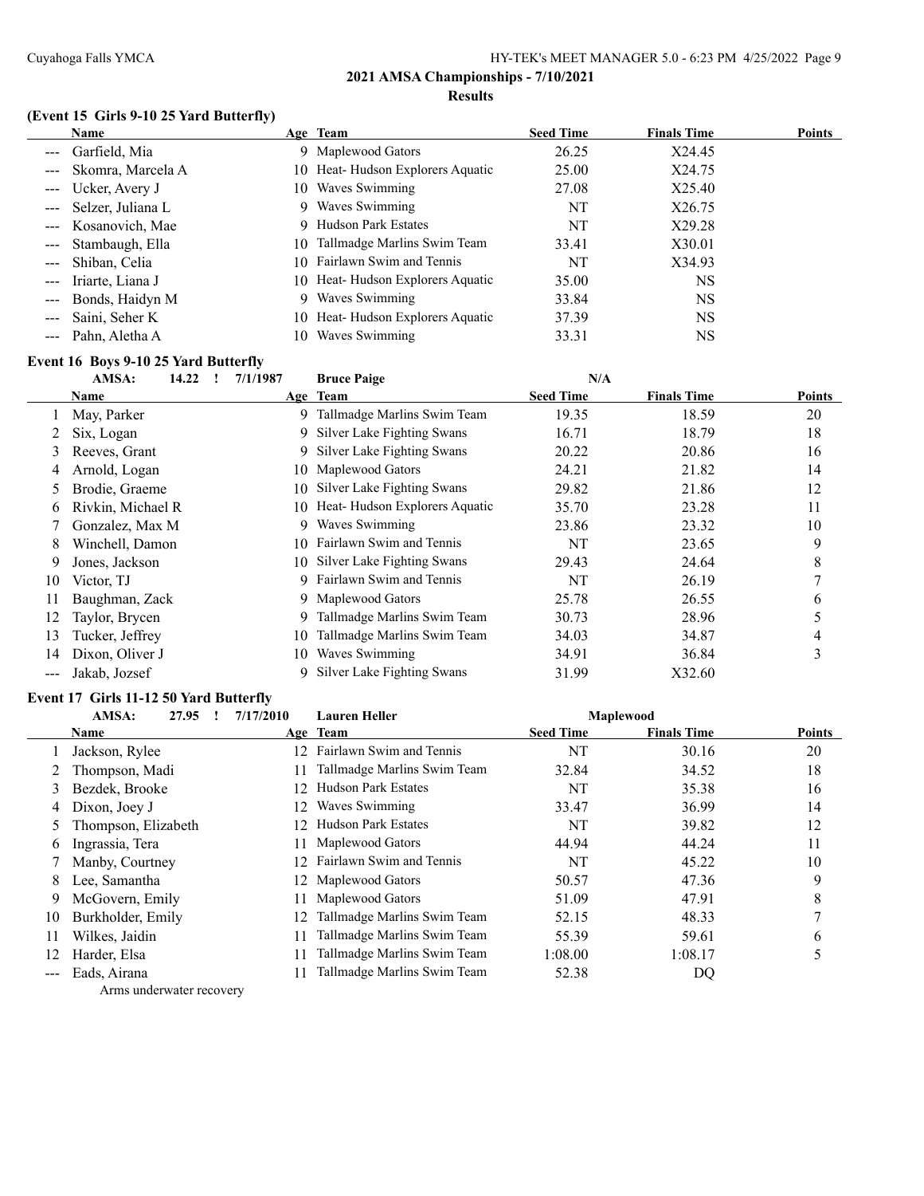## 2021 AMSA Championships - 7/10/2021

### Results

#### (Event 15 Girls 9-10 25 Yard Butterfly)

| | Name | Age | Team | Seed Time | Finals Time | Points |
|---|---|---|---|---|---|---|
| --- | Garfield, Mia | 9 | Maplewood Gators | 26.25 | X24.45 | |
| --- | Skomra, Marcela A | 10 | Heat- Hudson Explorers Aquatic | 25.00 | X24.75 | |
| --- | Ucker, Avery J | 10 | Waves Swimming | 27.08 | X25.40 | |
| --- | Selzer, Juliana L | 9 | Waves Swimming | NT | X26.75 | |
| --- | Kosanovich, Mae | 9 | Hudson Park Estates | NT | X29.28 | |
| --- | Stambaugh, Ella | 10 | Tallmadge Marlins Swim Team | 33.41 | X30.01 | |
| --- | Shiban, Celia | 10 | Fairlawn Swim and Tennis | NT | X34.93 | |
| --- | Iriarte, Liana J | 10 | Heat- Hudson Explorers Aquatic | 35.00 | NS | |
| --- | Bonds, Haidyn M | 9 | Waves Swimming | 33.84 | NS | |
| --- | Saini, Seher K | 10 | Heat- Hudson Explorers Aquatic | 37.39 | NS | |
| --- | Pahn, Aletha A | 10 | Waves Swimming | 33.31 | NS | |

#### Event 16 Boys 9-10 25 Yard Butterfly

AMSA: 14.22 ! 7/1/1987 Bruce Paige N/A

| | Name | Age | Team | Seed Time | Finals Time | Points |
|---|---|---|---|---|---|---|
| 1 | May, Parker | 9 | Tallmadge Marlins Swim Team | 19.35 | 18.59 | 20 |
| 2 | Six, Logan | 9 | Silver Lake Fighting Swans | 16.71 | 18.79 | 18 |
| 3 | Reeves, Grant | 9 | Silver Lake Fighting Swans | 20.22 | 20.86 | 16 |
| 4 | Arnold, Logan | 10 | Maplewood Gators | 24.21 | 21.82 | 14 |
| 5 | Brodie, Graeme | 10 | Silver Lake Fighting Swans | 29.82 | 21.86 | 12 |
| 6 | Rivkin, Michael R | 10 | Heat- Hudson Explorers Aquatic | 35.70 | 23.28 | 11 |
| 7 | Gonzalez, Max M | 9 | Waves Swimming | 23.86 | 23.32 | 10 |
| 8 | Winchell, Damon | 10 | Fairlawn Swim and Tennis | NT | 23.65 | 9 |
| 9 | Jones, Jackson | 10 | Silver Lake Fighting Swans | 29.43 | 24.64 | 8 |
| 10 | Victor, TJ | 9 | Fairlawn Swim and Tennis | NT | 26.19 | 7 |
| 11 | Baughman, Zack | 9 | Maplewood Gators | 25.78 | 26.55 | 6 |
| 12 | Taylor, Brycen | 9 | Tallmadge Marlins Swim Team | 30.73 | 28.96 | 5 |
| 13 | Tucker, Jeffrey | 10 | Tallmadge Marlins Swim Team | 34.03 | 34.87 | 4 |
| 14 | Dixon, Oliver J | 10 | Waves Swimming | 34.91 | 36.84 | 3 |
| --- | Jakab, Jozsef | 9 | Silver Lake Fighting Swans | 31.99 | X32.60 | |

#### Event 17 Girls 11-12 50 Yard Butterfly

AMSA: 27.95 ! 7/17/2010 Lauren Heller Maplewood

| | Name | Age | Team | Seed Time | Finals Time | Points |
|---|---|---|---|---|---|---|
| 1 | Jackson, Rylee | 12 | Fairlawn Swim and Tennis | NT | 30.16 | 20 |
| 2 | Thompson, Madi | 11 | Tallmadge Marlins Swim Team | 32.84 | 34.52 | 18 |
| 3 | Bezdek, Brooke | 12 | Hudson Park Estates | NT | 35.38 | 16 |
| 4 | Dixon, Joey J | 12 | Waves Swimming | 33.47 | 36.99 | 14 |
| 5 | Thompson, Elizabeth | 12 | Hudson Park Estates | NT | 39.82 | 12 |
| 6 | Ingrassia, Tera | 11 | Maplewood Gators | 44.94 | 44.24 | 11 |
| 7 | Manby, Courtney | 12 | Fairlawn Swim and Tennis | NT | 45.22 | 10 |
| 8 | Lee, Samantha | 12 | Maplewood Gators | 50.57 | 47.36 | 9 |
| 9 | McGovern, Emily | 11 | Maplewood Gators | 51.09 | 47.91 | 8 |
| 10 | Burkholder, Emily | 12 | Tallmadge Marlins Swim Team | 52.15 | 48.33 | 7 |
| 11 | Wilkes, Jaidin | 11 | Tallmadge Marlins Swim Team | 55.39 | 59.61 | 6 |
| 12 | Harder, Elsa | 11 | Tallmadge Marlins Swim Team | 1:08.00 | 1:08.17 | 5 |
| --- | Eads, Airana | 11 | Tallmadge Marlins Swim Team | 52.38 | DQ | |

Arms underwater recovery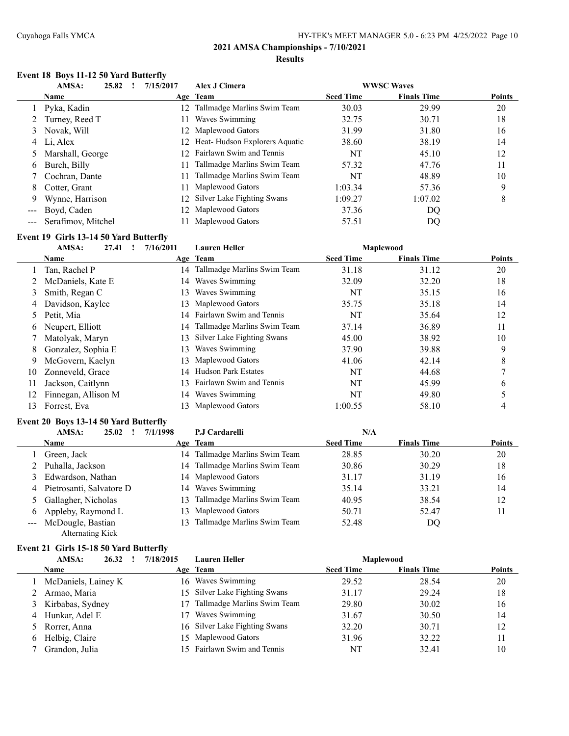## 2021 AMSA Championships - 7/10/2021

### Results

#### Event 18 Boys 11-12 50 Yard Butterfly

AMSA: 25.82 ! 7/15/2017 Alex J Cimera WWSC Waves

| | Name | Age | Team | Seed Time | Finals Time | Points |
|---|---|---|---|---|---|---|
| 1 | Pyka, Kadin | 12 | Tallmadge Marlins Swim Team | 30.03 | 29.99 | 20 |
| 2 | Turney, Reed T | 11 | Waves Swimming | 32.75 | 30.71 | 18 |
| 3 | Novak, Will | 12 | Maplewood Gators | 31.99 | 31.80 | 16 |
| 4 | Li, Alex | 12 | Heat- Hudson Explorers Aquatic | 38.60 | 38.19 | 14 |
| 5 | Marshall, George | 12 | Fairlawn Swim and Tennis | NT | 45.10 | 12 |
| 6 | Burch, Billy | 11 | Tallmadge Marlins Swim Team | 57.32 | 47.76 | 11 |
| 7 | Cochran, Dante | 11 | Tallmadge Marlins Swim Team | NT | 48.89 | 10 |
| 8 | Cotter, Grant | 11 | Maplewood Gators | 1:03.34 | 57.36 | 9 |
| 9 | Wynne, Harrison | 12 | Silver Lake Fighting Swans | 1:09.27 | 1:07.02 | 8 |
| --- | Boyd, Caden | 12 | Maplewood Gators | 37.36 | DQ | |
| --- | Serafimov, Mitchel | 11 | Maplewood Gators | 57.51 | DQ | |

#### Event 19 Girls 13-14 50 Yard Butterfly

AMSA: 27.41 ! 7/16/2011 Lauren Heller Maplewood

| | Name | Age | Team | Seed Time | Finals Time | Points |
|---|---|---|---|---|---|---|
| 1 | Tan, Rachel P | 14 | Tallmadge Marlins Swim Team | 31.18 | 31.12 | 20 |
| 2 | McDaniels, Kate E | 14 | Waves Swimming | 32.09 | 32.20 | 18 |
| 3 | Smith, Regan C | 13 | Waves Swimming | NT | 35.15 | 16 |
| 4 | Davidson, Kaylee | 13 | Maplewood Gators | 35.75 | 35.18 | 14 |
| 5 | Petit, Mia | 14 | Fairlawn Swim and Tennis | NT | 35.64 | 12 |
| 6 | Neupert, Elliott | 14 | Tallmadge Marlins Swim Team | 37.14 | 36.89 | 11 |
| 7 | Matolyak, Maryn | 13 | Silver Lake Fighting Swans | 45.00 | 38.92 | 10 |
| 8 | Gonzalez, Sophia E | 13 | Waves Swimming | 37.90 | 39.88 | 9 |
| 9 | McGovern, Kaelyn | 13 | Maplewood Gators | 41.06 | 42.14 | 8 |
| 10 | Zonneveld, Grace | 14 | Hudson Park Estates | NT | 44.68 | 7 |
| 11 | Jackson, Caitlynn | 13 | Fairlawn Swim and Tennis | NT | 45.99 | 6 |
| 12 | Finnegan, Allison M | 14 | Waves Swimming | NT | 49.80 | 5 |
| 13 | Forrest, Eva | 13 | Maplewood Gators | 1:00.55 | 58.10 | 4 |

#### Event 20 Boys 13-14 50 Yard Butterfly

AMSA: 25.02 ! 7/1/1998 P.J Cardarelli N/A

| | Name | Age | Team | Seed Time | Finals Time | Points |
|---|---|---|---|---|---|---|
| 1 | Green, Jack | 14 | Tallmadge Marlins Swim Team | 28.85 | 30.20 | 20 |
| 2 | Puhalla, Jackson | 14 | Tallmadge Marlins Swim Team | 30.86 | 30.29 | 18 |
| 3 | Edwardson, Nathan | 14 | Maplewood Gators | 31.17 | 31.19 | 16 |
| 4 | Pietrosanti, Salvatore D | 14 | Waves Swimming | 35.14 | 33.21 | 14 |
| 5 | Gallagher, Nicholas | 13 | Tallmadge Marlins Swim Team | 40.95 | 38.54 | 12 |
| 6 | Appleby, Raymond L | 13 | Maplewood Gators | 50.71 | 52.47 | 11 |
| --- | McDougle, Bastian | 13 | Tallmadge Marlins Swim Team | 52.48 | DQ | |
| | Alternating Kick | | | | | |

#### Event 21 Girls 15-18 50 Yard Butterfly

AMSA: 26.32 ! 7/18/2015 Lauren Heller Maplewood

| | Name | Age | Team | Seed Time | Finals Time | Points |
|---|---|---|---|---|---|---|
| 1 | McDaniels, Lainey K | 16 | Waves Swimming | 29.52 | 28.54 | 20 |
| 2 | Armao, Maria | 15 | Silver Lake Fighting Swans | 31.17 | 29.24 | 18 |
| 3 | Kirbabas, Sydney | 17 | Tallmadge Marlins Swim Team | 29.80 | 30.02 | 16 |
| 4 | Hunkar, Adel E | 17 | Waves Swimming | 31.67 | 30.50 | 14 |
| 5 | Rorrer, Anna | 16 | Silver Lake Fighting Swans | 32.20 | 30.71 | 12 |
| 6 | Helbig, Claire | 15 | Maplewood Gators | 31.96 | 32.22 | 11 |
| 7 | Grandon, Julia | 15 | Fairlawn Swim and Tennis | NT | 32.41 | 10 |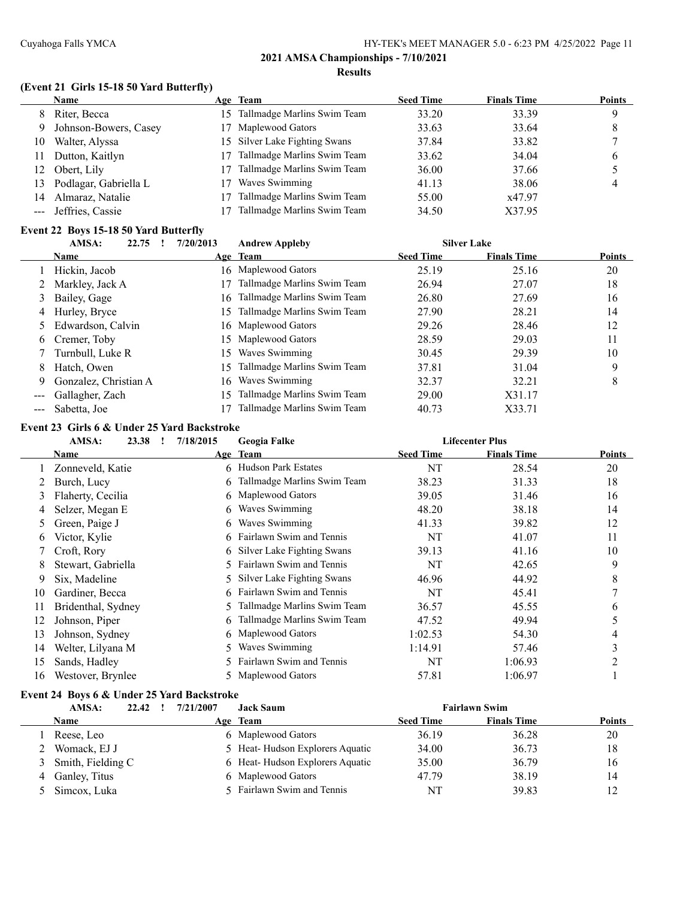## 2021 AMSA Championships - 7/10/2021

### Results

### (Event 21 Girls 15-18 50 Yard Butterfly)

| | Name | Age | Team | Seed Time | Finals Time | Points |
|---|---|---|---|---|---|---|
| 8 | Riter, Becca | 15 | Tallmadge Marlins Swim Team | 33.20 | 33.39 | 9 |
| 9 | Johnson-Bowers, Casey | 17 | Maplewood Gators | 33.63 | 33.64 | 8 |
| 10 | Walter, Alyssa | 15 | Silver Lake Fighting Swans | 37.84 | 33.82 | 7 |
| 11 | Dutton, Kaitlyn | 17 | Tallmadge Marlins Swim Team | 33.62 | 34.04 | 6 |
| 12 | Obert, Lily | 17 | Tallmadge Marlins Swim Team | 36.00 | 37.66 | 5 |
| 13 | Podlagar, Gabriella L | 17 | Waves Swimming | 41.13 | 38.06 | 4 |
| 14 | Almaraz, Natalie | 17 | Tallmadge Marlins Swim Team | 55.00 | x47.97 | |
| --- | Jeffries, Cassie | 17 | Tallmadge Marlins Swim Team | 34.50 | X37.95 | |

### Event 22 Boys 15-18 50 Yard Butterfly

AMSA: 22.75 ! 7/20/2013 Andrew Appleby Silver Lake

| | Name | Age | Team | Seed Time | Finals Time | Points |
|---|---|---|---|---|---|---|
| 1 | Hickin, Jacob | 16 | Maplewood Gators | 25.19 | 25.16 | 20 |
| 2 | Markley, Jack A | 17 | Tallmadge Marlins Swim Team | 26.94 | 27.07 | 18 |
| 3 | Bailey, Gage | 16 | Tallmadge Marlins Swim Team | 26.80 | 27.69 | 16 |
| 4 | Hurley, Bryce | 15 | Tallmadge Marlins Swim Team | 27.90 | 28.21 | 14 |
| 5 | Edwardson, Calvin | 16 | Maplewood Gators | 29.26 | 28.46 | 12 |
| 6 | Cremer, Toby | 15 | Maplewood Gators | 28.59 | 29.03 | 11 |
| 7 | Turnbull, Luke R | 15 | Waves Swimming | 30.45 | 29.39 | 10 |
| 8 | Hatch, Owen | 15 | Tallmadge Marlins Swim Team | 37.81 | 31.04 | 9 |
| 9 | Gonzalez, Christian A | 16 | Waves Swimming | 32.37 | 32.21 | 8 |
| --- | Gallagher, Zach | 15 | Tallmadge Marlins Swim Team | 29.00 | X31.17 | |
| --- | Sabetta, Joe | 17 | Tallmadge Marlins Swim Team | 40.73 | X33.71 | |

### Event 23 Girls 6 & Under 25 Yard Backstroke

AMSA: 23.38 ! 7/18/2015 Geogia Falke Lifecenter Plus

| | Name | Age | Team | Seed Time | Finals Time | Points |
|---|---|---|---|---|---|---|
| 1 | Zonneveld, Katie | 6 | Hudson Park Estates | NT | 28.54 | 20 |
| 2 | Burch, Lucy | 6 | Tallmadge Marlins Swim Team | 38.23 | 31.33 | 18 |
| 3 | Flaherty, Cecilia | 6 | Maplewood Gators | 39.05 | 31.46 | 16 |
| 4 | Selzer, Megan E | 6 | Waves Swimming | 48.20 | 38.18 | 14 |
| 5 | Green, Paige J | 6 | Waves Swimming | 41.33 | 39.82 | 12 |
| 6 | Victor, Kylie | 6 | Fairlawn Swim and Tennis | NT | 41.07 | 11 |
| 7 | Croft, Rory | 6 | Silver Lake Fighting Swans | 39.13 | 41.16 | 10 |
| 8 | Stewart, Gabriella | 5 | Fairlawn Swim and Tennis | NT | 42.65 | 9 |
| 9 | Six, Madeline | 5 | Silver Lake Fighting Swans | 46.96 | 44.92 | 8 |
| 10 | Gardiner, Becca | 6 | Fairlawn Swim and Tennis | NT | 45.41 | 7 |
| 11 | Bridenthal, Sydney | 5 | Tallmadge Marlins Swim Team | 36.57 | 45.55 | 6 |
| 12 | Johnson, Piper | 6 | Tallmadge Marlins Swim Team | 47.52 | 49.94 | 5 |
| 13 | Johnson, Sydney | 6 | Maplewood Gators | 1:02.53 | 54.30 | 4 |
| 14 | Welter, Lilyana M | 5 | Waves Swimming | 1:14.91 | 57.46 | 3 |
| 15 | Sands, Hadley | 5 | Fairlawn Swim and Tennis | NT | 1:06.93 | 2 |
| 16 | Westover, Brynlee | 5 | Maplewood Gators | 57.81 | 1:06.97 | 1 |

### Event 24 Boys 6 & Under 25 Yard Backstroke

AMSA: 22.42 ! 7/21/2007 Jack Saum Fairlawn Swim

| | Name | Age | Team | Seed Time | Finals Time | Points |
|---|---|---|---|---|---|---|
| 1 | Reese, Leo | 6 | Maplewood Gators | 36.19 | 36.28 | 20 |
| 2 | Womack, EJ J | 5 | Heat- Hudson Explorers Aquatic | 34.00 | 36.73 | 18 |
| 3 | Smith, Fielding C | 6 | Heat- Hudson Explorers Aquatic | 35.00 | 36.79 | 16 |
| 4 | Ganley, Titus | 6 | Maplewood Gators | 47.79 | 38.19 | 14 |
| 5 | Simcox, Luka | 5 | Fairlawn Swim and Tennis | NT | 39.83 | 12 |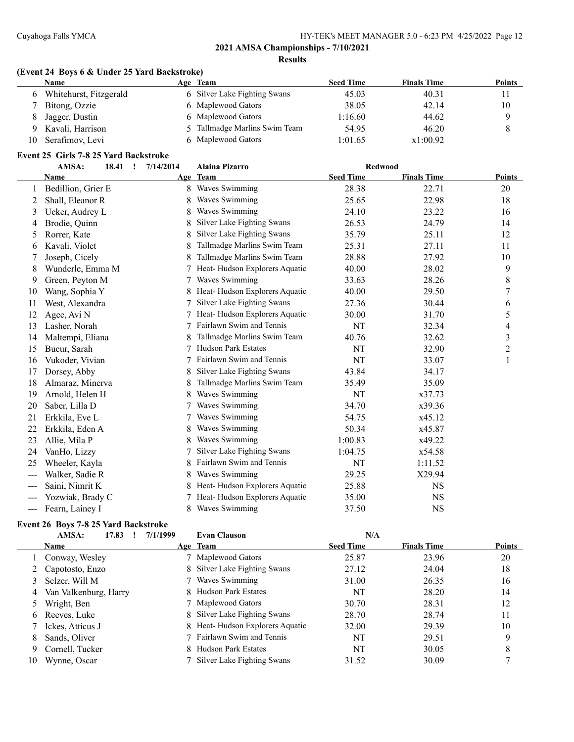## 2021 AMSA Championships - 7/10/2021

### Results

### (Event 24 Boys 6 & Under 25 Yard Backstroke)

| | Name | Age | Team | Seed Time | Finals Time | Points |
|---|---|---|---|---|---|---|
| 6 | Whitehurst, Fitzgerald | 6 | Silver Lake Fighting Swans | 45.03 | 40.31 | 11 |
| 7 | Bitong, Ozzie | 6 | Maplewood Gators | 38.05 | 42.14 | 10 |
| 8 | Jagger, Dustin | 6 | Maplewood Gators | 1:16.60 | 44.62 | 9 |
| 9 | Kavali, Harrison | 5 | Tallmadge Marlins Swim Team | 54.95 | 46.20 | 8 |
| 10 | Serafimov, Levi | 6 | Maplewood Gators | 1:01.65 | x1:00.92 | |

### Event 25 Girls 7-8 25 Yard Backstroke

AMSA: 18.41 ! 7/14/2014 Alaina Pizarro Redwood

| | Name | Age | Team | Seed Time | Finals Time | Points |
|---|---|---|---|---|---|---|
| 1 | Bedillion, Grier E | 8 | Waves Swimming | 28.38 | 22.71 | 20 |
| 2 | Shall, Eleanor R | 8 | Waves Swimming | 25.65 | 22.98 | 18 |
| 3 | Ucker, Audrey L | 8 | Waves Swimming | 24.10 | 23.22 | 16 |
| 4 | Brodie, Quinn | 8 | Silver Lake Fighting Swans | 26.53 | 24.79 | 14 |
| 5 | Rorrer, Kate | 8 | Silver Lake Fighting Swans | 35.79 | 25.11 | 12 |
| 6 | Kavali, Violet | 8 | Tallmadge Marlins Swim Team | 25.31 | 27.11 | 11 |
| 7 | Joseph, Cicely | 8 | Tallmadge Marlins Swim Team | 28.88 | 27.92 | 10 |
| 8 | Wunderle, Emma M | 7 | Heat- Hudson Explorers Aquatic | 40.00 | 28.02 | 9 |
| 9 | Green, Peyton M | 7 | Waves Swimming | 33.63 | 28.26 | 8 |
| 10 | Wang, Sophia Y | 8 | Heat- Hudson Explorers Aquatic | 40.00 | 29.50 | 7 |
| 11 | West, Alexandra | 7 | Silver Lake Fighting Swans | 27.36 | 30.44 | 6 |
| 12 | Agee, Avi N | 7 | Heat- Hudson Explorers Aquatic | 30.00 | 31.70 | 5 |
| 13 | Lasher, Norah | 7 | Fairlawn Swim and Tennis | NT | 32.34 | 4 |
| 14 | Maltempi, Eliana | 8 | Tallmadge Marlins Swim Team | 40.76 | 32.62 | 3 |
| 15 | Bucur, Sarah | 7 | Hudson Park Estates | NT | 32.90 | 2 |
| 16 | Vukoder, Vivian | 7 | Fairlawn Swim and Tennis | NT | 33.07 | 1 |
| 17 | Dorsey, Abby | 8 | Silver Lake Fighting Swans | 43.84 | 34.17 | |
| 18 | Almaraz, Minerva | 8 | Tallmadge Marlins Swim Team | 35.49 | 35.09 | |
| 19 | Arnold, Helen H | 8 | Waves Swimming | NT | x37.73 | |
| 20 | Saber, Lilla D | 7 | Waves Swimming | 34.70 | x39.36 | |
| 21 | Erkkila, Eve L | 7 | Waves Swimming | 54.75 | x45.12 | |
| 22 | Erkkila, Eden A | 8 | Waves Swimming | 50.34 | x45.87 | |
| 23 | Allie, Mila P | 8 | Waves Swimming | 1:00.83 | x49.22 | |
| 24 | VanHo, Lizzy | 7 | Silver Lake Fighting Swans | 1:04.75 | x54.58 | |
| 25 | Wheeler, Kayla | 8 | Fairlawn Swim and Tennis | NT | 1:11.52 | |
| --- | Walker, Sadie R | 8 | Waves Swimming | 29.25 | X29.94 | |
| --- | Saini, Nimrit K | 8 | Heat- Hudson Explorers Aquatic | 25.88 | NS | |
| --- | Yozwiak, Brady C | 7 | Heat- Hudson Explorers Aquatic | 35.00 | NS | |
| --- | Fearn, Lainey I | 8 | Waves Swimming | 37.50 | NS | |

### Event 26 Boys 7-8 25 Yard Backstroke

AMSA: 17.83 ! 7/1/1999 Evan Clauson N/A

| | Name | Age | Team | Seed Time | Finals Time | Points |
|---|---|---|---|---|---|---|
| 1 | Conway, Wesley | 7 | Maplewood Gators | 25.87 | 23.96 | 20 |
| 2 | Capotosto, Enzo | 8 | Silver Lake Fighting Swans | 27.12 | 24.04 | 18 |
| 3 | Selzer, Will M | 7 | Waves Swimming | 31.00 | 26.35 | 16 |
| 4 | Van Valkenburg, Harry | 8 | Hudson Park Estates | NT | 28.20 | 14 |
| 5 | Wright, Ben | 7 | Maplewood Gators | 30.70 | 28.31 | 12 |
| 6 | Reeves, Luke | 8 | Silver Lake Fighting Swans | 28.70 | 28.74 | 11 |
| 7 | Ickes, Atticus J | 8 | Heat- Hudson Explorers Aquatic | 32.00 | 29.39 | 10 |
| 8 | Sands, Oliver | 7 | Fairlawn Swim and Tennis | NT | 29.51 | 9 |
| 9 | Cornell, Tucker | 8 | Hudson Park Estates | NT | 30.05 | 8 |
| 10 | Wynne, Oscar | 7 | Silver Lake Fighting Swans | 31.52 | 30.09 | 7 |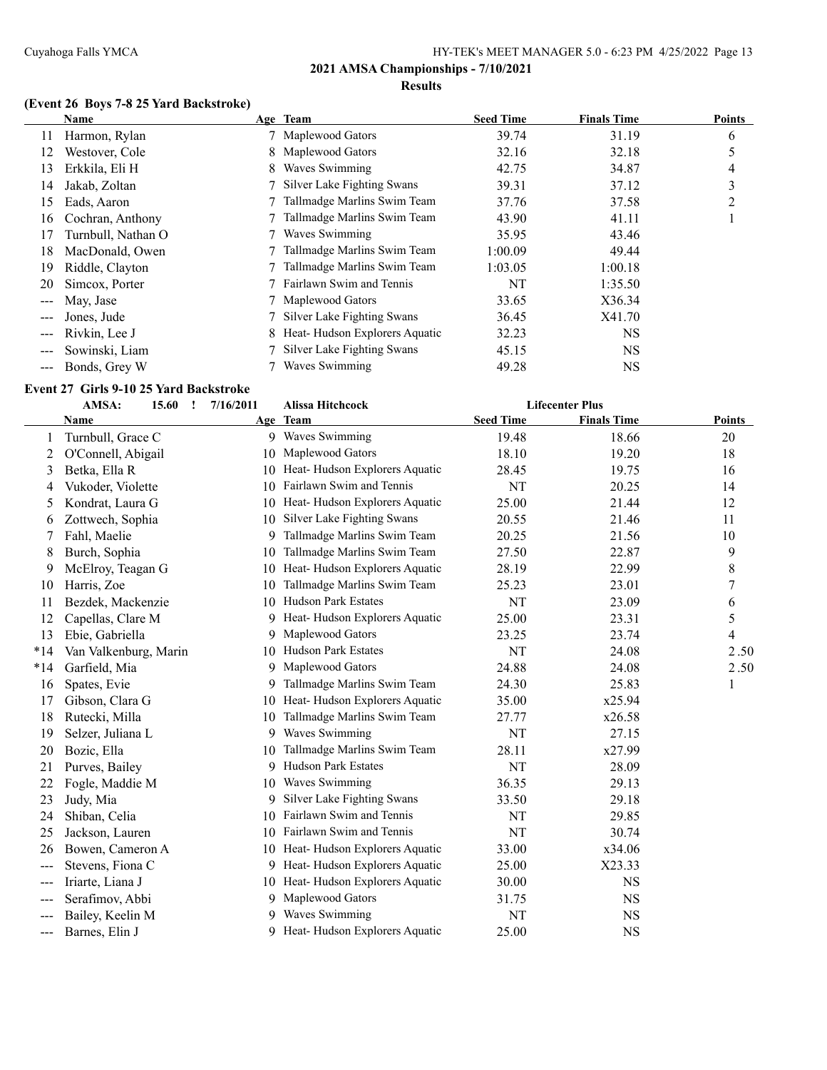## 2021 AMSA Championships - 7/10/2021

### Results

#### (Event 26 Boys 7-8 25 Yard Backstroke)

| | Name | Age | Team | Seed Time | Finals Time | Points |
|---|---|---|---|---|---|---|
| 11 | Harmon, Rylan | 7 | Maplewood Gators | 39.74 | 31.19 | 6 |
| 12 | Westover, Cole | 8 | Maplewood Gators | 32.16 | 32.18 | 5 |
| 13 | Erkkila, Eli H | 8 | Waves Swimming | 42.75 | 34.87 | 4 |
| 14 | Jakab, Zoltan | 7 | Silver Lake Fighting Swans | 39.31 | 37.12 | 3 |
| 15 | Eads, Aaron | 7 | Tallmadge Marlins Swim Team | 37.76 | 37.58 | 2 |
| 16 | Cochran, Anthony | 7 | Tallmadge Marlins Swim Team | 43.90 | 41.11 | 1 |
| 17 | Turnbull, Nathan O | 7 | Waves Swimming | 35.95 | 43.46 | |
| 18 | MacDonald, Owen | 7 | Tallmadge Marlins Swim Team | 1:00.09 | 49.44 | |
| 19 | Riddle, Clayton | 7 | Tallmadge Marlins Swim Team | 1:03.05 | 1:00.18 | |
| 20 | Simcox, Porter | 7 | Fairlawn Swim and Tennis | NT | 1:35.50 | |
| --- | May, Jase | 7 | Maplewood Gators | 33.65 | X36.34 | |
| --- | Jones, Jude | 7 | Silver Lake Fighting Swans | 36.45 | X41.70 | |
| --- | Rivkin, Lee J | 8 | Heat- Hudson Explorers Aquatic | 32.23 | NS | |
| --- | Sowinski, Liam | 7 | Silver Lake Fighting Swans | 45.15 | NS | |
| --- | Bonds, Grey W | 7 | Waves Swimming | 49.28 | NS | |

#### Event 27 Girls 9-10 25 Yard Backstroke

AMSA: 15.60 ! 7/16/2011 Alissa Hitchcock Lifecenter Plus

| | Name | Age | Team | Seed Time | Finals Time | Points |
|---|---|---|---|---|---|---|
| 1 | Turnbull, Grace C | 9 | Waves Swimming | 19.48 | 18.66 | 20 |
| 2 | O'Connell, Abigail | 10 | Maplewood Gators | 18.10 | 19.20 | 18 |
| 3 | Betka, Ella R | 10 | Heat- Hudson Explorers Aquatic | 28.45 | 19.75 | 16 |
| 4 | Vukoder, Violette | 10 | Fairlawn Swim and Tennis | NT | 20.25 | 14 |
| 5 | Kondrat, Laura G | 10 | Heat- Hudson Explorers Aquatic | 25.00 | 21.44 | 12 |
| 6 | Zottwech, Sophia | 10 | Silver Lake Fighting Swans | 20.55 | 21.46 | 11 |
| 7 | Fahl, Maelie | 9 | Tallmadge Marlins Swim Team | 20.25 | 21.56 | 10 |
| 8 | Burch, Sophia | 10 | Tallmadge Marlins Swim Team | 27.50 | 22.87 | 9 |
| 9 | McElroy, Teagan G | 10 | Heat- Hudson Explorers Aquatic | 28.19 | 22.99 | 8 |
| 10 | Harris, Zoe | 10 | Tallmadge Marlins Swim Team | 25.23 | 23.01 | 7 |
| 11 | Bezdek, Mackenzie | 10 | Hudson Park Estates | NT | 23.09 | 6 |
| 12 | Capellas, Clare M | 9 | Heat- Hudson Explorers Aquatic | 25.00 | 23.31 | 5 |
| 13 | Ebie, Gabriella | 9 | Maplewood Gators | 23.25 | 23.74 | 4 |
| *14 | Van Valkenburg, Marin | 10 | Hudson Park Estates | NT | 24.08 | 2.50 |
| *14 | Garfield, Mia | 9 | Maplewood Gators | 24.88 | 24.08 | 2.50 |
| 16 | Spates, Evie | 9 | Tallmadge Marlins Swim Team | 24.30 | 25.83 | 1 |
| 17 | Gibson, Clara G | 10 | Heat- Hudson Explorers Aquatic | 35.00 | x25.94 | |
| 18 | Rutecki, Milla | 10 | Tallmadge Marlins Swim Team | 27.77 | x26.58 | |
| 19 | Selzer, Juliana L | 9 | Waves Swimming | NT | 27.15 | |
| 20 | Bozic, Ella | 10 | Tallmadge Marlins Swim Team | 28.11 | x27.99 | |
| 21 | Purves, Bailey | 9 | Hudson Park Estates | NT | 28.09 | |
| 22 | Fogle, Maddie M | 10 | Waves Swimming | 36.35 | 29.13 | |
| 23 | Judy, Mia | 9 | Silver Lake Fighting Swans | 33.50 | 29.18 | |
| 24 | Shiban, Celia | 10 | Fairlawn Swim and Tennis | NT | 29.85 | |
| 25 | Jackson, Lauren | 10 | Fairlawn Swim and Tennis | NT | 30.74 | |
| 26 | Bowen, Cameron A | 10 | Heat- Hudson Explorers Aquatic | 33.00 | x34.06 | |
| --- | Stevens, Fiona C | 9 | Heat- Hudson Explorers Aquatic | 25.00 | X23.33 | |
| --- | Iriarte, Liana J | 10 | Heat- Hudson Explorers Aquatic | 30.00 | NS | |
| --- | Serafimov, Abbi | 9 | Maplewood Gators | 31.75 | NS | |
| --- | Bailey, Keelin M | 9 | Waves Swimming | NT | NS | |
| --- | Barnes, Elin J | 9 | Heat- Hudson Explorers Aquatic | 25.00 | NS | |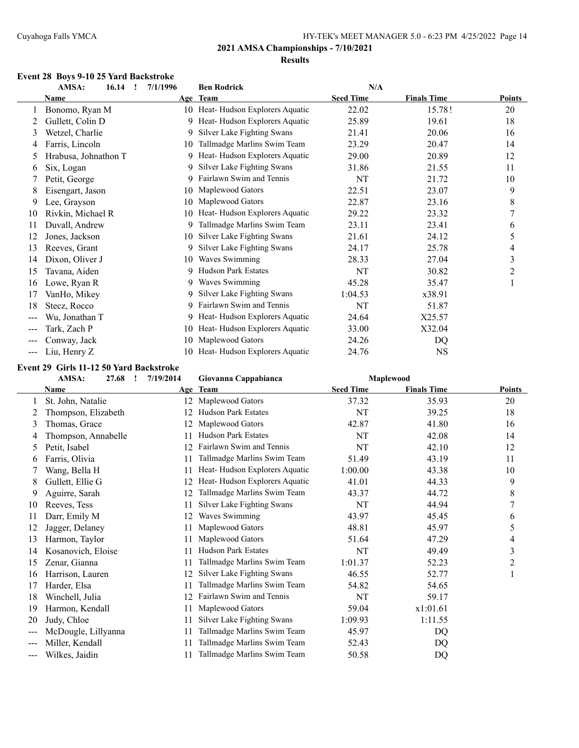## 2021 AMSA Championships - 7/10/2021

### Results

#### Event 28 Boys 9-10 25 Yard Backstroke

AMSA: 16.14 ! 7/1/1996 Ben Rodrick N/A

| | Name | Age | Team | Seed Time | Finals Time | Points |
|---|---|---|---|---|---|---|
| 1 | Bonomo, Ryan M | 10 | Heat- Hudson Explorers Aquatic | 22.02 | 15.78! | 20 |
| 2 | Gullett, Colin D | 9 | Heat- Hudson Explorers Aquatic | 25.89 | 19.61 | 18 |
| 3 | Wetzel, Charlie | 9 | Silver Lake Fighting Swans | 21.41 | 20.06 | 16 |
| 4 | Farris, Lincoln | 10 | Tallmadge Marlins Swim Team | 23.29 | 20.47 | 14 |
| 5 | Hrabusa, Johnathon T | 9 | Heat- Hudson Explorers Aquatic | 29.00 | 20.89 | 12 |
| 6 | Six, Logan | 9 | Silver Lake Fighting Swans | 31.86 | 21.55 | 11 |
| 7 | Petit, George | 9 | Fairlawn Swim and Tennis | NT | 21.72 | 10 |
| 8 | Eisengart, Jason | 10 | Maplewood Gators | 22.51 | 23.07 | 9 |
| 9 | Lee, Grayson | 10 | Maplewood Gators | 22.87 | 23.16 | 8 |
| 10 | Rivkin, Michael R | 10 | Heat- Hudson Explorers Aquatic | 29.22 | 23.32 | 7 |
| 11 | Duvall, Andrew | 9 | Tallmadge Marlins Swim Team | 23.11 | 23.41 | 6 |
| 12 | Jones, Jackson | 10 | Silver Lake Fighting Swans | 21.61 | 24.12 | 5 |
| 13 | Reeves, Grant | 9 | Silver Lake Fighting Swans | 24.17 | 25.78 | 4 |
| 14 | Dixon, Oliver J | 10 | Waves Swimming | 28.33 | 27.04 | 3 |
| 15 | Tavana, Aiden | 9 | Hudson Park Estates | NT | 30.82 | 2 |
| 16 | Lowe, Ryan R | 9 | Waves Swimming | 45.28 | 35.47 | 1 |
| 17 | VanHo, Mikey | 9 | Silver Lake Fighting Swans | 1:04.53 | x38.91 | |
| 18 | Stecz, Rocco | 9 | Fairlawn Swim and Tennis | NT | 51.87 | |
| --- | Wu, Jonathan T | 9 | Heat- Hudson Explorers Aquatic | 24.64 | X25.57 | |
| --- | Tark, Zach P | 10 | Heat- Hudson Explorers Aquatic | 33.00 | X32.04 | |
| --- | Conway, Jack | 10 | Maplewood Gators | 24.26 | DQ | |
| --- | Liu, Henry Z | 10 | Heat- Hudson Explorers Aquatic | 24.76 | NS | |

#### Event 29 Girls 11-12 50 Yard Backstroke

AMSA: 27.68 ! 7/19/2014 Giovanna Cappabianca Maplewood

| | Name | Age | Team | Seed Time | Finals Time | Points |
|---|---|---|---|---|---|---|
| 1 | St. John, Natalie | 12 | Maplewood Gators | 37.32 | 35.93 | 20 |
| 2 | Thompson, Elizabeth | 12 | Hudson Park Estates | NT | 39.25 | 18 |
| 3 | Thomas, Grace | 12 | Maplewood Gators | 42.87 | 41.80 | 16 |
| 4 | Thompson, Annabelle | 11 | Hudson Park Estates | NT | 42.08 | 14 |
| 5 | Petit, Isabel | 12 | Fairlawn Swim and Tennis | NT | 42.10 | 12 |
| 6 | Farris, Olivia | 11 | Tallmadge Marlins Swim Team | 51.49 | 43.19 | 11 |
| 7 | Wang, Bella H | 11 | Heat- Hudson Explorers Aquatic | 1:00.00 | 43.38 | 10 |
| 8 | Gullett, Ellie G | 12 | Heat- Hudson Explorers Aquatic | 41.01 | 44.33 | 9 |
| 9 | Aguirre, Sarah | 12 | Tallmadge Marlins Swim Team | 43.37 | 44.72 | 8 |
| 10 | Reeves, Tess | 11 | Silver Lake Fighting Swans | NT | 44.94 | 7 |
| 11 | Darr, Emily M | 12 | Waves Swimming | 43.97 | 45.45 | 6 |
| 12 | Jagger, Delaney | 11 | Maplewood Gators | 48.81 | 45.97 | 5 |
| 13 | Harmon, Taylor | 11 | Maplewood Gators | 51.64 | 47.29 | 4 |
| 14 | Kosanovich, Eloise | 11 | Hudson Park Estates | NT | 49.49 | 3 |
| 15 | Zenar, Gianna | 11 | Tallmadge Marlins Swim Team | 1:01.37 | 52.23 | 2 |
| 16 | Harrison, Lauren | 12 | Silver Lake Fighting Swans | 46.55 | 52.77 | 1 |
| 17 | Harder, Elsa | 11 | Tallmadge Marlins Swim Team | 54.82 | 54.65 | |
| 18 | Winchell, Julia | 12 | Fairlawn Swim and Tennis | NT | 59.17 | |
| 19 | Harmon, Kendall | 11 | Maplewood Gators | 59.04 | x1:01.61 | |
| 20 | Judy, Chloe | 11 | Silver Lake Fighting Swans | 1:09.93 | 1:11.55 | |
| --- | McDougle, Lillyanna | 11 | Tallmadge Marlins Swim Team | 45.97 | DQ | |
| --- | Miller, Kendall | 11 | Tallmadge Marlins Swim Team | 52.43 | DQ | |
| --- | Wilkes, Jaidin | 11 | Tallmadge Marlins Swim Team | 50.58 | DQ | |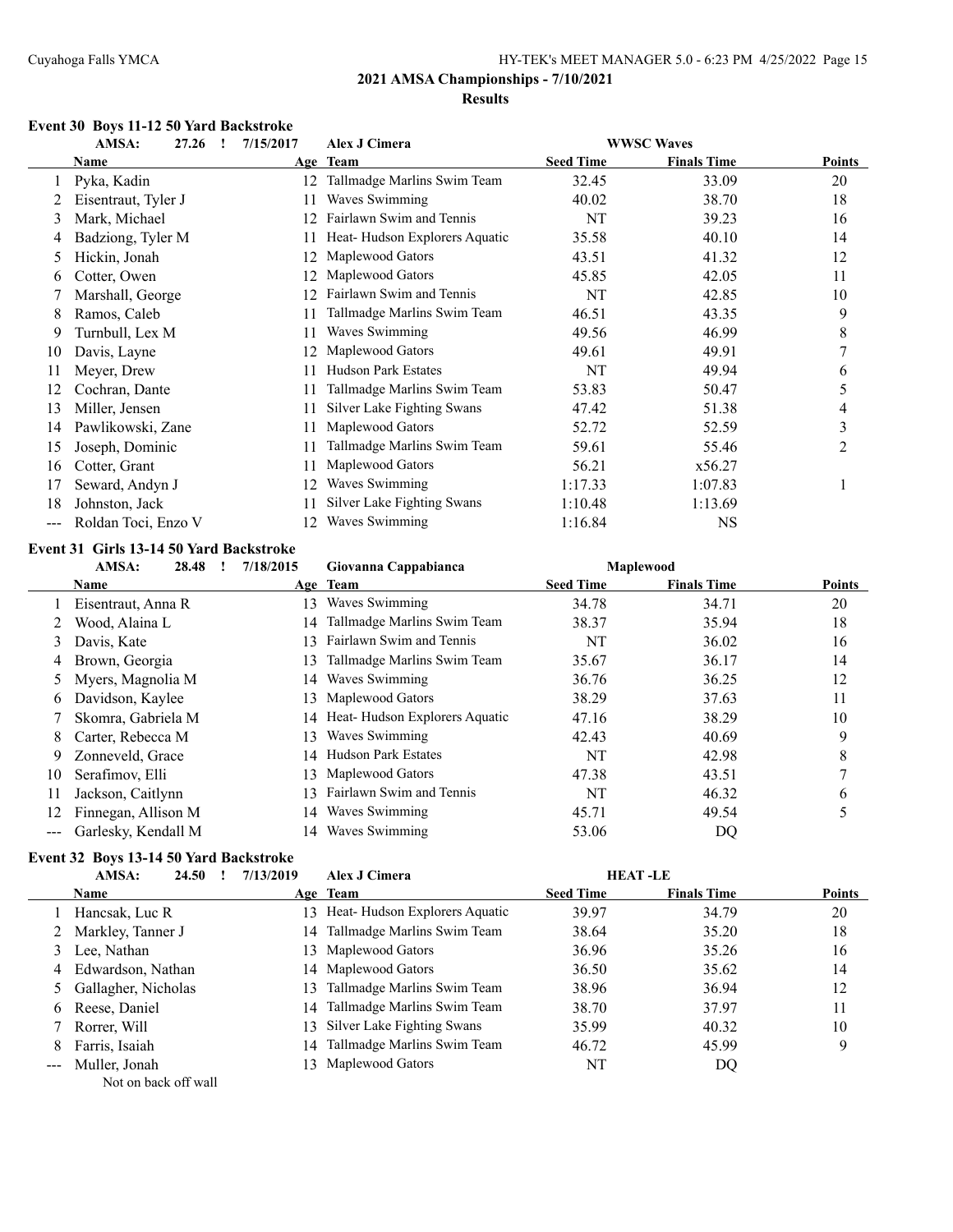## 2021 AMSA Championships - 7/10/2021

### Results

#### Event 30 Boys 11-12 50 Yard Backstroke

AMSA: 27.26 ! 7/15/2017 Alex J Cimera WWSC Waves

| | Name | Age | Team | Seed Time | Finals Time | Points |
|---|---|---|---|---|---|---|
| 1 | Pyka, Kadin | 12 | Tallmadge Marlins Swim Team | 32.45 | 33.09 | 20 |
| 2 | Eisentraut, Tyler J | 11 | Waves Swimming | 40.02 | 38.70 | 18 |
| 3 | Mark, Michael | 12 | Fairlawn Swim and Tennis | NT | 39.23 | 16 |
| 4 | Badziong, Tyler M | 11 | Heat- Hudson Explorers Aquatic | 35.58 | 40.10 | 14 |
| 5 | Hickin, Jonah | 12 | Maplewood Gators | 43.51 | 41.32 | 12 |
| 6 | Cotter, Owen | 12 | Maplewood Gators | 45.85 | 42.05 | 11 |
| 7 | Marshall, George | 12 | Fairlawn Swim and Tennis | NT | 42.85 | 10 |
| 8 | Ramos, Caleb | 11 | Tallmadge Marlins Swim Team | 46.51 | 43.35 | 9 |
| 9 | Turnbull, Lex M | 11 | Waves Swimming | 49.56 | 46.99 | 8 |
| 10 | Davis, Layne | 12 | Maplewood Gators | 49.61 | 49.91 | 7 |
| 11 | Meyer, Drew | 11 | Hudson Park Estates | NT | 49.94 | 6 |
| 12 | Cochran, Dante | 11 | Tallmadge Marlins Swim Team | 53.83 | 50.47 | 5 |
| 13 | Miller, Jensen | 11 | Silver Lake Fighting Swans | 47.42 | 51.38 | 4 |
| 14 | Pawlikowski, Zane | 11 | Maplewood Gators | 52.72 | 52.59 | 3 |
| 15 | Joseph, Dominic | 11 | Tallmadge Marlins Swim Team | 59.61 | 55.46 | 2 |
| 16 | Cotter, Grant | 11 | Maplewood Gators | 56.21 | x56.27 | |
| 17 | Seward, Andyn J | 12 | Waves Swimming | 1:17.33 | 1:07.83 | 1 |
| 18 | Johnston, Jack | 11 | Silver Lake Fighting Swans | 1:10.48 | 1:13.69 | |
| --- | Roldan Toci, Enzo V | 12 | Waves Swimming | 1:16.84 | NS | |

#### Event 31 Girls 13-14 50 Yard Backstroke

AMSA: 28.48 ! 7/18/2015 Giovanna Cappabianca Maplewood

| | Name | Age | Team | Seed Time | Finals Time | Points |
|---|---|---|---|---|---|---|
| 1 | Eisentraut, Anna R | 13 | Waves Swimming | 34.78 | 34.71 | 20 |
| 2 | Wood, Alaina L | 14 | Tallmadge Marlins Swim Team | 38.37 | 35.94 | 18 |
| 3 | Davis, Kate | 13 | Fairlawn Swim and Tennis | NT | 36.02 | 16 |
| 4 | Brown, Georgia | 13 | Tallmadge Marlins Swim Team | 35.67 | 36.17 | 14 |
| 5 | Myers, Magnolia M | 14 | Waves Swimming | 36.76 | 36.25 | 12 |
| 6 | Davidson, Kaylee | 13 | Maplewood Gators | 38.29 | 37.63 | 11 |
| 7 | Skomra, Gabriela M | 14 | Heat- Hudson Explorers Aquatic | 47.16 | 38.29 | 10 |
| 8 | Carter, Rebecca M | 13 | Waves Swimming | 42.43 | 40.69 | 9 |
| 9 | Zonneveld, Grace | 14 | Hudson Park Estates | NT | 42.98 | 8 |
| 10 | Serafimov, Elli | 13 | Maplewood Gators | 47.38 | 43.51 | 7 |
| 11 | Jackson, Caitlynn | 13 | Fairlawn Swim and Tennis | NT | 46.32 | 6 |
| 12 | Finnegan, Allison M | 14 | Waves Swimming | 45.71 | 49.54 | 5 |
| --- | Garlesky, Kendall M | 14 | Waves Swimming | 53.06 | DQ | |

#### Event 32 Boys 13-14 50 Yard Backstroke

AMSA: 24.50 ! 7/13/2019 Alex J Cimera HEAT -LE

| | Name | Age | Team | Seed Time | Finals Time | Points |
|---|---|---|---|---|---|---|
| 1 | Hancsak, Luc R | 13 | Heat- Hudson Explorers Aquatic | 39.97 | 34.79 | 20 |
| 2 | Markley, Tanner J | 14 | Tallmadge Marlins Swim Team | 38.64 | 35.20 | 18 |
| 3 | Lee, Nathan | 13 | Maplewood Gators | 36.96 | 35.26 | 16 |
| 4 | Edwardson, Nathan | 14 | Maplewood Gators | 36.50 | 35.62 | 14 |
| 5 | Gallagher, Nicholas | 13 | Tallmadge Marlins Swim Team | 38.96 | 36.94 | 12 |
| 6 | Reese, Daniel | 14 | Tallmadge Marlins Swim Team | 38.70 | 37.97 | 11 |
| 7 | Rorrer, Will | 13 | Silver Lake Fighting Swans | 35.99 | 40.32 | 10 |
| 8 | Farris, Isaiah | 14 | Tallmadge Marlins Swim Team | 46.72 | 45.99 | 9 |
| --- | Muller, Jonah | 13 | Maplewood Gators | NT | DQ | |

Not on back off wall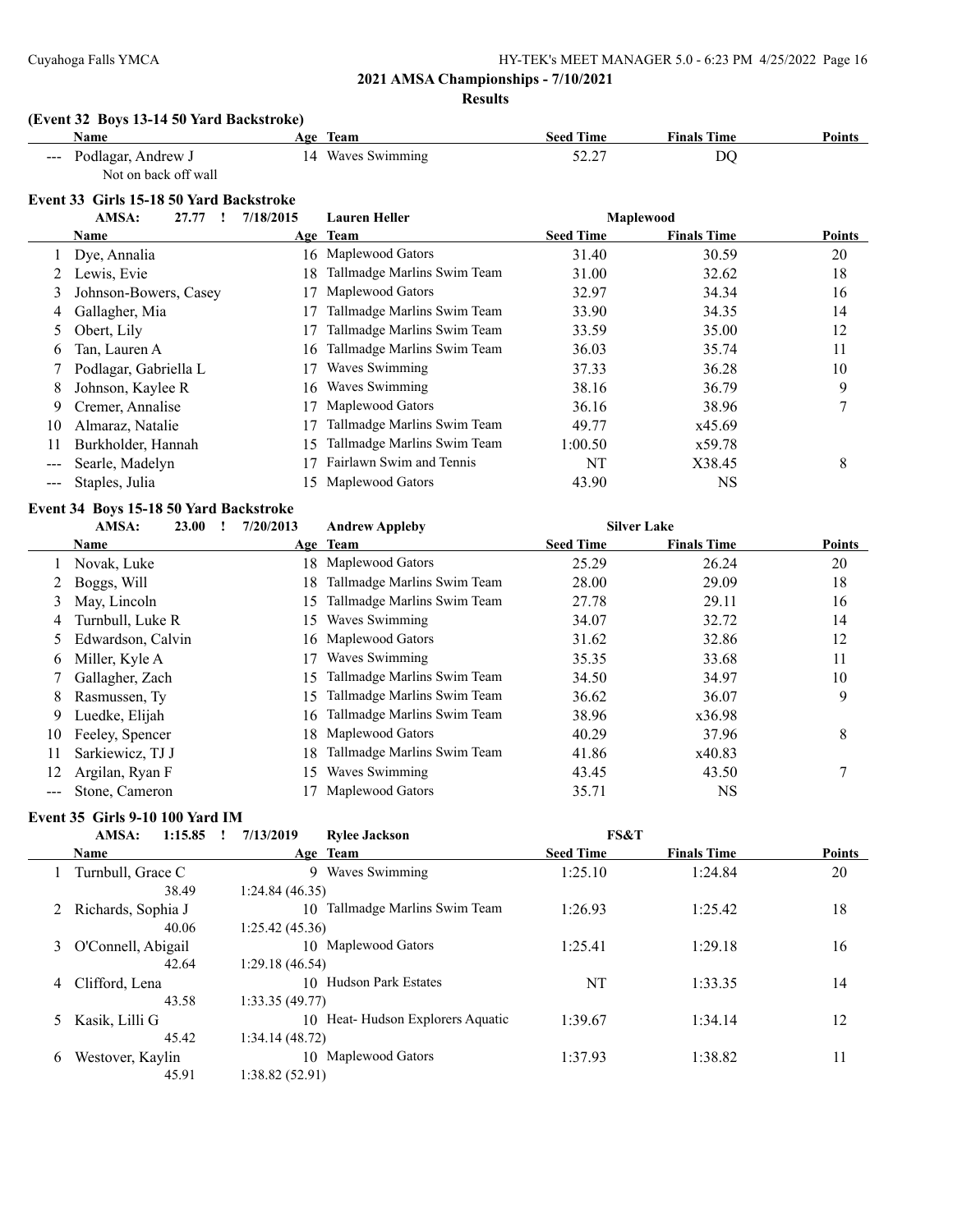## 2021 AMSA Championships - 7/10/2021

### Results

#### (Event 32 Boys 13-14 50 Yard Backstroke)

| | Name | Age | Team | Seed Time | Finals Time | Points |
|---|---|---|---|---|---|---|
| --- | Podlagar, Andrew J | 14 | Waves Swimming | 52.27 | DQ | |
| | Not on back off wall | | | | | |

#### Event 33 Girls 15-18 50 Yard Backstroke

AMSA: 27.77 ! 7/18/2015 Lauren Heller Maplewood

| | Name | Age | Team | Seed Time | Finals Time | Points |
|---|---|---|---|---|---|---|
| 1 | Dye, Annalia | 16 | Maplewood Gators | 31.40 | 30.59 | 20 |
| 2 | Lewis, Evie | 18 | Tallmadge Marlins Swim Team | 31.00 | 32.62 | 18 |
| 3 | Johnson-Bowers, Casey | 17 | Maplewood Gators | 32.97 | 34.34 | 16 |
| 4 | Gallagher, Mia | 17 | Tallmadge Marlins Swim Team | 33.90 | 34.35 | 14 |
| 5 | Obert, Lily | 17 | Tallmadge Marlins Swim Team | 33.59 | 35.00 | 12 |
| 6 | Tan, Lauren A | 16 | Tallmadge Marlins Swim Team | 36.03 | 35.74 | 11 |
| 7 | Podlagar, Gabriella L | 17 | Waves Swimming | 37.33 | 36.28 | 10 |
| 8 | Johnson, Kaylee R | 16 | Waves Swimming | 38.16 | 36.79 | 9 |
| 9 | Cremer, Annalise | 17 | Maplewood Gators | 36.16 | 38.96 | 7 |
| 10 | Almaraz, Natalie | 17 | Tallmadge Marlins Swim Team | 49.77 | x45.69 | |
| 11 | Burkholder, Hannah | 15 | Tallmadge Marlins Swim Team | 1:00.50 | x59.78 | |
| --- | Searle, Madelyn | 17 | Fairlawn Swim and Tennis | NT | X38.45 | 8 |
| --- | Staples, Julia | 15 | Maplewood Gators | 43.90 | NS | |

#### Event 34 Boys 15-18 50 Yard Backstroke

AMSA: 23.00 ! 7/20/2013 Andrew Appleby Silver Lake

| | Name | Age | Team | Seed Time | Finals Time | Points |
|---|---|---|---|---|---|---|
| 1 | Novak, Luke | 18 | Maplewood Gators | 25.29 | 26.24 | 20 |
| 2 | Boggs, Will | 18 | Tallmadge Marlins Swim Team | 28.00 | 29.09 | 18 |
| 3 | May, Lincoln | 15 | Tallmadge Marlins Swim Team | 27.78 | 29.11 | 16 |
| 4 | Turnbull, Luke R | 15 | Waves Swimming | 34.07 | 32.72 | 14 |
| 5 | Edwardson, Calvin | 16 | Maplewood Gators | 31.62 | 32.86 | 12 |
| 6 | Miller, Kyle A | 17 | Waves Swimming | 35.35 | 33.68 | 11 |
| 7 | Gallagher, Zach | 15 | Tallmadge Marlins Swim Team | 34.50 | 34.97 | 10 |
| 8 | Rasmussen, Ty | 15 | Tallmadge Marlins Swim Team | 36.62 | 36.07 | 9 |
| 9 | Luedke, Elijah | 16 | Tallmadge Marlins Swim Team | 38.96 | x36.98 | |
| 10 | Feeley, Spencer | 18 | Maplewood Gators | 40.29 | 37.96 | 8 |
| 11 | Sarkiewicz, TJ J | 18 | Tallmadge Marlins Swim Team | 41.86 | x40.83 | |
| 12 | Argilan, Ryan F | 15 | Waves Swimming | 43.45 | 43.50 | 7 |
| --- | Stone, Cameron | 17 | Maplewood Gators | 35.71 | NS | |

#### Event 35 Girls 9-10 100 Yard IM

AMSA: 1:15.85 ! 7/13/2019 Rylee Jackson FS&T

| | Name | Age | Team | Seed Time | Finals Time | Points |
|---|---|---|---|---|---|---|
| 1 | Turnbull, Grace C | 9 | Waves Swimming | 1:25.10 | 1:24.84 | 20 |
| | 38.49 | 1:24.84 (46.35) | | | | |
| 2 | Richards, Sophia J | 10 | Tallmadge Marlins Swim Team | 1:26.93 | 1:25.42 | 18 |
| | 40.06 | 1:25.42 (45.36) | | | | |
| 3 | O'Connell, Abigail | 10 | Maplewood Gators | 1:25.41 | 1:29.18 | 16 |
| | 42.64 | 1:29.18 (46.54) | | | | |
| 4 | Clifford, Lena | 10 | Hudson Park Estates | NT | 1:33.35 | 14 |
| | 43.58 | 1:33.35 (49.77) | | | | |
| 5 | Kasik, Lilli G | 10 | Heat- Hudson Explorers Aquatic | 1:39.67 | 1:34.14 | 12 |
| | 45.42 | 1:34.14 (48.72) | | | | |
| 6 | Westover, Kaylin | 10 | Maplewood Gators | 1:37.93 | 1:38.82 | 11 |
| | 45.91 | 1:38.82 (52.91) | | | | |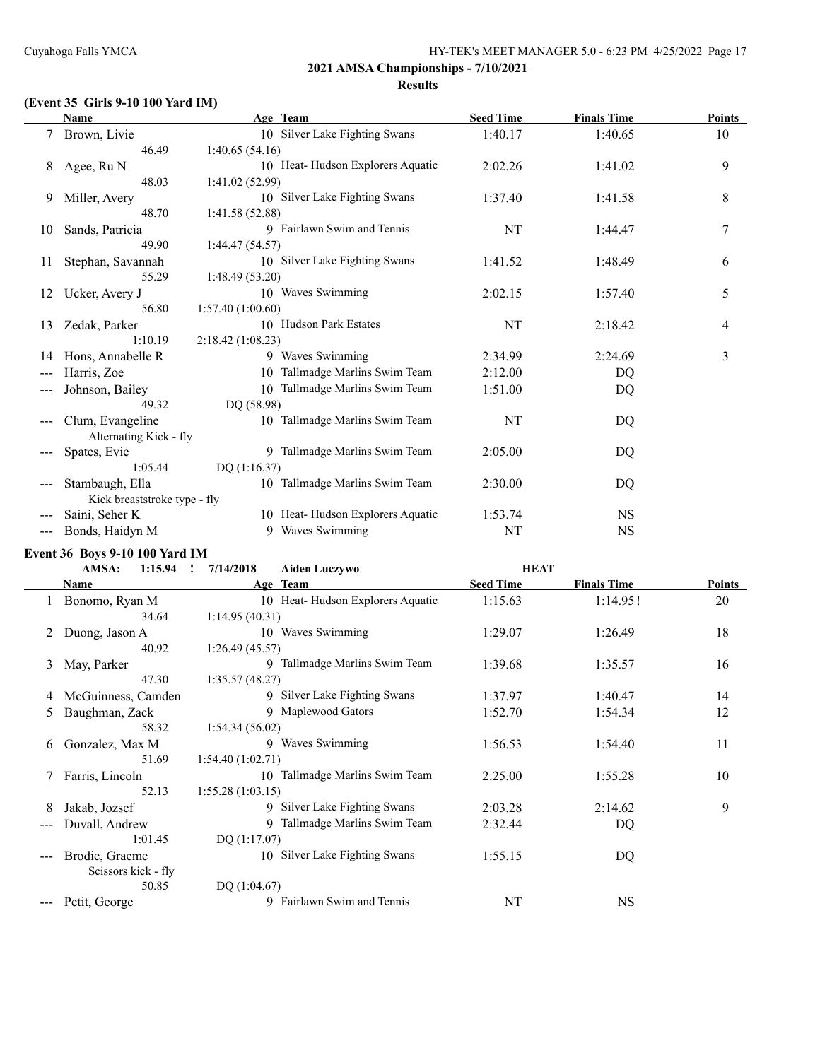## 2021 AMSA Championships - 7/10/2021

### Results

**(Event 35 Girls 9-10 100 Yard IM)**

| | Name | Age | Team | Seed Time | Finals Time | Points |
|---|---|---|---|---|---|---|
| 7 | Brown, Livie | 10 | Silver Lake Fighting Swans | 1:40.17 | 1:40.65 | 10 |
| | 46.49 | 1:40.65 (54.16) | | | | |
| 8 | Agee, Ru N | 10 | Heat- Hudson Explorers Aquatic | 2:02.26 | 1:41.02 | 9 |
| | 48.03 | 1:41.02 (52.99) | | | | |
| 9 | Miller, Avery | 10 | Silver Lake Fighting Swans | 1:37.40 | 1:41.58 | 8 |
| | 48.70 | 1:41.58 (52.88) | | | | |
| 10 | Sands, Patricia | 9 | Fairlawn Swim and Tennis | NT | 1:44.47 | 7 |
| | 49.90 | 1:44.47 (54.57) | | | | |
| 11 | Stephan, Savannah | 10 | Silver Lake Fighting Swans | 1:41.52 | 1:48.49 | 6 |
| | 55.29 | 1:48.49 (53.20) | | | | |
| 12 | Ucker, Avery J | 10 | Waves Swimming | 2:02.15 | 1:57.40 | 5 |
| | 56.80 | 1:57.40 (1:00.60) | | | | |
| 13 | Zedak, Parker | 10 | Hudson Park Estates | NT | 2:18.42 | 4 |
| | 1:10.19 | 2:18.42 (1:08.23) | | | | |
| 14 | Hons, Annabelle R | 9 | Waves Swimming | 2:34.99 | 2:24.69 | 3 |
| --- | Harris, Zoe | 10 | Tallmadge Marlins Swim Team | 2:12.00 | DQ | |
| --- | Johnson, Bailey | 10 | Tallmadge Marlins Swim Team | 1:51.00 | DQ | |
| | 49.32 | DQ (58.98) | | | | |
| --- | Clum, Evangeline | 10 | Tallmadge Marlins Swim Team | NT | DQ | |
| | Alternating Kick - fly | | | | | |
| --- | Spates, Evie | 9 | Tallmadge Marlins Swim Team | 2:05.00 | DQ | |
| | 1:05.44 | DQ (1:16.37) | | | | |
| --- | Stambaugh, Ella | 10 | Tallmadge Marlins Swim Team | 2:30.00 | DQ | |
| | Kick breaststroke type - fly | | | | | |
| --- | Saini, Seher K | 10 | Heat- Hudson Explorers Aquatic | 1:53.74 | NS | |
| --- | Bonds, Haidyn M | 9 | Waves Swimming | NT | NS | |

### Event 36 Boys 9-10 100 Yard IM

AMSA: 1:15.94 ! 7/14/2018 Aiden Luczywo HEAT

| | Name | Age | Team | Seed Time | Finals Time | Points |
|---|---|---|---|---|---|---|
| 1 | Bonomo, Ryan M | 10 | Heat- Hudson Explorers Aquatic | 1:15.63 | 1:14.95! | 20 |
| | 34.64 | 1:14.95 (40.31) | | | | |
| 2 | Duong, Jason A | 10 | Waves Swimming | 1:29.07 | 1:26.49 | 18 |
| | 40.92 | 1:26.49 (45.57) | | | | |
| 3 | May, Parker | 9 | Tallmadge Marlins Swim Team | 1:39.68 | 1:35.57 | 16 |
| | 47.30 | 1:35.57 (48.27) | | | | |
| 4 | McGuinness, Camden | 9 | Silver Lake Fighting Swans | 1:37.97 | 1:40.47 | 14 |
| 5 | Baughman, Zack | 9 | Maplewood Gators | 1:52.70 | 1:54.34 | 12 |
| | 58.32 | 1:54.34 (56.02) | | | | |
| 6 | Gonzalez, Max M | 9 | Waves Swimming | 1:56.53 | 1:54.40 | 11 |
| | 51.69 | 1:54.40 (1:02.71) | | | | |
| 7 | Farris, Lincoln | 10 | Tallmadge Marlins Swim Team | 2:25.00 | 1:55.28 | 10 |
| | 52.13 | 1:55.28 (1:03.15) | | | | |
| 8 | Jakab, Jozsef | 9 | Silver Lake Fighting Swans | 2:03.28 | 2:14.62 | 9 |
| --- | Duvall, Andrew | 9 | Tallmadge Marlins Swim Team | 2:32.44 | DQ | |
| | 1:01.45 | DQ (1:17.07) | | | | |
| --- | Brodie, Graeme | 10 | Silver Lake Fighting Swans | 1:55.15 | DQ | |
| | Scissors kick - fly | | | | | |
| | 50.85 | DQ (1:04.67) | | | | |
| --- | Petit, George | 9 | Fairlawn Swim and Tennis | NT | NS | |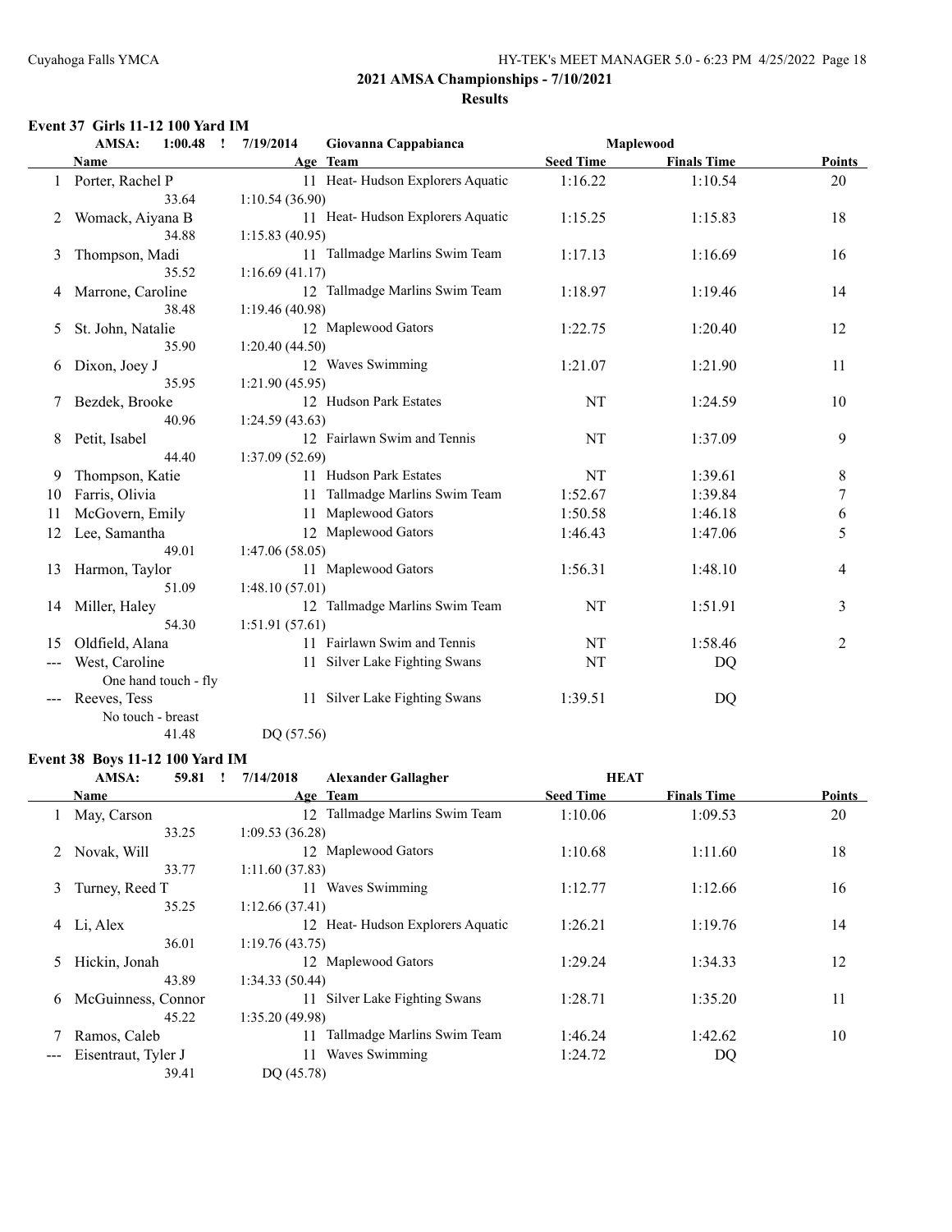## 2021 AMSA Championships - 7/10/2021

### Results

#### Event 37 Girls 11-12 100 Yard IM

AMSA: 1:00.48 ! 7/19/2014 Giovanna Cappabianca Maplewood

| | Name | Age | Team | Seed Time | Finals Time | Points |
|---|---|---|---|---|---|---|
| 1 | Porter, Rachel P | 11 | Heat- Hudson Explorers Aquatic | 1:16.22 | 1:10.54 | 20 |
| | 33.64 | 1:10.54 (36.90) | | | | |
| 2 | Womack, Aiyana B | 11 | Heat- Hudson Explorers Aquatic | 1:15.25 | 1:15.83 | 18 |
| | 34.88 | 1:15.83 (40.95) | | | | |
| 3 | Thompson, Madi | 11 | Tallmadge Marlins Swim Team | 1:17.13 | 1:16.69 | 16 |
| | 35.52 | 1:16.69 (41.17) | | | | |
| 4 | Marrone, Caroline | 12 | Tallmadge Marlins Swim Team | 1:18.97 | 1:19.46 | 14 |
| | 38.48 | 1:19.46 (40.98) | | | | |
| 5 | St. John, Natalie | 12 | Maplewood Gators | 1:22.75 | 1:20.40 | 12 |
| | 35.90 | 1:20.40 (44.50) | | | | |
| 6 | Dixon, Joey J | 12 | Waves Swimming | 1:21.07 | 1:21.90 | 11 |
| | 35.95 | 1:21.90 (45.95) | | | | |
| 7 | Bezdek, Brooke | 12 | Hudson Park Estates | NT | 1:24.59 | 10 |
| | 40.96 | 1:24.59 (43.63) | | | | |
| 8 | Petit, Isabel | 12 | Fairlawn Swim and Tennis | NT | 1:37.09 | 9 |
| | 44.40 | 1:37.09 (52.69) | | | | |
| 9 | Thompson, Katie | 11 | Hudson Park Estates | NT | 1:39.61 | 8 |
| 10 | Farris, Olivia | 11 | Tallmadge Marlins Swim Team | 1:52.67 | 1:39.84 | 7 |
| 11 | McGovern, Emily | 11 | Maplewood Gators | 1:50.58 | 1:46.18 | 6 |
| 12 | Lee, Samantha | 12 | Maplewood Gators | 1:46.43 | 1:47.06 | 5 |
| | 49.01 | 1:47.06 (58.05) | | | | |
| 13 | Harmon, Taylor | 11 | Maplewood Gators | 1:56.31 | 1:48.10 | 4 |
| | 51.09 | 1:48.10 (57.01) | | | | |
| 14 | Miller, Haley | 12 | Tallmadge Marlins Swim Team | NT | 1:51.91 | 3 |
| | 54.30 | 1:51.91 (57.61) | | | | |
| 15 | Oldfield, Alana | 11 | Fairlawn Swim and Tennis | NT | 1:58.46 | 2 |
| --- | West, Caroline | 11 | Silver Lake Fighting Swans | NT | DQ | |
| | One hand touch - fly | | | | | |
| --- | Reeves, Tess | 11 | Silver Lake Fighting Swans | 1:39.51 | DQ | |
| | No touch - breast | | | | | |
| | 41.48 | DQ (57.56) | | | | |

#### Event 38 Boys 11-12 100 Yard IM

AMSA: 59.81 ! 7/14/2018 Alexander Gallagher HEAT

| | Name | Age | Team | Seed Time | Finals Time | Points |
|---|---|---|---|---|---|---|
| 1 | May, Carson | 12 | Tallmadge Marlins Swim Team | 1:10.06 | 1:09.53 | 20 |
| | 33.25 | 1:09.53 (36.28) | | | | |
| 2 | Novak, Will | 12 | Maplewood Gators | 1:10.68 | 1:11.60 | 18 |
| | 33.77 | 1:11.60 (37.83) | | | | |
| 3 | Turney, Reed T | 11 | Waves Swimming | 1:12.77 | 1:12.66 | 16 |
| | 35.25 | 1:12.66 (37.41) | | | | |
| 4 | Li, Alex | 12 | Heat- Hudson Explorers Aquatic | 1:26.21 | 1:19.76 | 14 |
| | 36.01 | 1:19.76 (43.75) | | | | |
| 5 | Hickin, Jonah | 12 | Maplewood Gators | 1:29.24 | 1:34.33 | 12 |
| | 43.89 | 1:34.33 (50.44) | | | | |
| 6 | McGuinness, Connor | 11 | Silver Lake Fighting Swans | 1:28.71 | 1:35.20 | 11 |
| | 45.22 | 1:35.20 (49.98) | | | | |
| 7 | Ramos, Caleb | 11 | Tallmadge Marlins Swim Team | 1:46.24 | 1:42.62 | 10 |
| --- | Eisentraut, Tyler J | 11 | Waves Swimming | 1:24.72 | DQ | |
| | 39.41 | DQ (45.78) | | | | |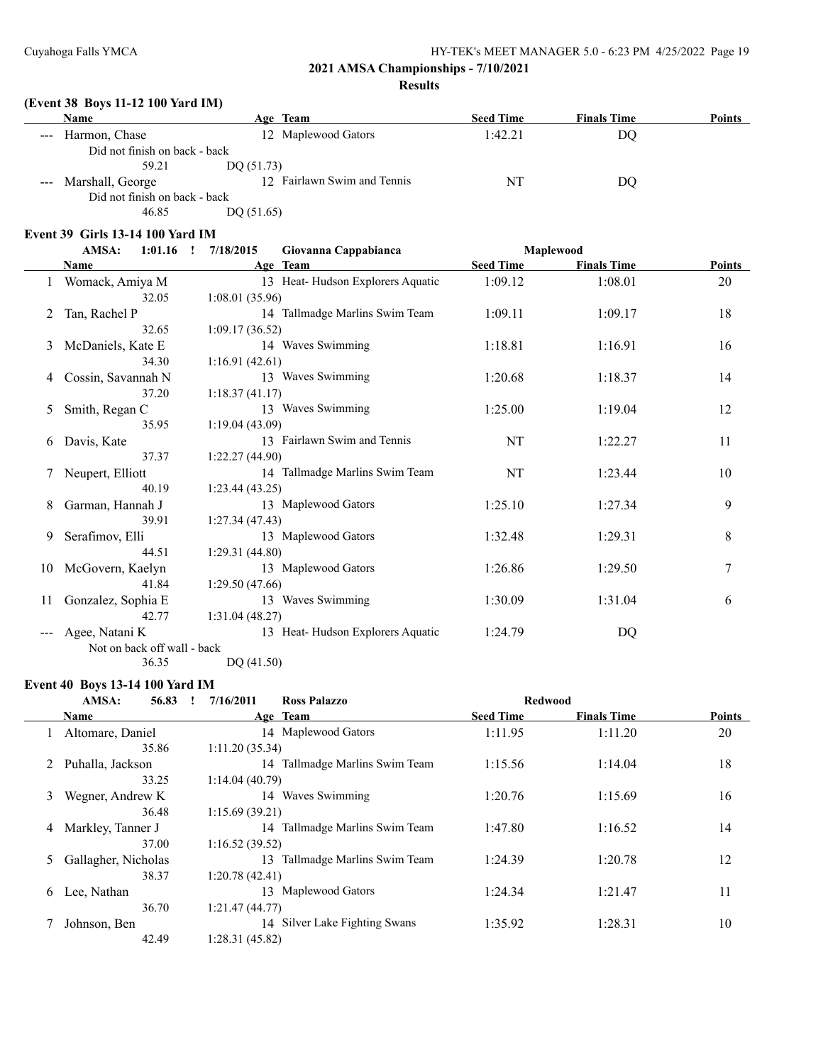## 2021 AMSA Championships - 7/10/2021

### Results

#### (Event 38 Boys 11-12 100 Yard IM)

| | Name | Age | Team | Seed Time | Finals Time | Points |
|---|---|---|---|---|---|---|
| --- | Harmon, Chase | 12 | Maplewood Gators | 1:42.21 | DQ | |
| | Did not finish on back - back | | | | | |
| | 59.21 DQ (51.73) | | | | | |
| --- | Marshall, George | 12 | Fairlawn Swim and Tennis | NT | DQ | |
| | Did not finish on back - back | | | | | |
| | 46.85 DQ (51.65) | | | | | |

#### Event 39 Girls 13-14 100 Yard IM

AMSA: 1:01.16 ! 7/18/2015 Giovanna Cappabianca Maplewood

| | Name | Age | Team | Seed Time | Finals Time | Points |
|---|---|---|---|---|---|---|
| 1 | Womack, Amiya M | 13 | Heat- Hudson Explorers Aquatic | 1:09.12 | 1:08.01 | 20 |
| | 32.05 1:08.01 (35.96) | | | | | |
| 2 | Tan, Rachel P | 14 | Tallmadge Marlins Swim Team | 1:09.11 | 1:09.17 | 18 |
| | 32.65 1:09.17 (36.52) | | | | | |
| 3 | McDaniels, Kate E | 14 | Waves Swimming | 1:18.81 | 1:16.91 | 16 |
| | 34.30 1:16.91 (42.61) | | | | | |
| 4 | Cossin, Savannah N | 13 | Waves Swimming | 1:20.68 | 1:18.37 | 14 |
| | 37.20 1:18.37 (41.17) | | | | | |
| 5 | Smith, Regan C | 13 | Waves Swimming | 1:25.00 | 1:19.04 | 12 |
| | 35.95 1:19.04 (43.09) | | | | | |
| 6 | Davis, Kate | 13 | Fairlawn Swim and Tennis | NT | 1:22.27 | 11 |
| | 37.37 1:22.27 (44.90) | | | | | |
| 7 | Neupert, Elliott | 14 | Tallmadge Marlins Swim Team | NT | 1:23.44 | 10 |
| | 40.19 1:23.44 (43.25) | | | | | |
| 8 | Garman, Hannah J | 13 | Maplewood Gators | 1:25.10 | 1:27.34 | 9 |
| | 39.91 1:27.34 (47.43) | | | | | |
| 9 | Serafimov, Elli | 13 | Maplewood Gators | 1:32.48 | 1:29.31 | 8 |
| | 44.51 1:29.31 (44.80) | | | | | |
| 10 | McGovern, Kaelyn | 13 | Maplewood Gators | 1:26.86 | 1:29.50 | 7 |
| | 41.84 1:29.50 (47.66) | | | | | |
| 11 | Gonzalez, Sophia E | 13 | Waves Swimming | 1:30.09 | 1:31.04 | 6 |
| | 42.77 1:31.04 (48.27) | | | | | |
| --- | Agee, Natani K | 13 | Heat- Hudson Explorers Aquatic | 1:24.79 | DQ | |
| | Not on back off wall - back | | | | | |
| | 36.35 DQ (41.50) | | | | | |

#### Event 40 Boys 13-14 100 Yard IM

AMSA: 56.83 ! 7/16/2011 Ross Palazzo Redwood

| | Name | Age | Team | Seed Time | Finals Time | Points |
|---|---|---|---|---|---|---|
| 1 | Altomare, Daniel | 14 | Maplewood Gators | 1:11.95 | 1:11.20 | 20 |
| | 35.86 1:11.20 (35.34) | | | | | |
| 2 | Puhalla, Jackson | 14 | Tallmadge Marlins Swim Team | 1:15.56 | 1:14.04 | 18 |
| | 33.25 1:14.04 (40.79) | | | | | |
| 3 | Wegner, Andrew K | 14 | Waves Swimming | 1:20.76 | 1:15.69 | 16 |
| | 36.48 1:15.69 (39.21) | | | | | |
| 4 | Markley, Tanner J | 14 | Tallmadge Marlins Swim Team | 1:47.80 | 1:16.52 | 14 |
| | 37.00 1:16.52 (39.52) | | | | | |
| 5 | Gallagher, Nicholas | 13 | Tallmadge Marlins Swim Team | 1:24.39 | 1:20.78 | 12 |
| | 38.37 1:20.78 (42.41) | | | | | |
| 6 | Lee, Nathan | 13 | Maplewood Gators | 1:24.34 | 1:21.47 | 11 |
| | 36.70 1:21.47 (44.77) | | | | | |
| 7 | Johnson, Ben | 14 | Silver Lake Fighting Swans | 1:35.92 | 1:28.31 | 10 |
| | 42.49 1:28.31 (45.82) | | | | | |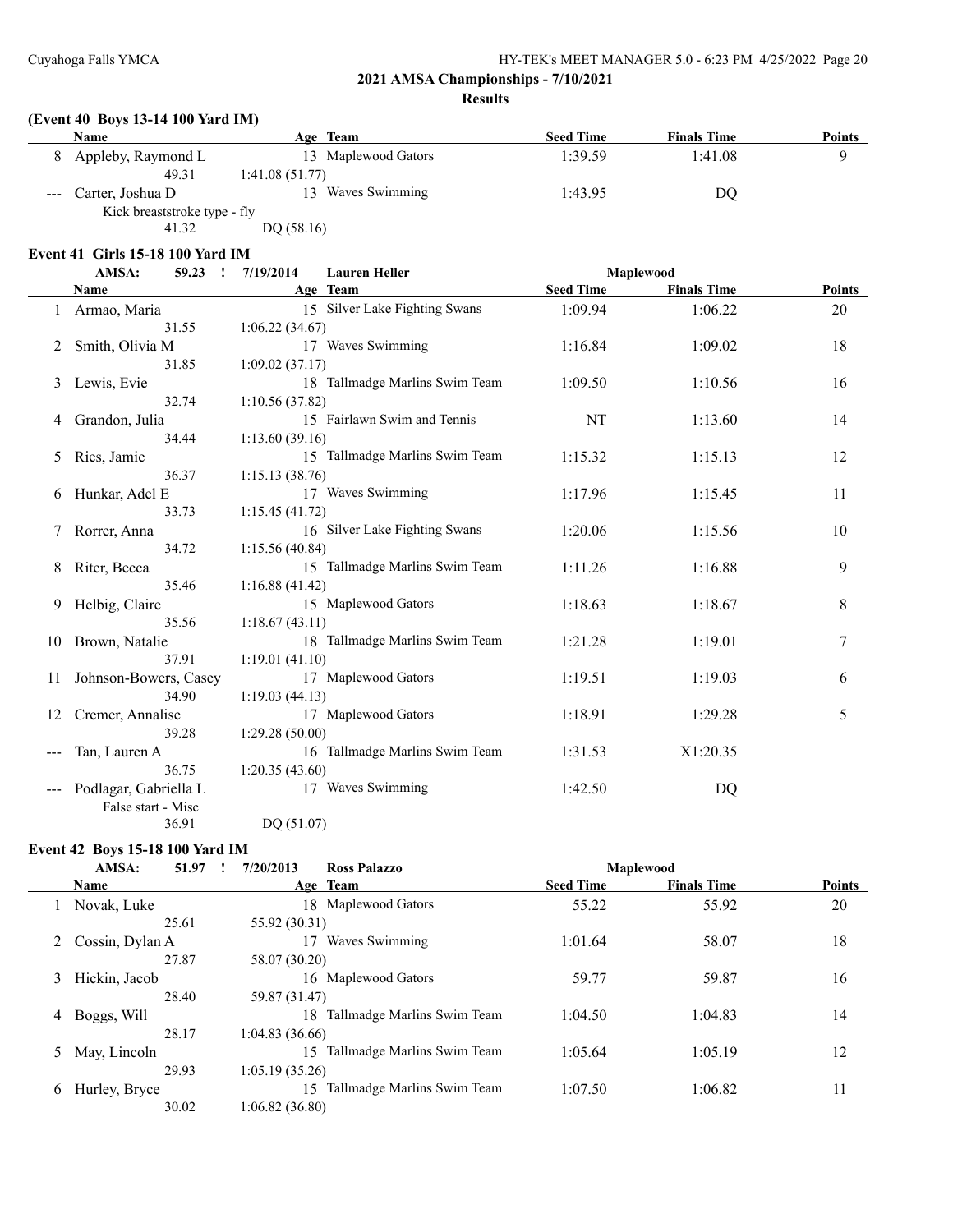## 2021 AMSA Championships - 7/10/2021

### Results

### (Event 40 Boys 13-14 100 Yard IM)

| | Name | Age | Team | Seed Time | Finals Time | Points |
|---|---|---|---|---|---|---|
| 8 | Appleby, Raymond L | 13 | Maplewood Gators | 1:39.59 | 1:41.08 | 9 |
| | 49.31 | 1:41.08 (51.77) | | | | |
| --- | Carter, Joshua D | 13 | Waves Swimming | 1:43.95 | DQ | |
| | Kick breaststroke type - fly | | | | | |
| | 41.32 | DQ (58.16) | | | | |

### Event 41 Girls 15-18 100 Yard IM

AMSA: 59.23 ! 7/19/2014 Lauren Heller Maplewood

| | Name | Age | Team | Seed Time | Finals Time | Points |
|---|---|---|---|---|---|---|
| 1 | Armao, Maria | 15 | Silver Lake Fighting Swans | 1:09.94 | 1:06.22 | 20 |
| | 31.55 | 1:06.22 (34.67) | | | | |
| 2 | Smith, Olivia M | 17 | Waves Swimming | 1:16.84 | 1:09.02 | 18 |
| | 31.85 | 1:09.02 (37.17) | | | | |
| 3 | Lewis, Evie | 18 | Tallmadge Marlins Swim Team | 1:09.50 | 1:10.56 | 16 |
| | 32.74 | 1:10.56 (37.82) | | | | |
| 4 | Grandon, Julia | 15 | Fairlawn Swim and Tennis | NT | 1:13.60 | 14 |
| | 34.44 | 1:13.60 (39.16) | | | | |
| 5 | Ries, Jamie | 15 | Tallmadge Marlins Swim Team | 1:15.32 | 1:15.13 | 12 |
| | 36.37 | 1:15.13 (38.76) | | | | |
| 6 | Hunkar, Adel E | 17 | Waves Swimming | 1:17.96 | 1:15.45 | 11 |
| | 33.73 | 1:15.45 (41.72) | | | | |
| 7 | Rorrer, Anna | 16 | Silver Lake Fighting Swans | 1:20.06 | 1:15.56 | 10 |
| | 34.72 | 1:15.56 (40.84) | | | | |
| 8 | Riter, Becca | 15 | Tallmadge Marlins Swim Team | 1:11.26 | 1:16.88 | 9 |
| | 35.46 | 1:16.88 (41.42) | | | | |
| 9 | Helbig, Claire | 15 | Maplewood Gators | 1:18.63 | 1:18.67 | 8 |
| | 35.56 | 1:18.67 (43.11) | | | | |
| 10 | Brown, Natalie | 18 | Tallmadge Marlins Swim Team | 1:21.28 | 1:19.01 | 7 |
| | 37.91 | 1:19.01 (41.10) | | | | |
| 11 | Johnson-Bowers, Casey | 17 | Maplewood Gators | 1:19.51 | 1:19.03 | 6 |
| | 34.90 | 1:19.03 (44.13) | | | | |
| 12 | Cremer, Annalise | 17 | Maplewood Gators | 1:18.91 | 1:29.28 | 5 |
| | 39.28 | 1:29.28 (50.00) | | | | |
| --- | Tan, Lauren A | 16 | Tallmadge Marlins Swim Team | 1:31.53 | X1:20.35 | |
| | 36.75 | 1:20.35 (43.60) | | | | |
| --- | Podlagar, Gabriella L | 17 | Waves Swimming | 1:42.50 | DQ | |
| | False start - Misc | | | | | |
| | 36.91 | DQ (51.07) | | | | |

### Event 42 Boys 15-18 100 Yard IM

AMSA: 51.97 ! 7/20/2013 Ross Palazzo Maplewood

| | Name | Age | Team | Seed Time | Finals Time | Points |
|---|---|---|---|---|---|---|
| 1 | Novak, Luke | 18 | Maplewood Gators | 55.22 | 55.92 | 20 |
| | 25.61 | 55.92 (30.31) | | | | |
| 2 | Cossin, Dylan A | 17 | Waves Swimming | 1:01.64 | 58.07 | 18 |
| | 27.87 | 58.07 (30.20) | | | | |
| 3 | Hickin, Jacob | 16 | Maplewood Gators | 59.77 | 59.87 | 16 |
| | 28.40 | 59.87 (31.47) | | | | |
| 4 | Boggs, Will | 18 | Tallmadge Marlins Swim Team | 1:04.50 | 1:04.83 | 14 |
| | 28.17 | 1:04.83 (36.66) | | | | |
| 5 | May, Lincoln | 15 | Tallmadge Marlins Swim Team | 1:05.64 | 1:05.19 | 12 |
| | 29.93 | 1:05.19 (35.26) | | | | |
| 6 | Hurley, Bryce | 15 | Tallmadge Marlins Swim Team | 1:07.50 | 1:06.82 | 11 |
| | 30.02 | 1:06.82 (36.80) | | | | |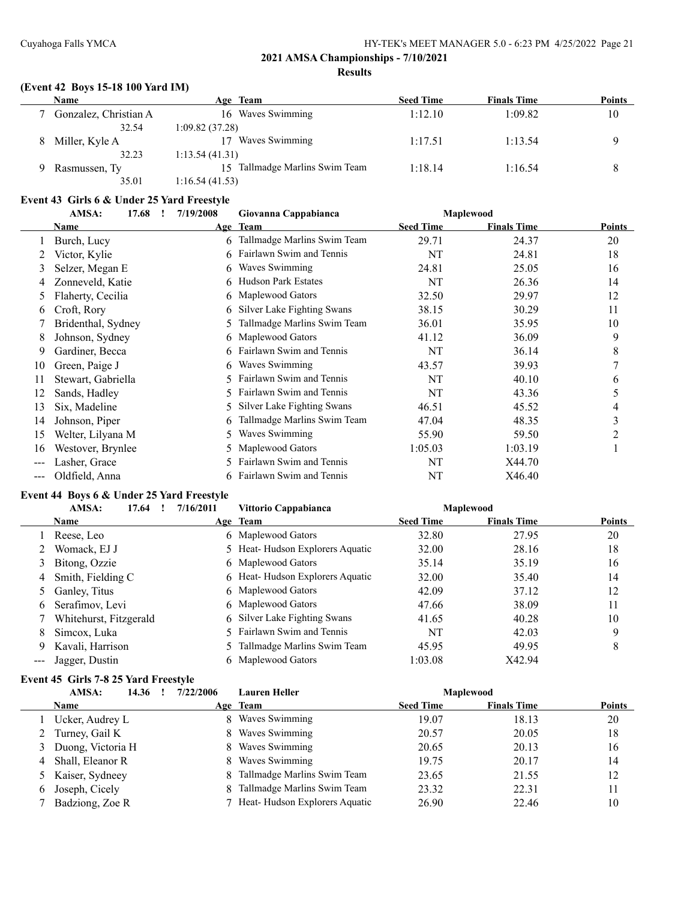## 2021 AMSA Championships - 7/10/2021

### Results

### (Event 42 Boys 15-18 100 Yard IM)

| | Name | Age | Team | Seed Time | Finals Time | Points |
|---|---|---|---|---|---|---|
| 7 | Gonzalez, Christian A | 16 | Waves Swimming | 1:12.10 | 1:09.82 | 10 |
| | 32.54 | 1:09.82 (37.28) | | | | |
| 8 | Miller, Kyle A | 17 | Waves Swimming | 1:17.51 | 1:13.54 | 9 |
| | 32.23 | 1:13.54 (41.31) | | | | |
| 9 | Rasmussen, Ty | 15 | Tallmadge Marlins Swim Team | 1:18.14 | 1:16.54 | 8 |
| | 35.01 | 1:16.54 (41.53) | | | | |

### Event 43 Girls 6 & Under 25 Yard Freestyle

AMSA: 17.68 ! 7/19/2008 Giovanna Cappabianca Maplewood

| | Name | Age | Team | Seed Time | Finals Time | Points |
|---|---|---|---|---|---|---|
| 1 | Burch, Lucy | 6 | Tallmadge Marlins Swim Team | 29.71 | 24.37 | 20 |
| 2 | Victor, Kylie | 6 | Fairlawn Swim and Tennis | NT | 24.81 | 18 |
| 3 | Selzer, Megan E | 6 | Waves Swimming | 24.81 | 25.05 | 16 |
| 4 | Zonneveld, Katie | 6 | Hudson Park Estates | NT | 26.36 | 14 |
| 5 | Flaherty, Cecilia | 6 | Maplewood Gators | 32.50 | 29.97 | 12 |
| 6 | Croft, Rory | 6 | Silver Lake Fighting Swans | 38.15 | 30.29 | 11 |
| 7 | Bridenthal, Sydney | 5 | Tallmadge Marlins Swim Team | 36.01 | 35.95 | 10 |
| 8 | Johnson, Sydney | 6 | Maplewood Gators | 41.12 | 36.09 | 9 |
| 9 | Gardiner, Becca | 6 | Fairlawn Swim and Tennis | NT | 36.14 | 8 |
| 10 | Green, Paige J | 6 | Waves Swimming | 43.57 | 39.93 | 7 |
| 11 | Stewart, Gabriella | 5 | Fairlawn Swim and Tennis | NT | 40.10 | 6 |
| 12 | Sands, Hadley | 5 | Fairlawn Swim and Tennis | NT | 43.36 | 5 |
| 13 | Six, Madeline | 5 | Silver Lake Fighting Swans | 46.51 | 45.52 | 4 |
| 14 | Johnson, Piper | 6 | Tallmadge Marlins Swim Team | 47.04 | 48.35 | 3 |
| 15 | Welter, Lilyana M | 5 | Waves Swimming | 55.90 | 59.50 | 2 |
| 16 | Westover, Brynlee | 5 | Maplewood Gators | 1:05.03 | 1:03.19 | 1 |
| --- | Lasher, Grace | 5 | Fairlawn Swim and Tennis | NT | X44.70 | |
| --- | Oldfield, Anna | 6 | Fairlawn Swim and Tennis | NT | X46.40 | |

### Event 44 Boys 6 & Under 25 Yard Freestyle

AMSA: 17.64 ! 7/16/2011 Vittorio Cappabianca Maplewood

| | Name | Age | Team | Seed Time | Finals Time | Points |
|---|---|---|---|---|---|---|
| 1 | Reese, Leo | 6 | Maplewood Gators | 32.80 | 27.95 | 20 |
| 2 | Womack, EJ J | 5 | Heat- Hudson Explorers Aquatic | 32.00 | 28.16 | 18 |
| 3 | Bitong, Ozzie | 6 | Maplewood Gators | 35.14 | 35.19 | 16 |
| 4 | Smith, Fielding C | 6 | Heat- Hudson Explorers Aquatic | 32.00 | 35.40 | 14 |
| 5 | Ganley, Titus | 6 | Maplewood Gators | 42.09 | 37.12 | 12 |
| 6 | Serafimov, Levi | 6 | Maplewood Gators | 47.66 | 38.09 | 11 |
| 7 | Whitehurst, Fitzgerald | 6 | Silver Lake Fighting Swans | 41.65 | 40.28 | 10 |
| 8 | Simcox, Luka | 5 | Fairlawn Swim and Tennis | NT | 42.03 | 9 |
| 9 | Kavali, Harrison | 5 | Tallmadge Marlins Swim Team | 45.95 | 49.95 | 8 |
| --- | Jagger, Dustin | 6 | Maplewood Gators | 1:03.08 | X42.94 | |

### Event 45 Girls 7-8 25 Yard Freestyle

AMSA: 14.36 ! 7/22/2006 Lauren Heller Maplewood

| | Name | Age | Team | Seed Time | Finals Time | Points |
|---|---|---|---|---|---|---|
| 1 | Ucker, Audrey L | 8 | Waves Swimming | 19.07 | 18.13 | 20 |
| 2 | Turney, Gail K | 8 | Waves Swimming | 20.57 | 20.05 | 18 |
| 3 | Duong, Victoria H | 8 | Waves Swimming | 20.65 | 20.13 | 16 |
| 4 | Shall, Eleanor R | 8 | Waves Swimming | 19.75 | 20.17 | 14 |
| 5 | Kaiser, Sydneey | 8 | Tallmadge Marlins Swim Team | 23.65 | 21.55 | 12 |
| 6 | Joseph, Cicely | 8 | Tallmadge Marlins Swim Team | 23.32 | 22.31 | 11 |
| 7 | Badziong, Zoe R | 7 | Heat- Hudson Explorers Aquatic | 26.90 | 22.46 | 10 |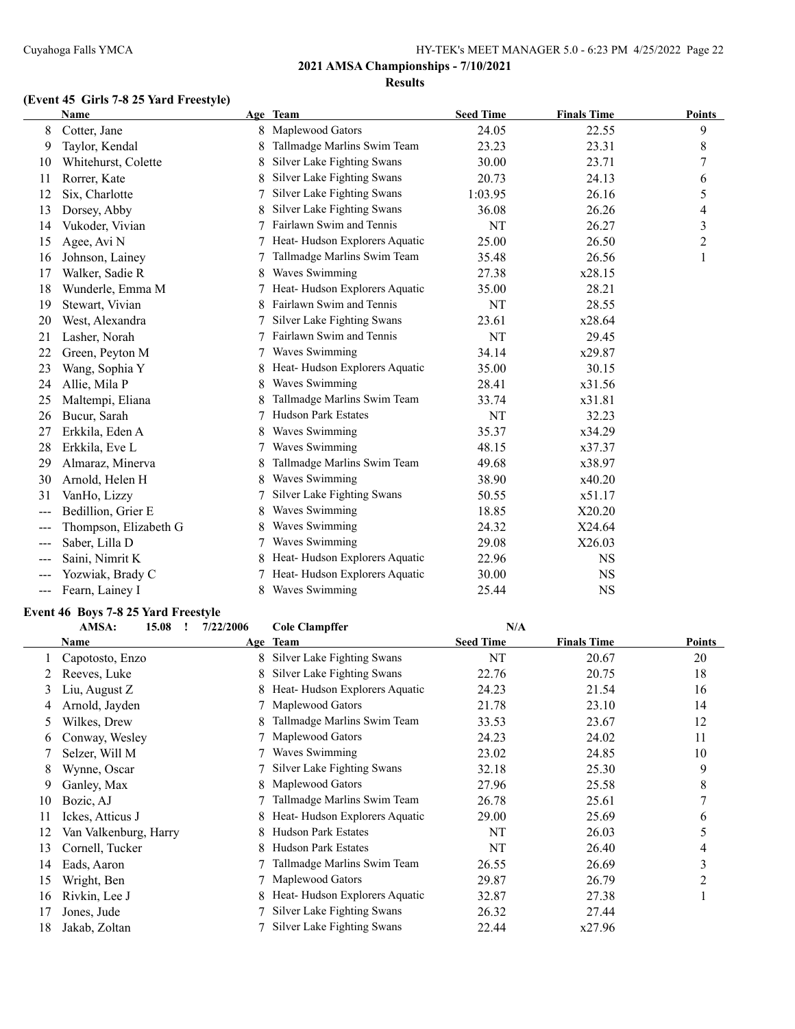## 2021 AMSA Championships - 7/10/2021

### Results

### (Event 45 Girls 7-8 25 Yard Freestyle)

| | Name | Age | Team | Seed Time | Finals Time | Points |
|---|---|---|---|---|---|---|
| 8 | Cotter, Jane | 8 | Maplewood Gators | 24.05 | 22.55 | 9 |
| 9 | Taylor, Kendal | 8 | Tallmadge Marlins Swim Team | 23.23 | 23.31 | 8 |
| 10 | Whitehurst, Colette | 8 | Silver Lake Fighting Swans | 30.00 | 23.71 | 7 |
| 11 | Rorrer, Kate | 8 | Silver Lake Fighting Swans | 20.73 | 24.13 | 6 |
| 12 | Six, Charlotte | 7 | Silver Lake Fighting Swans | 1:03.95 | 26.16 | 5 |
| 13 | Dorsey, Abby | 8 | Silver Lake Fighting Swans | 36.08 | 26.26 | 4 |
| 14 | Vukoder, Vivian | 7 | Fairlawn Swim and Tennis | NT | 26.27 | 3 |
| 15 | Agee, Avi N | 7 | Heat- Hudson Explorers Aquatic | 25.00 | 26.50 | 2 |
| 16 | Johnson, Lainey | 7 | Tallmadge Marlins Swim Team | 35.48 | 26.56 | 1 |
| 17 | Walker, Sadie R | 8 | Waves Swimming | 27.38 | x28.15 | |
| 18 | Wunderle, Emma M | 7 | Heat- Hudson Explorers Aquatic | 35.00 | 28.21 | |
| 19 | Stewart, Vivian | 8 | Fairlawn Swim and Tennis | NT | 28.55 | |
| 20 | West, Alexandra | 7 | Silver Lake Fighting Swans | 23.61 | x28.64 | |
| 21 | Lasher, Norah | 7 | Fairlawn Swim and Tennis | NT | 29.45 | |
| 22 | Green, Peyton M | 7 | Waves Swimming | 34.14 | x29.87 | |
| 23 | Wang, Sophia Y | 8 | Heat- Hudson Explorers Aquatic | 35.00 | 30.15 | |
| 24 | Allie, Mila P | 8 | Waves Swimming | 28.41 | x31.56 | |
| 25 | Maltempi, Eliana | 8 | Tallmadge Marlins Swim Team | 33.74 | x31.81 | |
| 26 | Bucur, Sarah | 7 | Hudson Park Estates | NT | 32.23 | |
| 27 | Erkkila, Eden A | 8 | Waves Swimming | 35.37 | x34.29 | |
| 28 | Erkkila, Eve L | 7 | Waves Swimming | 48.15 | x37.37 | |
| 29 | Almaraz, Minerva | 8 | Tallmadge Marlins Swim Team | 49.68 | x38.97 | |
| 30 | Arnold, Helen H | 8 | Waves Swimming | 38.90 | x40.20 | |
| 31 | VanHo, Lizzy | 7 | Silver Lake Fighting Swans | 50.55 | x51.17 | |
| --- | Bedillion, Grier E | 8 | Waves Swimming | 18.85 | X20.20 | |
| --- | Thompson, Elizabeth G | 8 | Waves Swimming | 24.32 | X24.64 | |
| --- | Saber, Lilla D | 7 | Waves Swimming | 29.08 | X26.03 | |
| --- | Saini, Nimrit K | 8 | Heat- Hudson Explorers Aquatic | 22.96 | NS | |
| --- | Yozwiak, Brady C | 7 | Heat- Hudson Explorers Aquatic | 30.00 | NS | |
| --- | Fearn, Lainey I | 8 | Waves Swimming | 25.44 | NS | |

### Event 46 Boys 7-8 25 Yard Freestyle

AMSA: 15.08 ! 7/22/2006 Cole Clampffer N/A

| | Name | Age | Team | Seed Time | Finals Time | Points |
|---|---|---|---|---|---|---|
| 1 | Capotosto, Enzo | 8 | Silver Lake Fighting Swans | NT | 20.67 | 20 |
| 2 | Reeves, Luke | 8 | Silver Lake Fighting Swans | 22.76 | 20.75 | 18 |
| 3 | Liu, August Z | 8 | Heat- Hudson Explorers Aquatic | 24.23 | 21.54 | 16 |
| 4 | Arnold, Jayden | 7 | Maplewood Gators | 21.78 | 23.10 | 14 |
| 5 | Wilkes, Drew | 8 | Tallmadge Marlins Swim Team | 33.53 | 23.67 | 12 |
| 6 | Conway, Wesley | 7 | Maplewood Gators | 24.23 | 24.02 | 11 |
| 7 | Selzer, Will M | 7 | Waves Swimming | 23.02 | 24.85 | 10 |
| 8 | Wynne, Oscar | 7 | Silver Lake Fighting Swans | 32.18 | 25.30 | 9 |
| 9 | Ganley, Max | 8 | Maplewood Gators | 27.96 | 25.58 | 8 |
| 10 | Bozic, AJ | 7 | Tallmadge Marlins Swim Team | 26.78 | 25.61 | 7 |
| 11 | Ickes, Atticus J | 8 | Heat- Hudson Explorers Aquatic | 29.00 | 25.69 | 6 |
| 12 | Van Valkenburg, Harry | 8 | Hudson Park Estates | NT | 26.03 | 5 |
| 13 | Cornell, Tucker | 8 | Hudson Park Estates | NT | 26.40 | 4 |
| 14 | Eads, Aaron | 7 | Tallmadge Marlins Swim Team | 26.55 | 26.69 | 3 |
| 15 | Wright, Ben | 7 | Maplewood Gators | 29.87 | 26.79 | 2 |
| 16 | Rivkin, Lee J | 8 | Heat- Hudson Explorers Aquatic | 32.87 | 27.38 | 1 |
| 17 | Jones, Jude | 7 | Silver Lake Fighting Swans | 26.32 | 27.44 | |
| 18 | Jakab, Zoltan | 7 | Silver Lake Fighting Swans | 22.44 | x27.96 | |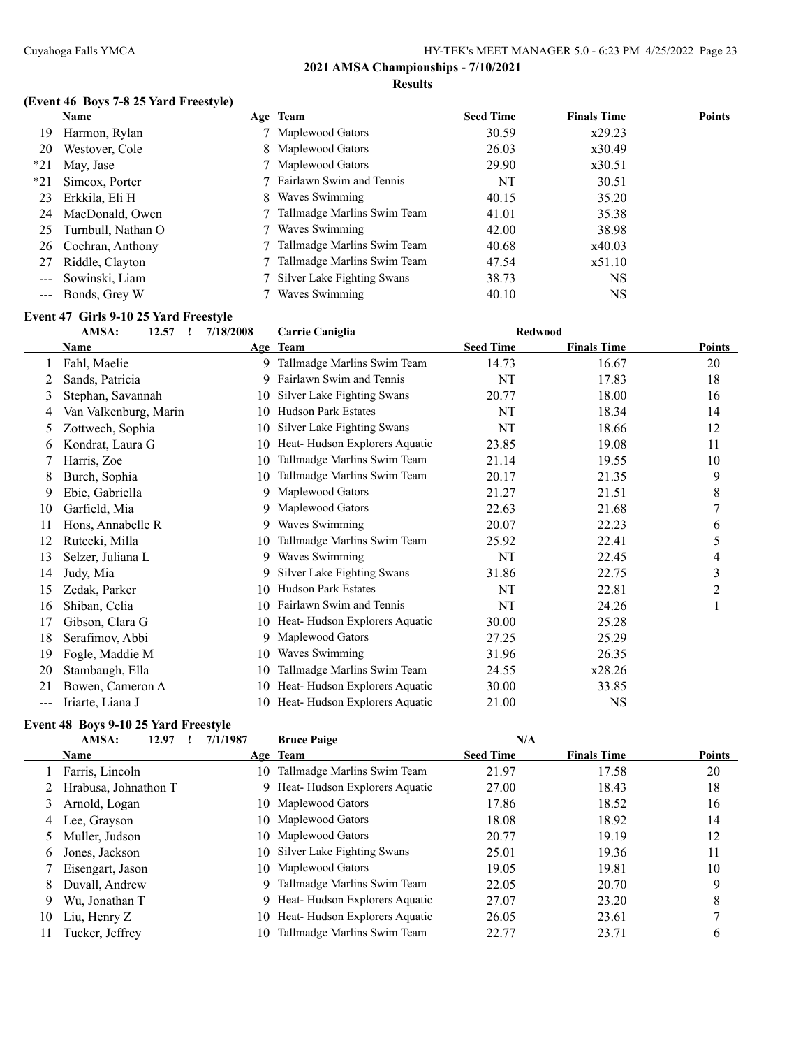## 2021 AMSA Championships - 7/10/2021

### Results

#### (Event 46 Boys 7-8 25 Yard Freestyle)

| | Name | Age | Team | Seed Time | Finals Time | Points |
|---|---|---|---|---|---|---|
| 19 | Harmon, Rylan | 7 | Maplewood Gators | 30.59 | x29.23 | |
| 20 | Westover, Cole | 8 | Maplewood Gators | 26.03 | x30.49 | |
| *21 | May, Jase | 7 | Maplewood Gators | 29.90 | x30.51 | |
| *21 | Simcox, Porter | 7 | Fairlawn Swim and Tennis | NT | 30.51 | |
| 23 | Erkkila, Eli H | 8 | Waves Swimming | 40.15 | 35.20 | |
| 24 | MacDonald, Owen | 7 | Tallmadge Marlins Swim Team | 41.01 | 35.38 | |
| 25 | Turnbull, Nathan O | 7 | Waves Swimming | 42.00 | 38.98 | |
| 26 | Cochran, Anthony | 7 | Tallmadge Marlins Swim Team | 40.68 | x40.03 | |
| 27 | Riddle, Clayton | 7 | Tallmadge Marlins Swim Team | 47.54 | x51.10 | |
| --- | Sowinski, Liam | 7 | Silver Lake Fighting Swans | 38.73 | NS | |
| --- | Bonds, Grey W | 7 | Waves Swimming | 40.10 | NS | |

#### Event 47 Girls 9-10 25 Yard Freestyle

AMSA: 12.57 ! 7/18/2008 Carrie Caniglia Redwood

| | Name | Age | Team | Seed Time | Finals Time | Points |
|---|---|---|---|---|---|---|
| 1 | Fahl, Maelie | 9 | Tallmadge Marlins Swim Team | 14.73 | 16.67 | 20 |
| 2 | Sands, Patricia | 9 | Fairlawn Swim and Tennis | NT | 17.83 | 18 |
| 3 | Stephan, Savannah | 10 | Silver Lake Fighting Swans | 20.77 | 18.00 | 16 |
| 4 | Van Valkenburg, Marin | 10 | Hudson Park Estates | NT | 18.34 | 14 |
| 5 | Zottwech, Sophia | 10 | Silver Lake Fighting Swans | NT | 18.66 | 12 |
| 6 | Kondrat, Laura G | 10 | Heat- Hudson Explorers Aquatic | 23.85 | 19.08 | 11 |
| 7 | Harris, Zoe | 10 | Tallmadge Marlins Swim Team | 21.14 | 19.55 | 10 |
| 8 | Burch, Sophia | 10 | Tallmadge Marlins Swim Team | 20.17 | 21.35 | 9 |
| 9 | Ebie, Gabriella | 9 | Maplewood Gators | 21.27 | 21.51 | 8 |
| 10 | Garfield, Mia | 9 | Maplewood Gators | 22.63 | 21.68 | 7 |
| 11 | Hons, Annabelle R | 9 | Waves Swimming | 20.07 | 22.23 | 6 |
| 12 | Rutecki, Milla | 10 | Tallmadge Marlins Swim Team | 25.92 | 22.41 | 5 |
| 13 | Selzer, Juliana L | 9 | Waves Swimming | NT | 22.45 | 4 |
| 14 | Judy, Mia | 9 | Silver Lake Fighting Swans | 31.86 | 22.75 | 3 |
| 15 | Zedak, Parker | 10 | Hudson Park Estates | NT | 22.81 | 2 |
| 16 | Shiban, Celia | 10 | Fairlawn Swim and Tennis | NT | 24.26 | 1 |
| 17 | Gibson, Clara G | 10 | Heat- Hudson Explorers Aquatic | 30.00 | 25.28 | |
| 18 | Serafimov, Abbi | 9 | Maplewood Gators | 27.25 | 25.29 | |
| 19 | Fogle, Maddie M | 10 | Waves Swimming | 31.96 | 26.35 | |
| 20 | Stambaugh, Ella | 10 | Tallmadge Marlins Swim Team | 24.55 | x28.26 | |
| 21 | Bowen, Cameron A | 10 | Heat- Hudson Explorers Aquatic | 30.00 | 33.85 | |
| --- | Iriarte, Liana J | 10 | Heat- Hudson Explorers Aquatic | 21.00 | NS | |

#### Event 48 Boys 9-10 25 Yard Freestyle

AMSA: 12.97 ! 7/1/1987 Bruce Paige N/A

| | Name | Age | Team | Seed Time | Finals Time | Points |
|---|---|---|---|---|---|---|
| 1 | Farris, Lincoln | 10 | Tallmadge Marlins Swim Team | 21.97 | 17.58 | 20 |
| 2 | Hrabusa, Johnathon T | 9 | Heat- Hudson Explorers Aquatic | 27.00 | 18.43 | 18 |
| 3 | Arnold, Logan | 10 | Maplewood Gators | 17.86 | 18.52 | 16 |
| 4 | Lee, Grayson | 10 | Maplewood Gators | 18.08 | 18.92 | 14 |
| 5 | Muller, Judson | 10 | Maplewood Gators | 20.77 | 19.19 | 12 |
| 6 | Jones, Jackson | 10 | Silver Lake Fighting Swans | 25.01 | 19.36 | 11 |
| 7 | Eisengart, Jason | 10 | Maplewood Gators | 19.05 | 19.81 | 10 |
| 8 | Duvall, Andrew | 9 | Tallmadge Marlins Swim Team | 22.05 | 20.70 | 9 |
| 9 | Wu, Jonathan T | 9 | Heat- Hudson Explorers Aquatic | 27.07 | 23.20 | 8 |
| 10 | Liu, Henry Z | 10 | Heat- Hudson Explorers Aquatic | 26.05 | 23.61 | 7 |
| 11 | Tucker, Jeffrey | 10 | Tallmadge Marlins Swim Team | 22.77 | 23.71 | 6 |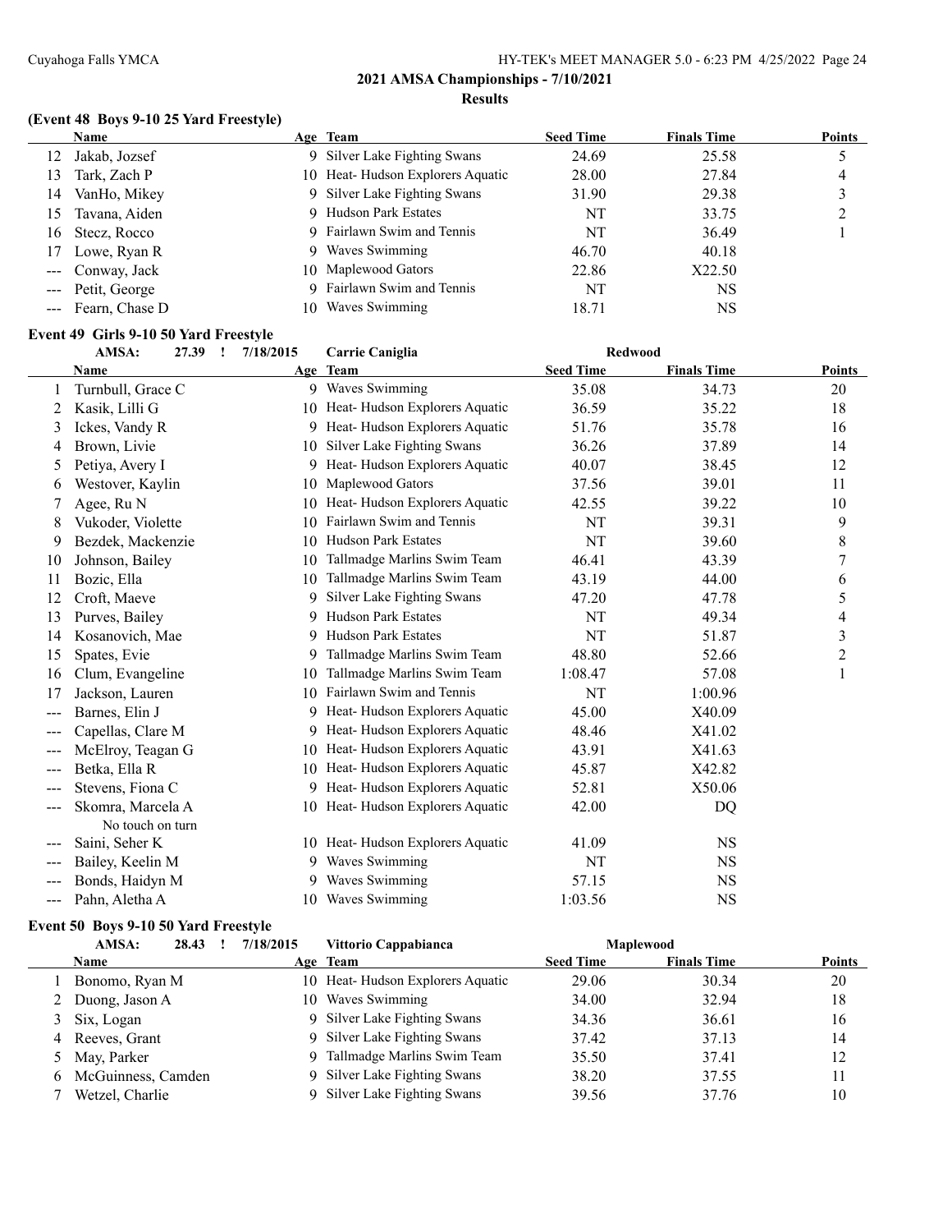## 2021 AMSA Championships - 7/10/2021

### Results

#### (Event 48 Boys 9-10 25 Yard Freestyle)

| | Name | Age | Team | Seed Time | Finals Time | Points |
|---|---|---|---|---|---|---|
| 12 | Jakab, Jozsef | 9 | Silver Lake Fighting Swans | 24.69 | 25.58 | 5 |
| 13 | Tark, Zach P | 10 | Heat- Hudson Explorers Aquatic | 28.00 | 27.84 | 4 |
| 14 | VanHo, Mikey | 9 | Silver Lake Fighting Swans | 31.90 | 29.38 | 3 |
| 15 | Tavana, Aiden | 9 | Hudson Park Estates | NT | 33.75 | 2 |
| 16 | Stecz, Rocco | 9 | Fairlawn Swim and Tennis | NT | 36.49 | 1 |
| 17 | Lowe, Ryan R | 9 | Waves Swimming | 46.70 | 40.18 | |
| --- | Conway, Jack | 10 | Maplewood Gators | 22.86 | X22.50 | |
| --- | Petit, George | 9 | Fairlawn Swim and Tennis | NT | NS | |
| --- | Fearn, Chase D | 10 | Waves Swimming | 18.71 | NS | |

#### Event 49 Girls 9-10 50 Yard Freestyle

AMSA: 27.39 ! 7/18/2015 Carrie Caniglia Redwood

| | Name | Age | Team | Seed Time | Finals Time | Points |
|---|---|---|---|---|---|---|
| 1 | Turnbull, Grace C | 9 | Waves Swimming | 35.08 | 34.73 | 20 |
| 2 | Kasik, Lilli G | 10 | Heat- Hudson Explorers Aquatic | 36.59 | 35.22 | 18 |
| 3 | Ickes, Vandy R | 9 | Heat- Hudson Explorers Aquatic | 51.76 | 35.78 | 16 |
| 4 | Brown, Livie | 10 | Silver Lake Fighting Swans | 36.26 | 37.89 | 14 |
| 5 | Petiya, Avery I | 9 | Heat- Hudson Explorers Aquatic | 40.07 | 38.45 | 12 |
| 6 | Westover, Kaylin | 10 | Maplewood Gators | 37.56 | 39.01 | 11 |
| 7 | Agee, Ru N | 10 | Heat- Hudson Explorers Aquatic | 42.55 | 39.22 | 10 |
| 8 | Vukoder, Violette | 10 | Fairlawn Swim and Tennis | NT | 39.31 | 9 |
| 9 | Bezdek, Mackenzie | 10 | Hudson Park Estates | NT | 39.60 | 8 |
| 10 | Johnson, Bailey | 10 | Tallmadge Marlins Swim Team | 46.41 | 43.39 | 7 |
| 11 | Bozic, Ella | 10 | Tallmadge Marlins Swim Team | 43.19 | 44.00 | 6 |
| 12 | Croft, Maeve | 9 | Silver Lake Fighting Swans | 47.20 | 47.78 | 5 |
| 13 | Purves, Bailey | 9 | Hudson Park Estates | NT | 49.34 | 4 |
| 14 | Kosanovich, Mae | 9 | Hudson Park Estates | NT | 51.87 | 3 |
| 15 | Spates, Evie | 9 | Tallmadge Marlins Swim Team | 48.80 | 52.66 | 2 |
| 16 | Clum, Evangeline | 10 | Tallmadge Marlins Swim Team | 1:08.47 | 57.08 | 1 |
| 17 | Jackson, Lauren | 10 | Fairlawn Swim and Tennis | NT | 1:00.96 | |
| --- | Barnes, Elin J | 9 | Heat- Hudson Explorers Aquatic | 45.00 | X40.09 | |
| --- | Capellas, Clare M | 9 | Heat- Hudson Explorers Aquatic | 48.46 | X41.02 | |
| --- | McElroy, Teagan G | 10 | Heat- Hudson Explorers Aquatic | 43.91 | X41.63 | |
| --- | Betka, Ella R | 10 | Heat- Hudson Explorers Aquatic | 45.87 | X42.82 | |
| --- | Stevens, Fiona C | 9 | Heat- Hudson Explorers Aquatic | 52.81 | X50.06 | |
| --- | Skomra, Marcela A<br>No touch on turn | 10 | Heat- Hudson Explorers Aquatic | 42.00 | DQ | |
| --- | Saini, Seher K | 10 | Heat- Hudson Explorers Aquatic | 41.09 | NS | |
| --- | Bailey, Keelin M | 9 | Waves Swimming | NT | NS | |
| --- | Bonds, Haidyn M | 9 | Waves Swimming | 57.15 | NS | |
| --- | Pahn, Aletha A | 10 | Waves Swimming | 1:03.56 | NS | |

#### Event 50 Boys 9-10 50 Yard Freestyle

AMSA: 28.43 ! 7/18/2015 Vittorio Cappabianca Maplewood

| | Name | Age | Team | Seed Time | Finals Time | Points |
|---|---|---|---|---|---|---|
| 1 | Bonomo, Ryan M | 10 | Heat- Hudson Explorers Aquatic | 29.06 | 30.34 | 20 |
| 2 | Duong, Jason A | 10 | Waves Swimming | 34.00 | 32.94 | 18 |
| 3 | Six, Logan | 9 | Silver Lake Fighting Swans | 34.36 | 36.61 | 16 |
| 4 | Reeves, Grant | 9 | Silver Lake Fighting Swans | 37.42 | 37.13 | 14 |
| 5 | May, Parker | 9 | Tallmadge Marlins Swim Team | 35.50 | 37.41 | 12 |
| 6 | McGuinness, Camden | 9 | Silver Lake Fighting Swans | 38.20 | 37.55 | 11 |
| 7 | Wetzel, Charlie | 9 | Silver Lake Fighting Swans | 39.56 | 37.76 | 10 |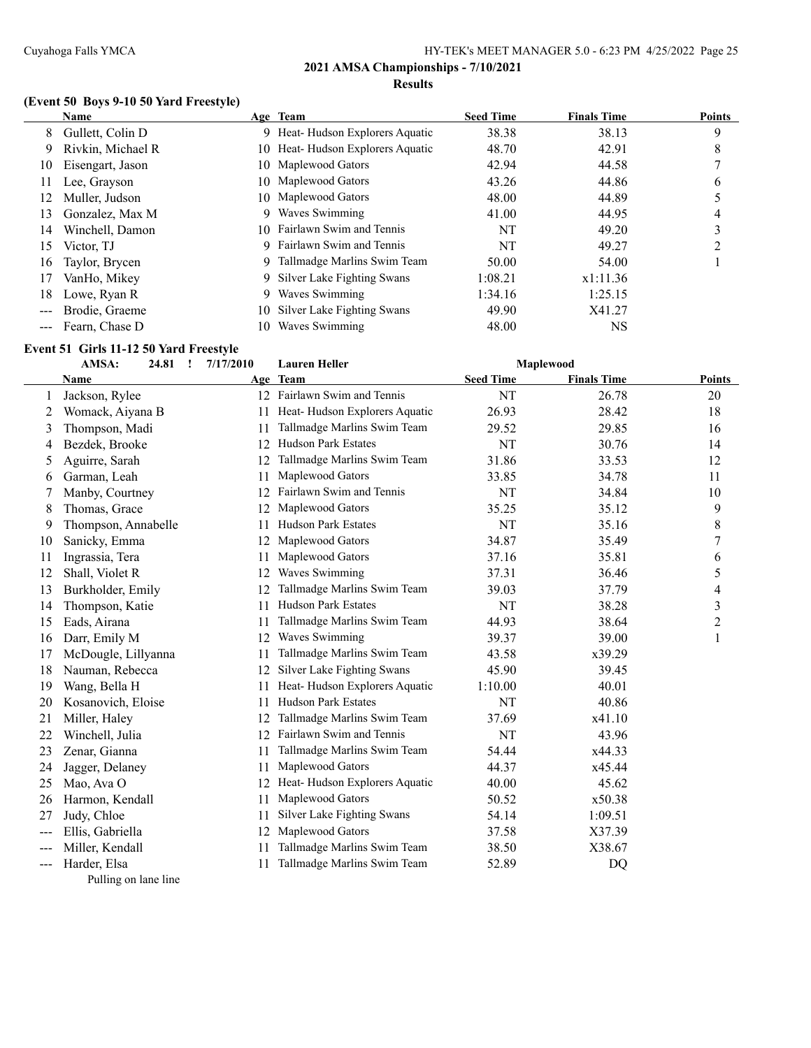## 2021 AMSA Championships - 7/10/2021

### Results

#### (Event 50 Boys 9-10 50 Yard Freestyle)

| | Name | Age | Team | Seed Time | Finals Time | Points |
|---|---|---|---|---|---|---|
| 8 | Gullett, Colin D | 9 | Heat- Hudson Explorers Aquatic | 38.38 | 38.13 | 9 |
| 9 | Rivkin, Michael R | 10 | Heat- Hudson Explorers Aquatic | 48.70 | 42.91 | 8 |
| 10 | Eisengart, Jason | 10 | Maplewood Gators | 42.94 | 44.58 | 7 |
| 11 | Lee, Grayson | 10 | Maplewood Gators | 43.26 | 44.86 | 6 |
| 12 | Muller, Judson | 10 | Maplewood Gators | 48.00 | 44.89 | 5 |
| 13 | Gonzalez, Max M | 9 | Waves Swimming | 41.00 | 44.95 | 4 |
| 14 | Winchell, Damon | 10 | Fairlawn Swim and Tennis | NT | 49.20 | 3 |
| 15 | Victor, TJ | 9 | Fairlawn Swim and Tennis | NT | 49.27 | 2 |
| 16 | Taylor, Brycen | 9 | Tallmadge Marlins Swim Team | 50.00 | 54.00 | 1 |
| 17 | VanHo, Mikey | 9 | Silver Lake Fighting Swans | 1:08.21 | x1:11.36 | |
| 18 | Lowe, Ryan R | 9 | Waves Swimming | 1:34.16 | 1:25.15 | |
| --- | Brodie, Graeme | 10 | Silver Lake Fighting Swans | 49.90 | X41.27 | |
| --- | Fearn, Chase D | 10 | Waves Swimming | 48.00 | NS | |

#### Event 51 Girls 11-12 50 Yard Freestyle

AMSA: 24.81 ! 7/17/2010 Lauren Heller Maplewood

| | Name | Age | Team | Seed Time | Finals Time | Points |
|---|---|---|---|---|---|---|
| 1 | Jackson, Rylee | 12 | Fairlawn Swim and Tennis | NT | 26.78 | 20 |
| 2 | Womack, Aiyana B | 11 | Heat- Hudson Explorers Aquatic | 26.93 | 28.42 | 18 |
| 3 | Thompson, Madi | 11 | Tallmadge Marlins Swim Team | 29.52 | 29.85 | 16 |
| 4 | Bezdek, Brooke | 12 | Hudson Park Estates | NT | 30.76 | 14 |
| 5 | Aguirre, Sarah | 12 | Tallmadge Marlins Swim Team | 31.86 | 33.53 | 12 |
| 6 | Garman, Leah | 11 | Maplewood Gators | 33.85 | 34.78 | 11 |
| 7 | Manby, Courtney | 12 | Fairlawn Swim and Tennis | NT | 34.84 | 10 |
| 8 | Thomas, Grace | 12 | Maplewood Gators | 35.25 | 35.12 | 9 |
| 9 | Thompson, Annabelle | 11 | Hudson Park Estates | NT | 35.16 | 8 |
| 10 | Sanicky, Emma | 12 | Maplewood Gators | 34.87 | 35.49 | 7 |
| 11 | Ingrassia, Tera | 11 | Maplewood Gators | 37.16 | 35.81 | 6 |
| 12 | Shall, Violet R | 12 | Waves Swimming | 37.31 | 36.46 | 5 |
| 13 | Burkholder, Emily | 12 | Tallmadge Marlins Swim Team | 39.03 | 37.79 | 4 |
| 14 | Thompson, Katie | 11 | Hudson Park Estates | NT | 38.28 | 3 |
| 15 | Eads, Airana | 11 | Tallmadge Marlins Swim Team | 44.93 | 38.64 | 2 |
| 16 | Darr, Emily M | 12 | Waves Swimming | 39.37 | 39.00 | 1 |
| 17 | McDougle, Lillyanna | 11 | Tallmadge Marlins Swim Team | 43.58 | x39.29 | |
| 18 | Nauman, Rebecca | 12 | Silver Lake Fighting Swans | 45.90 | 39.45 | |
| 19 | Wang, Bella H | 11 | Heat- Hudson Explorers Aquatic | 1:10.00 | 40.01 | |
| 20 | Kosanovich, Eloise | 11 | Hudson Park Estates | NT | 40.86 | |
| 21 | Miller, Haley | 12 | Tallmadge Marlins Swim Team | 37.69 | x41.10 | |
| 22 | Winchell, Julia | 12 | Fairlawn Swim and Tennis | NT | 43.96 | |
| 23 | Zenar, Gianna | 11 | Tallmadge Marlins Swim Team | 54.44 | x44.33 | |
| 24 | Jagger, Delaney | 11 | Maplewood Gators | 44.37 | x45.44 | |
| 25 | Mao, Ava O | 12 | Heat- Hudson Explorers Aquatic | 40.00 | 45.62 | |
| 26 | Harmon, Kendall | 11 | Maplewood Gators | 50.52 | x50.38 | |
| 27 | Judy, Chloe | 11 | Silver Lake Fighting Swans | 54.14 | 1:09.51 | |
| --- | Ellis, Gabriella | 12 | Maplewood Gators | 37.58 | X37.39 | |
| --- | Miller, Kendall | 11 | Tallmadge Marlins Swim Team | 38.50 | X38.67 | |
| --- | Harder, Elsa | 11 | Tallmadge Marlins Swim Team | 52.89 | DQ | |
| | Pulling on lane line | | | | | |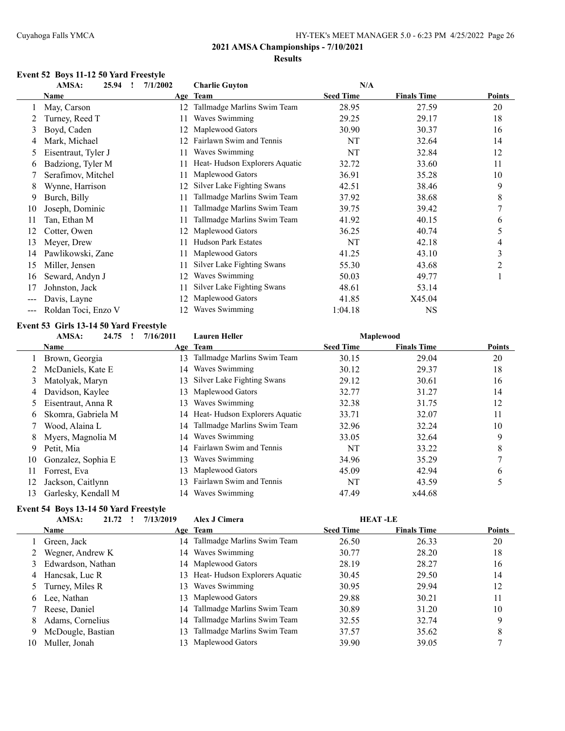# 2021 AMSA Championships - 7/10/2021

## Results

### Event 52 Boys 11-12 50 Yard Freestyle

AMSA: 25.94 ! 7/1/2002 Charlie Guyton N/A

| | Name | Age | Team | Seed Time | Finals Time | Points |
|---|---|---|---|---|---|---|
| 1 | May, Carson | 12 | Tallmadge Marlins Swim Team | 28.95 | 27.59 | 20 |
| 2 | Turney, Reed T | 11 | Waves Swimming | 29.25 | 29.17 | 18 |
| 3 | Boyd, Caden | 12 | Maplewood Gators | 30.90 | 30.37 | 16 |
| 4 | Mark, Michael | 12 | Fairlawn Swim and Tennis | NT | 32.64 | 14 |
| 5 | Eisentraut, Tyler J | 11 | Waves Swimming | NT | 32.84 | 12 |
| 6 | Badziong, Tyler M | 11 | Heat- Hudson Explorers Aquatic | 32.72 | 33.60 | 11 |
| 7 | Serafimov, Mitchel | 11 | Maplewood Gators | 36.91 | 35.28 | 10 |
| 8 | Wynne, Harrison | 12 | Silver Lake Fighting Swans | 42.51 | 38.46 | 9 |
| 9 | Burch, Billy | 11 | Tallmadge Marlins Swim Team | 37.92 | 38.68 | 8 |
| 10 | Joseph, Dominic | 11 | Tallmadge Marlins Swim Team | 39.75 | 39.42 | 7 |
| 11 | Tan, Ethan M | 11 | Tallmadge Marlins Swim Team | 41.92 | 40.15 | 6 |
| 12 | Cotter, Owen | 12 | Maplewood Gators | 36.25 | 40.74 | 5 |
| 13 | Meyer, Drew | 11 | Hudson Park Estates | NT | 42.18 | 4 |
| 14 | Pawlikowski, Zane | 11 | Maplewood Gators | 41.25 | 43.10 | 3 |
| 15 | Miller, Jensen | 11 | Silver Lake Fighting Swans | 55.30 | 43.68 | 2 |
| 16 | Seward, Andyn J | 12 | Waves Swimming | 50.03 | 49.77 | 1 |
| 17 | Johnston, Jack | 11 | Silver Lake Fighting Swans | 48.61 | 53.14 | |
| --- | Davis, Layne | 12 | Maplewood Gators | 41.85 | X45.04 | |
| --- | Roldan Toci, Enzo V | 12 | Waves Swimming | 1:04.18 | NS | |

### Event 53 Girls 13-14 50 Yard Freestyle

AMSA: 24.75 ! 7/16/2011 Lauren Heller Maplewood

| | Name | Age | Team | Seed Time | Finals Time | Points |
|---|---|---|---|---|---|---|
| 1 | Brown, Georgia | 13 | Tallmadge Marlins Swim Team | 30.15 | 29.04 | 20 |
| 2 | McDaniels, Kate E | 14 | Waves Swimming | 30.12 | 29.37 | 18 |
| 3 | Matolyak, Maryn | 13 | Silver Lake Fighting Swans | 29.12 | 30.61 | 16 |
| 4 | Davidson, Kaylee | 13 | Maplewood Gators | 32.77 | 31.27 | 14 |
| 5 | Eisentraut, Anna R | 13 | Waves Swimming | 32.38 | 31.75 | 12 |
| 6 | Skomra, Gabriela M | 14 | Heat- Hudson Explorers Aquatic | 33.71 | 32.07 | 11 |
| 7 | Wood, Alaina L | 14 | Tallmadge Marlins Swim Team | 32.96 | 32.24 | 10 |
| 8 | Myers, Magnolia M | 14 | Waves Swimming | 33.05 | 32.64 | 9 |
| 9 | Petit, Mia | 14 | Fairlawn Swim and Tennis | NT | 33.22 | 8 |
| 10 | Gonzalez, Sophia E | 13 | Waves Swimming | 34.96 | 35.29 | 7 |
| 11 | Forrest, Eva | 13 | Maplewood Gators | 45.09 | 42.94 | 6 |
| 12 | Jackson, Caitlynn | 13 | Fairlawn Swim and Tennis | NT | 43.59 | 5 |
| 13 | Garlesky, Kendall M | 14 | Waves Swimming | 47.49 | x44.68 | |

### Event 54 Boys 13-14 50 Yard Freestyle

AMSA: 21.72 ! 7/13/2019 Alex J Cimera HEAT -LE

| | Name | Age | Team | Seed Time | Finals Time | Points |
|---|---|---|---|---|---|---|
| 1 | Green, Jack | 14 | Tallmadge Marlins Swim Team | 26.50 | 26.33 | 20 |
| 2 | Wegner, Andrew K | 14 | Waves Swimming | 30.77 | 28.20 | 18 |
| 3 | Edwardson, Nathan | 14 | Maplewood Gators | 28.19 | 28.27 | 16 |
| 4 | Hancsak, Luc R | 13 | Heat- Hudson Explorers Aquatic | 30.45 | 29.50 | 14 |
| 5 | Turney, Miles R | 13 | Waves Swimming | 30.95 | 29.94 | 12 |
| 6 | Lee, Nathan | 13 | Maplewood Gators | 29.88 | 30.21 | 11 |
| 7 | Reese, Daniel | 14 | Tallmadge Marlins Swim Team | 30.89 | 31.20 | 10 |
| 8 | Adams, Cornelius | 14 | Tallmadge Marlins Swim Team | 32.55 | 32.74 | 9 |
| 9 | McDougle, Bastian | 13 | Tallmadge Marlins Swim Team | 37.57 | 35.62 | 8 |
| 10 | Muller, Jonah | 13 | Maplewood Gators | 39.90 | 39.05 | 7 |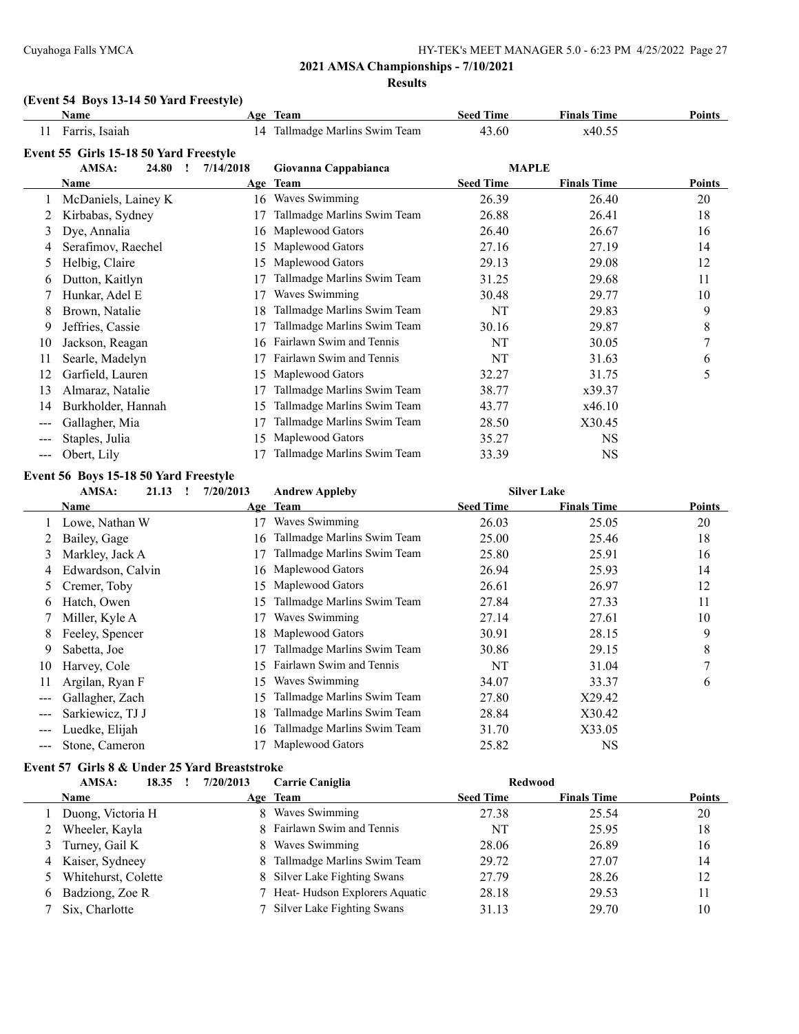## 2021 AMSA Championships - 7/10/2021

### Results

#### (Event 54 Boys 13-14 50 Yard Freestyle)

| | Name | Age | Team | Seed Time | Finals Time | Points |
|---|---|---|---|---|---|---|
| 11 | Farris, Isaiah | 14 | Tallmadge Marlins Swim Team | 43.60 | x40.55 | |

#### Event 55 Girls 15-18 50 Yard Freestyle

AMSA: 24.80 ! 7/14/2018 Giovanna Cappabianca MAPLE

| | Name | Age | Team | Seed Time | Finals Time | Points |
|---|---|---|---|---|---|---|
| 1 | McDaniels, Lainey K | 16 | Waves Swimming | 26.39 | 26.40 | 20 |
| 2 | Kirbabas, Sydney | 17 | Tallmadge Marlins Swim Team | 26.88 | 26.41 | 18 |
| 3 | Dye, Annalia | 16 | Maplewood Gators | 26.40 | 26.67 | 16 |
| 4 | Serafimov, Raechel | 15 | Maplewood Gators | 27.16 | 27.19 | 14 |
| 5 | Helbig, Claire | 15 | Maplewood Gators | 29.13 | 29.08 | 12 |
| 6 | Dutton, Kaitlyn | 17 | Tallmadge Marlins Swim Team | 31.25 | 29.68 | 11 |
| 7 | Hunkar, Adel E | 17 | Waves Swimming | 30.48 | 29.77 | 10 |
| 8 | Brown, Natalie | 18 | Tallmadge Marlins Swim Team | NT | 29.83 | 9 |
| 9 | Jeffries, Cassie | 17 | Tallmadge Marlins Swim Team | 30.16 | 29.87 | 8 |
| 10 | Jackson, Reagan | 16 | Fairlawn Swim and Tennis | NT | 30.05 | 7 |
| 11 | Searle, Madelyn | 17 | Fairlawn Swim and Tennis | NT | 31.63 | 6 |
| 12 | Garfield, Lauren | 15 | Maplewood Gators | 32.27 | 31.75 | 5 |
| 13 | Almaraz, Natalie | 17 | Tallmadge Marlins Swim Team | 38.77 | x39.37 | |
| 14 | Burkholder, Hannah | 15 | Tallmadge Marlins Swim Team | 43.77 | x46.10 | |
| --- | Gallagher, Mia | 17 | Tallmadge Marlins Swim Team | 28.50 | X30.45 | |
| --- | Staples, Julia | 15 | Maplewood Gators | 35.27 | NS | |
| --- | Obert, Lily | 17 | Tallmadge Marlins Swim Team | 33.39 | NS | |

#### Event 56 Boys 15-18 50 Yard Freestyle

AMSA: 21.13 ! 7/20/2013 Andrew Appleby Silver Lake

| | Name | Age | Team | Seed Time | Finals Time | Points |
|---|---|---|---|---|---|---|
| 1 | Lowe, Nathan W | 17 | Waves Swimming | 26.03 | 25.05 | 20 |
| 2 | Bailey, Gage | 16 | Tallmadge Marlins Swim Team | 25.00 | 25.46 | 18 |
| 3 | Markley, Jack A | 17 | Tallmadge Marlins Swim Team | 25.80 | 25.91 | 16 |
| 4 | Edwardson, Calvin | 16 | Maplewood Gators | 26.94 | 25.93 | 14 |
| 5 | Cremer, Toby | 15 | Maplewood Gators | 26.61 | 26.97 | 12 |
| 6 | Hatch, Owen | 15 | Tallmadge Marlins Swim Team | 27.84 | 27.33 | 11 |
| 7 | Miller, Kyle A | 17 | Waves Swimming | 27.14 | 27.61 | 10 |
| 8 | Feeley, Spencer | 18 | Maplewood Gators | 30.91 | 28.15 | 9 |
| 9 | Sabetta, Joe | 17 | Tallmadge Marlins Swim Team | 30.86 | 29.15 | 8 |
| 10 | Harvey, Cole | 15 | Fairlawn Swim and Tennis | NT | 31.04 | 7 |
| 11 | Argilan, Ryan F | 15 | Waves Swimming | 34.07 | 33.37 | 6 |
| --- | Gallagher, Zach | 15 | Tallmadge Marlins Swim Team | 27.80 | X29.42 | |
| --- | Sarkiewicz, TJ J | 18 | Tallmadge Marlins Swim Team | 28.84 | X30.42 | |
| --- | Luedke, Elijah | 16 | Tallmadge Marlins Swim Team | 31.70 | X33.05 | |
| --- | Stone, Cameron | 17 | Maplewood Gators | 25.82 | NS | |

#### Event 57 Girls 8 & Under 25 Yard Breaststroke

AMSA: 18.35 ! 7/20/2013 Carrie Caniglia Redwood

| | Name | Age | Team | Seed Time | Finals Time | Points |
|---|---|---|---|---|---|---|
| 1 | Duong, Victoria H | 8 | Waves Swimming | 27.38 | 25.54 | 20 |
| 2 | Wheeler, Kayla | 8 | Fairlawn Swim and Tennis | NT | 25.95 | 18 |
| 3 | Turney, Gail K | 8 | Waves Swimming | 28.06 | 26.89 | 16 |
| 4 | Kaiser, Sydneey | 8 | Tallmadge Marlins Swim Team | 29.72 | 27.07 | 14 |
| 5 | Whitehurst, Colette | 8 | Silver Lake Fighting Swans | 27.79 | 28.26 | 12 |
| 6 | Badziong, Zoe R | 7 | Heat- Hudson Explorers Aquatic | 28.18 | 29.53 | 11 |
| 7 | Six, Charlotte | 7 | Silver Lake Fighting Swans | 31.13 | 29.70 | 10 |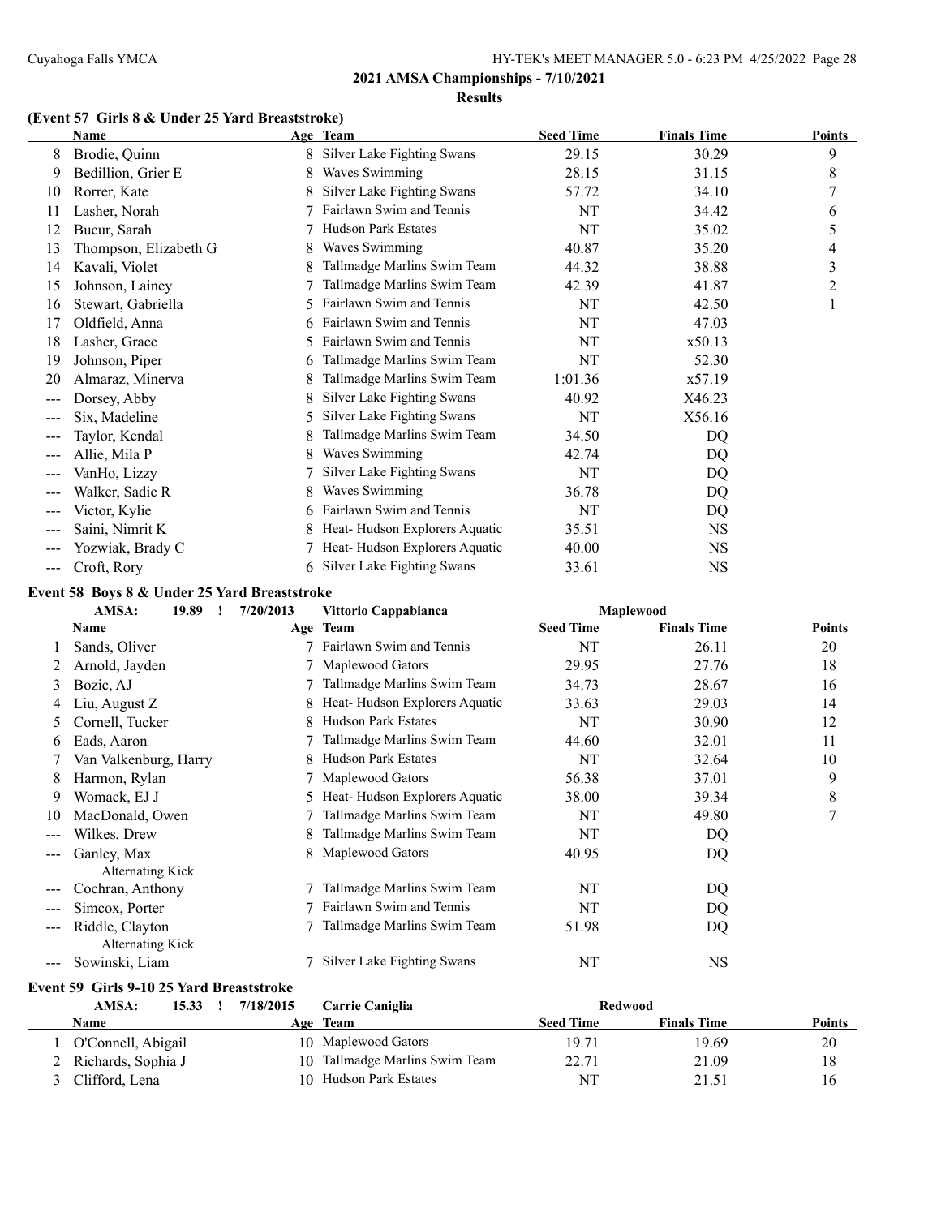## 2021 AMSA Championships - 7/10/2021

### Results

#### (Event 57 Girls 8 & Under 25 Yard Breaststroke)

| | Name | Age | Team | Seed Time | Finals Time | Points |
|---|---|---|---|---|---|---|
| 8 | Brodie, Quinn | 8 | Silver Lake Fighting Swans | 29.15 | 30.29 | 9 |
| 9 | Bedillion, Grier E | 8 | Waves Swimming | 28.15 | 31.15 | 8 |
| 10 | Rorrer, Kate | 8 | Silver Lake Fighting Swans | 57.72 | 34.10 | 7 |
| 11 | Lasher, Norah | 7 | Fairlawn Swim and Tennis | NT | 34.42 | 6 |
| 12 | Bucur, Sarah | 7 | Hudson Park Estates | NT | 35.02 | 5 |
| 13 | Thompson, Elizabeth G | 8 | Waves Swimming | 40.87 | 35.20 | 4 |
| 14 | Kavali, Violet | 8 | Tallmadge Marlins Swim Team | 44.32 | 38.88 | 3 |
| 15 | Johnson, Lainey | 7 | Tallmadge Marlins Swim Team | 42.39 | 41.87 | 2 |
| 16 | Stewart, Gabriella | 5 | Fairlawn Swim and Tennis | NT | 42.50 | 1 |
| 17 | Oldfield, Anna | 6 | Fairlawn Swim and Tennis | NT | 47.03 | |
| 18 | Lasher, Grace | 5 | Fairlawn Swim and Tennis | NT | x50.13 | |
| 19 | Johnson, Piper | 6 | Tallmadge Marlins Swim Team | NT | 52.30 | |
| 20 | Almaraz, Minerva | 8 | Tallmadge Marlins Swim Team | 1:01.36 | x57.19 | |
| --- | Dorsey, Abby | 8 | Silver Lake Fighting Swans | 40.92 | X46.23 | |
| --- | Six, Madeline | 5 | Silver Lake Fighting Swans | NT | X56.16 | |
| --- | Taylor, Kendal | 8 | Tallmadge Marlins Swim Team | 34.50 | DQ | |
| --- | Allie, Mila P | 8 | Waves Swimming | 42.74 | DQ | |
| --- | VanHo, Lizzy | 7 | Silver Lake Fighting Swans | NT | DQ | |
| --- | Walker, Sadie R | 8 | Waves Swimming | 36.78 | DQ | |
| --- | Victor, Kylie | 6 | Fairlawn Swim and Tennis | NT | DQ | |
| --- | Saini, Nimrit K | 8 | Heat- Hudson Explorers Aquatic | 35.51 | NS | |
| --- | Yozwiak, Brady C | 7 | Heat- Hudson Explorers Aquatic | 40.00 | NS | |
| --- | Croft, Rory | 6 | Silver Lake Fighting Swans | 33.61 | NS | |

#### Event 58 Boys 8 & Under 25 Yard Breaststroke

AMSA: 19.89 ! 7/20/2013 Vittorio Cappabianca Maplewood

| | Name | Age | Team | Seed Time | Finals Time | Points |
|---|---|---|---|---|---|---|
| 1 | Sands, Oliver | 7 | Fairlawn Swim and Tennis | NT | 26.11 | 20 |
| 2 | Arnold, Jayden | 7 | Maplewood Gators | 29.95 | 27.76 | 18 |
| 3 | Bozic, AJ | 7 | Tallmadge Marlins Swim Team | 34.73 | 28.67 | 16 |
| 4 | Liu, August Z | 8 | Heat- Hudson Explorers Aquatic | 33.63 | 29.03 | 14 |
| 5 | Cornell, Tucker | 8 | Hudson Park Estates | NT | 30.90 | 12 |
| 6 | Eads, Aaron | 7 | Tallmadge Marlins Swim Team | 44.60 | 32.01 | 11 |
| 7 | Van Valkenburg, Harry | 8 | Hudson Park Estates | NT | 32.64 | 10 |
| 8 | Harmon, Rylan | 7 | Maplewood Gators | 56.38 | 37.01 | 9 |
| 9 | Womack, EJ J | 5 | Heat- Hudson Explorers Aquatic | 38.00 | 39.34 | 8 |
| 10 | MacDonald, Owen | 7 | Tallmadge Marlins Swim Team | NT | 49.80 | 7 |
| --- | Wilkes, Drew | 8 | Tallmadge Marlins Swim Team | NT | DQ | |
| --- | Ganley, Max<br>Alternating Kick | 8 | Maplewood Gators | 40.95 | DQ | |
| --- | Cochran, Anthony | 7 | Tallmadge Marlins Swim Team | NT | DQ | |
| --- | Simcox, Porter | 7 | Fairlawn Swim and Tennis | NT | DQ | |
| --- | Riddle, Clayton<br>Alternating Kick | 7 | Tallmadge Marlins Swim Team | 51.98 | DQ | |
| --- | Sowinski, Liam | 7 | Silver Lake Fighting Swans | NT | NS | |

#### Event 59 Girls 9-10 25 Yard Breaststroke

AMSA: 15.33 ! 7/18/2015 Carrie Caniglia Redwood

| | Name | Age | Team | Seed Time | Finals Time | Points |
|---|---|---|---|---|---|---|
| 1 | O'Connell, Abigail | 10 | Maplewood Gators | 19.71 | 19.69 | 20 |
| 2 | Richards, Sophia J | 10 | Tallmadge Marlins Swim Team | 22.71 | 21.09 | 18 |
| 3 | Clifford, Lena | 10 | Hudson Park Estates | NT | 21.51 | 16 |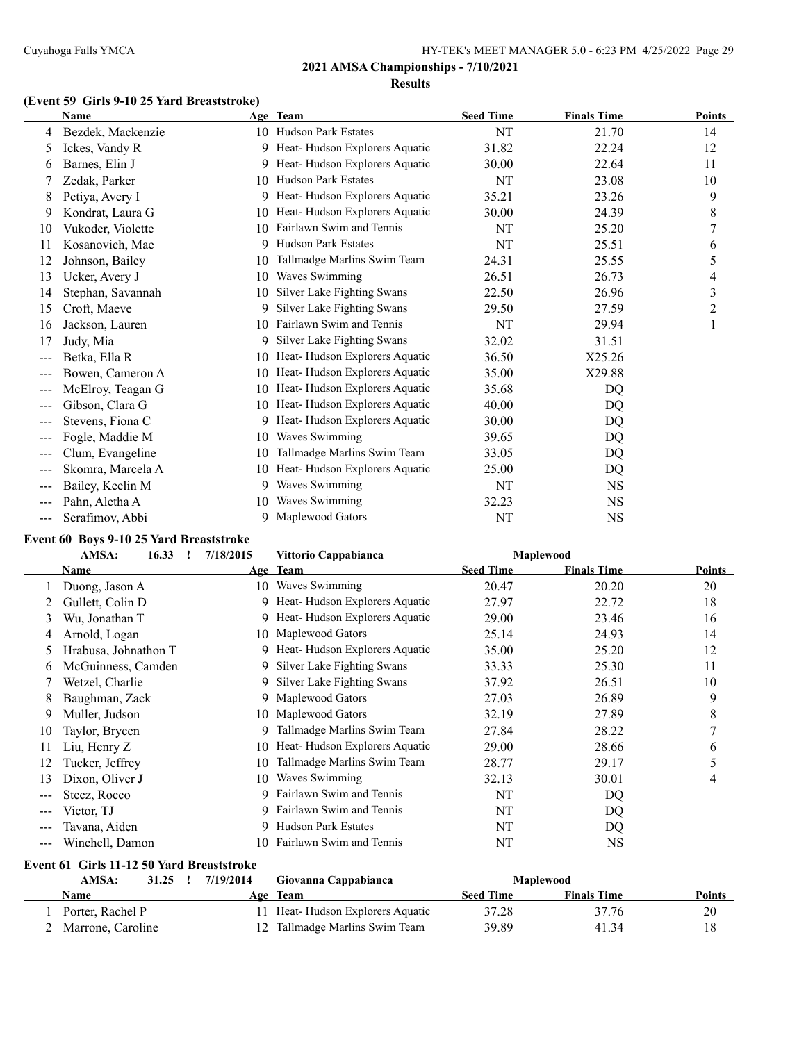**2021 AMSA Championships - 7/10/2021**

**Results**

### (Event 59 Girls 9-10 25 Yard Breaststroke)

| | Name | Age | Team | Seed Time | Finals Time | Points |
|---|---|---|---|---|---|---|
| 4 | Bezdek, Mackenzie | 10 | Hudson Park Estates | NT | 21.70 | 14 |
| 5 | Ickes, Vandy R | 9 | Heat- Hudson Explorers Aquatic | 31.82 | 22.24 | 12 |
| 6 | Barnes, Elin J | 9 | Heat- Hudson Explorers Aquatic | 30.00 | 22.64 | 11 |
| 7 | Zedak, Parker | 10 | Hudson Park Estates | NT | 23.08 | 10 |
| 8 | Petiya, Avery I | 9 | Heat- Hudson Explorers Aquatic | 35.21 | 23.26 | 9 |
| 9 | Kondrat, Laura G | 10 | Heat- Hudson Explorers Aquatic | 30.00 | 24.39 | 8 |
| 10 | Vukoder, Violette | 10 | Fairlawn Swim and Tennis | NT | 25.20 | 7 |
| 11 | Kosanovich, Mae | 9 | Hudson Park Estates | NT | 25.51 | 6 |
| 12 | Johnson, Bailey | 10 | Tallmadge Marlins Swim Team | 24.31 | 25.55 | 5 |
| 13 | Ucker, Avery J | 10 | Waves Swimming | 26.51 | 26.73 | 4 |
| 14 | Stephan, Savannah | 10 | Silver Lake Fighting Swans | 22.50 | 26.96 | 3 |
| 15 | Croft, Maeve | 9 | Silver Lake Fighting Swans | 29.50 | 27.59 | 2 |
| 16 | Jackson, Lauren | 10 | Fairlawn Swim and Tennis | NT | 29.94 | 1 |
| 17 | Judy, Mia | 9 | Silver Lake Fighting Swans | 32.02 | 31.51 | |
| --- | Betka, Ella R | 10 | Heat- Hudson Explorers Aquatic | 36.50 | X25.26 | |
| --- | Bowen, Cameron A | 10 | Heat- Hudson Explorers Aquatic | 35.00 | X29.88 | |
| --- | McElroy, Teagan G | 10 | Heat- Hudson Explorers Aquatic | 35.68 | DQ | |
| --- | Gibson, Clara G | 10 | Heat- Hudson Explorers Aquatic | 40.00 | DQ | |
| --- | Stevens, Fiona C | 9 | Heat- Hudson Explorers Aquatic | 30.00 | DQ | |
| --- | Fogle, Maddie M | 10 | Waves Swimming | 39.65 | DQ | |
| --- | Clum, Evangeline | 10 | Tallmadge Marlins Swim Team | 33.05 | DQ | |
| --- | Skomra, Marcela A | 10 | Heat- Hudson Explorers Aquatic | 25.00 | DQ | |
| --- | Bailey, Keelin M | 9 | Waves Swimming | NT | NS | |
| --- | Pahn, Aletha A | 10 | Waves Swimming | 32.23 | NS | |
| --- | Serafimov, Abbi | 9 | Maplewood Gators | NT | NS | |

### Event 60 Boys 9-10 25 Yard Breaststroke

AMSA: 16.33 ! 7/18/2015 Vittorio Cappabianca Maplewood

| | Name | Age | Team | Seed Time | Finals Time | Points |
|---|---|---|---|---|---|---|
| 1 | Duong, Jason A | 10 | Waves Swimming | 20.47 | 20.20 | 20 |
| 2 | Gullett, Colin D | 9 | Heat- Hudson Explorers Aquatic | 27.97 | 22.72 | 18 |
| 3 | Wu, Jonathan T | 9 | Heat- Hudson Explorers Aquatic | 29.00 | 23.46 | 16 |
| 4 | Arnold, Logan | 10 | Maplewood Gators | 25.14 | 24.93 | 14 |
| 5 | Hrabusa, Johnathon T | 9 | Heat- Hudson Explorers Aquatic | 35.00 | 25.20 | 12 |
| 6 | McGuinness, Camden | 9 | Silver Lake Fighting Swans | 33.33 | 25.30 | 11 |
| 7 | Wetzel, Charlie | 9 | Silver Lake Fighting Swans | 37.92 | 26.51 | 10 |
| 8 | Baughman, Zack | 9 | Maplewood Gators | 27.03 | 26.89 | 9 |
| 9 | Muller, Judson | 10 | Maplewood Gators | 32.19 | 27.89 | 8 |
| 10 | Taylor, Brycen | 9 | Tallmadge Marlins Swim Team | 27.84 | 28.22 | 7 |
| 11 | Liu, Henry Z | 10 | Heat- Hudson Explorers Aquatic | 29.00 | 28.66 | 6 |
| 12 | Tucker, Jeffrey | 10 | Tallmadge Marlins Swim Team | 28.77 | 29.17 | 5 |
| 13 | Dixon, Oliver J | 10 | Waves Swimming | 32.13 | 30.01 | 4 |
| --- | Stecz, Rocco | 9 | Fairlawn Swim and Tennis | NT | DQ | |
| --- | Victor, TJ | 9 | Fairlawn Swim and Tennis | NT | DQ | |
| --- | Tavana, Aiden | 9 | Hudson Park Estates | NT | DQ | |
| --- | Winchell, Damon | 10 | Fairlawn Swim and Tennis | NT | NS | |

### Event 61 Girls 11-12 50 Yard Breaststroke

AMSA: 31.25 ! 7/19/2014 Giovanna Cappabianca Maplewood

| | Name | Age | Team | Seed Time | Finals Time | Points |
|---|---|---|---|---|---|---|
| 1 | Porter, Rachel P | 11 | Heat- Hudson Explorers Aquatic | 37.28 | 37.76 | 20 |
| 2 | Marrone, Caroline | 12 | Tallmadge Marlins Swim Team | 39.89 | 41.34 | 18 |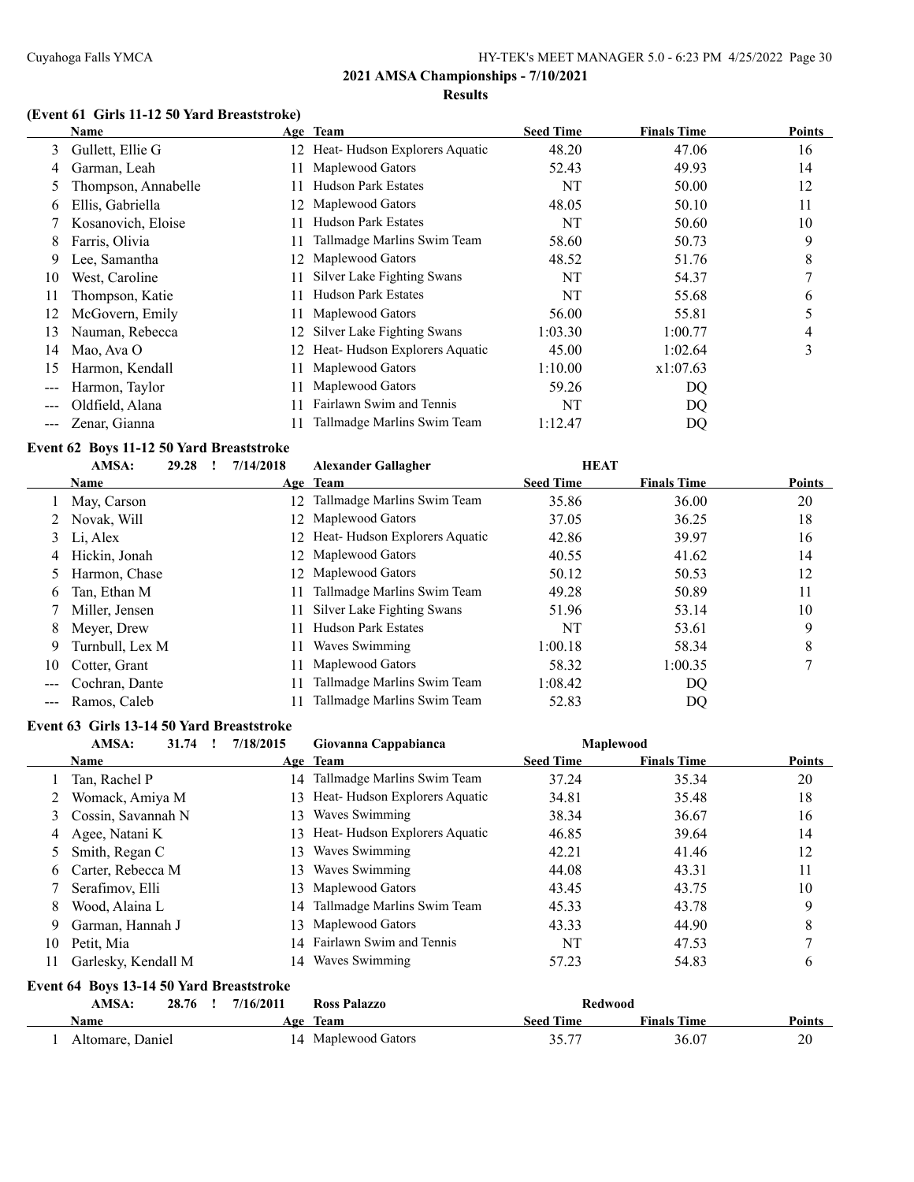## 2021 AMSA Championships - 7/10/2021

### Results

#### (Event 61 Girls 11-12 50 Yard Breaststroke)

| | Name | Age | Team | Seed Time | Finals Time | Points |
|---|---|---|---|---|---|---|
| 3 | Gullett, Ellie G | 12 | Heat- Hudson Explorers Aquatic | 48.20 | 47.06 | 16 |
| 4 | Garman, Leah | 11 | Maplewood Gators | 52.43 | 49.93 | 14 |
| 5 | Thompson, Annabelle | 11 | Hudson Park Estates | NT | 50.00 | 12 |
| 6 | Ellis, Gabriella | 12 | Maplewood Gators | 48.05 | 50.10 | 11 |
| 7 | Kosanovich, Eloise | 11 | Hudson Park Estates | NT | 50.60 | 10 |
| 8 | Farris, Olivia | 11 | Tallmadge Marlins Swim Team | 58.60 | 50.73 | 9 |
| 9 | Lee, Samantha | 12 | Maplewood Gators | 48.52 | 51.76 | 8 |
| 10 | West, Caroline | 11 | Silver Lake Fighting Swans | NT | 54.37 | 7 |
| 11 | Thompson, Katie | 11 | Hudson Park Estates | NT | 55.68 | 6 |
| 12 | McGovern, Emily | 11 | Maplewood Gators | 56.00 | 55.81 | 5 |
| 13 | Nauman, Rebecca | 12 | Silver Lake Fighting Swans | 1:03.30 | 1:00.77 | 4 |
| 14 | Mao, Ava O | 12 | Heat- Hudson Explorers Aquatic | 45.00 | 1:02.64 | 3 |
| 15 | Harmon, Kendall | 11 | Maplewood Gators | 1:10.00 | x1:07.63 | |
| --- | Harmon, Taylor | 11 | Maplewood Gators | 59.26 | DQ | |
| --- | Oldfield, Alana | 11 | Fairlawn Swim and Tennis | NT | DQ | |
| --- | Zenar, Gianna | 11 | Tallmadge Marlins Swim Team | 1:12.47 | DQ | |

#### Event 62 Boys 11-12 50 Yard Breaststroke

AMSA: 29.28 ! 7/14/2018 Alexander Gallagher HEAT

| | Name | Age | Team | Seed Time | Finals Time | Points |
|---|---|---|---|---|---|---|
| 1 | May, Carson | 12 | Tallmadge Marlins Swim Team | 35.86 | 36.00 | 20 |
| 2 | Novak, Will | 12 | Maplewood Gators | 37.05 | 36.25 | 18 |
| 3 | Li, Alex | 12 | Heat- Hudson Explorers Aquatic | 42.86 | 39.97 | 16 |
| 4 | Hickin, Jonah | 12 | Maplewood Gators | 40.55 | 41.62 | 14 |
| 5 | Harmon, Chase | 12 | Maplewood Gators | 50.12 | 50.53 | 12 |
| 6 | Tan, Ethan M | 11 | Tallmadge Marlins Swim Team | 49.28 | 50.89 | 11 |
| 7 | Miller, Jensen | 11 | Silver Lake Fighting Swans | 51.96 | 53.14 | 10 |
| 8 | Meyer, Drew | 11 | Hudson Park Estates | NT | 53.61 | 9 |
| 9 | Turnbull, Lex M | 11 | Waves Swimming | 1:00.18 | 58.34 | 8 |
| 10 | Cotter, Grant | 11 | Maplewood Gators | 58.32 | 1:00.35 | 7 |
| --- | Cochran, Dante | 11 | Tallmadge Marlins Swim Team | 1:08.42 | DQ | |
| --- | Ramos, Caleb | 11 | Tallmadge Marlins Swim Team | 52.83 | DQ | |

#### Event 63 Girls 13-14 50 Yard Breaststroke

AMSA: 31.74 ! 7/18/2015 Giovanna Cappabianca Maplewood

| | Name | Age | Team | Seed Time | Finals Time | Points |
|---|---|---|---|---|---|---|
| 1 | Tan, Rachel P | 14 | Tallmadge Marlins Swim Team | 37.24 | 35.34 | 20 |
| 2 | Womack, Amiya M | 13 | Heat- Hudson Explorers Aquatic | 34.81 | 35.48 | 18 |
| 3 | Cossin, Savannah N | 13 | Waves Swimming | 38.34 | 36.67 | 16 |
| 4 | Agee, Natani K | 13 | Heat- Hudson Explorers Aquatic | 46.85 | 39.64 | 14 |
| 5 | Smith, Regan C | 13 | Waves Swimming | 42.21 | 41.46 | 12 |
| 6 | Carter, Rebecca M | 13 | Waves Swimming | 44.08 | 43.31 | 11 |
| 7 | Serafimov, Elli | 13 | Maplewood Gators | 43.45 | 43.75 | 10 |
| 8 | Wood, Alaina L | 14 | Tallmadge Marlins Swim Team | 45.33 | 43.78 | 9 |
| 9 | Garman, Hannah J | 13 | Maplewood Gators | 43.33 | 44.90 | 8 |
| 10 | Petit, Mia | 14 | Fairlawn Swim and Tennis | NT | 47.53 | 7 |
| 11 | Garlesky, Kendall M | 14 | Waves Swimming | 57.23 | 54.83 | 6 |

#### Event 64 Boys 13-14 50 Yard Breaststroke

AMSA: 28.76 ! 7/16/2011 Ross Palazzo Redwood

| | Name | Age | Team | Seed Time | Finals Time | Points |
|---|---|---|---|---|---|---|
| 1 | Altomare, Daniel | 14 | Maplewood Gators | 35.77 | 36.07 | 20 |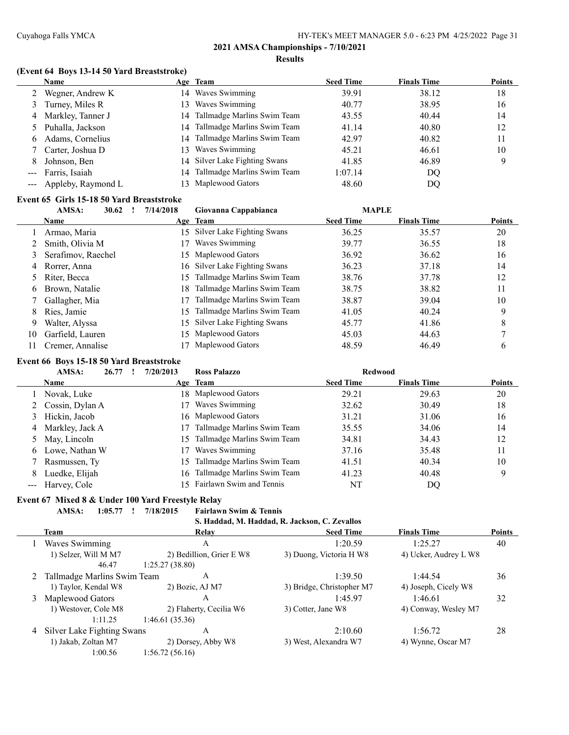## 2021 AMSA Championships - 7/10/2021

### Results

#### (Event 64 Boys 13-14 50 Yard Breaststroke)

| | Name | Age | Team | Seed Time | Finals Time | Points |
|---|---|---|---|---|---|---|
| 2 | Wegner, Andrew K | 14 | Waves Swimming | 39.91 | 38.12 | 18 |
| 3 | Turney, Miles R | 13 | Waves Swimming | 40.77 | 38.95 | 16 |
| 4 | Markley, Tanner J | 14 | Tallmadge Marlins Swim Team | 43.55 | 40.44 | 14 |
| 5 | Puhalla, Jackson | 14 | Tallmadge Marlins Swim Team | 41.14 | 40.80 | 12 |
| 6 | Adams, Cornelius | 14 | Tallmadge Marlins Swim Team | 42.97 | 40.82 | 11 |
| 7 | Carter, Joshua D | 13 | Waves Swimming | 45.21 | 46.61 | 10 |
| 8 | Johnson, Ben | 14 | Silver Lake Fighting Swans | 41.85 | 46.89 | 9 |
| --- | Farris, Isaiah | 14 | Tallmadge Marlins Swim Team | 1:07.14 | DQ | |
| --- | Appleby, Raymond L | 13 | Maplewood Gators | 48.60 | DQ | |

#### Event 65 Girls 15-18 50 Yard Breaststroke

AMSA: 30.62 ! 7/14/2018 Giovanna Cappabianca MAPLE

| | Name | Age | Team | Seed Time | Finals Time | Points |
|---|---|---|---|---|---|---|
| 1 | Armao, Maria | 15 | Silver Lake Fighting Swans | 36.25 | 35.57 | 20 |
| 2 | Smith, Olivia M | 17 | Waves Swimming | 39.77 | 36.55 | 18 |
| 3 | Serafimov, Raechel | 15 | Maplewood Gators | 36.92 | 36.62 | 16 |
| 4 | Rorrer, Anna | 16 | Silver Lake Fighting Swans | 36.23 | 37.18 | 14 |
| 5 | Riter, Becca | 15 | Tallmadge Marlins Swim Team | 38.76 | 37.78 | 12 |
| 6 | Brown, Natalie | 18 | Tallmadge Marlins Swim Team | 38.75 | 38.82 | 11 |
| 7 | Gallagher, Mia | 17 | Tallmadge Marlins Swim Team | 38.87 | 39.04 | 10 |
| 8 | Ries, Jamie | 15 | Tallmadge Marlins Swim Team | 41.05 | 40.24 | 9 |
| 9 | Walter, Alyssa | 15 | Silver Lake Fighting Swans | 45.77 | 41.86 | 8 |
| 10 | Garfield, Lauren | 15 | Maplewood Gators | 45.03 | 44.63 | 7 |
| 11 | Cremer, Annalise | 17 | Maplewood Gators | 48.59 | 46.49 | 6 |

#### Event 66 Boys 15-18 50 Yard Breaststroke

AMSA: 26.77 ! 7/20/2013 Ross Palazzo Redwood

| | Name | Age | Team | Seed Time | Finals Time | Points |
|---|---|---|---|---|---|---|
| 1 | Novak, Luke | 18 | Maplewood Gators | 29.21 | 29.63 | 20 |
| 2 | Cossin, Dylan A | 17 | Waves Swimming | 32.62 | 30.49 | 18 |
| 3 | Hickin, Jacob | 16 | Maplewood Gators | 31.21 | 31.06 | 16 |
| 4 | Markley, Jack A | 17 | Tallmadge Marlins Swim Team | 35.55 | 34.06 | 14 |
| 5 | May, Lincoln | 15 | Tallmadge Marlins Swim Team | 34.81 | 34.43 | 12 |
| 6 | Lowe, Nathan W | 17 | Waves Swimming | 37.16 | 35.48 | 11 |
| 7 | Rasmussen, Ty | 15 | Tallmadge Marlins Swim Team | 41.51 | 40.34 | 10 |
| 8 | Luedke, Elijah | 16 | Tallmadge Marlins Swim Team | 41.23 | 40.48 | 9 |
| --- | Harvey, Cole | 15 | Fairlawn Swim and Tennis | NT | DQ | |

#### Event 67 Mixed 8 & Under 100 Yard Freestyle Relay

AMSA: 1:05.77 ! 7/18/2015 Fairlawn Swim & Tennis
S. Haddad, M. Haddad, R. Jackson, C. Zevallos

| | Team | Relay | Seed Time | Finals Time | Points |
|---|---|---|---|---|---|
| 1 | Waves Swimming | A | 1:20.59 | 1:25.27 | 40 |
| | 1) Selzer, Will M M7 | 2) Bedillion, Grier E W8 | 3) Duong, Victoria H W8 | 4) Ucker, Audrey L W8 | |
| | 46.47 | 1:25.27 (38.80) | | | |
| 2 | Tallmadge Marlins Swim Team | A | 1:39.50 | 1:44.54 | 36 |
| | 1) Taylor, Kendal W8 | 2) Bozic, AJ M7 | 3) Bridge, Christopher M7 | 4) Joseph, Cicely W8 | |
| 3 | Maplewood Gators | A | 1:45.97 | 1:46.61 | 32 |
| | 1) Westover, Cole M8 | 2) Flaherty, Cecilia W6 | 3) Cotter, Jane W8 | 4) Conway, Wesley M7 | |
| | 1:11.25 | 1:46.61 (35.36) | | | |
| 4 | Silver Lake Fighting Swans | A | 2:10.60 | 1:56.72 | 28 |
| | 1) Jakab, Zoltan M7 | 2) Dorsey, Abby W8 | 3) West, Alexandra W7 | 4) Wynne, Oscar M7 | |
| | 1:00.56 | 1:56.72 (56.16) | | | |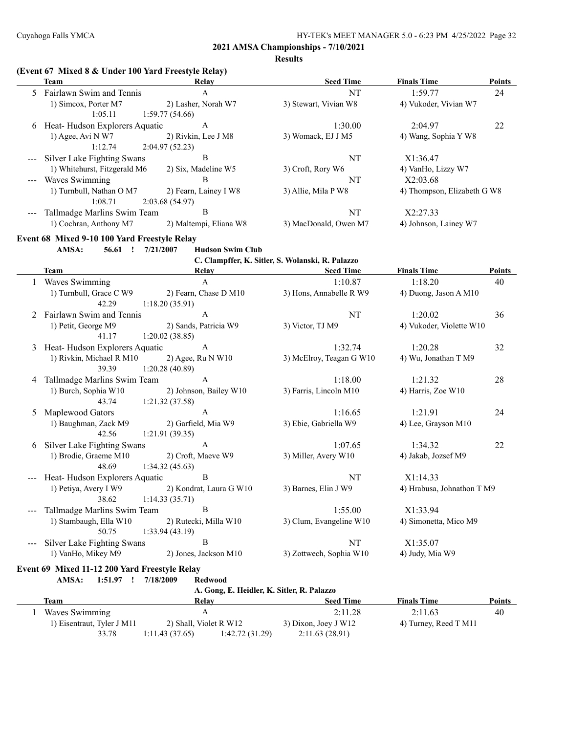**2021 AMSA Championships - 7/10/2021**

**Results**

### (Event 67 Mixed 8 & Under 100 Yard Freestyle Relay)

| | Team | Relay | Seed Time | Finals Time | Points |
|---|---|---|---|---|---|
| 5 | Fairlawn Swim and Tennis | A | NT | 1:59.77 | 24 |
| | 1) Simcox, Porter M7 | 2) Lasher, Norah W7 | 3) Stewart, Vivian W8 | 4) Vukoder, Vivian W7 | |
| | 1:05.11 | 1:59.77 (54.66) | | | |
| 6 | Heat- Hudson Explorers Aquatic | A | 1:30.00 | 2:04.97 | 22 |
| | 1) Agee, Avi N W7 | 2) Rivkin, Lee J M8 | 3) Womack, EJ J M5 | 4) Wang, Sophia Y W8 | |
| | 1:12.74 | 2:04.97 (52.23) | | | |
| --- | Silver Lake Fighting Swans | B | NT | X1:36.47 | |
| | 1) Whitehurst, Fitzgerald M6 | 2) Six, Madeline W5 | 3) Croft, Rory W6 | 4) VanHo, Lizzy W7 | |
| --- | Waves Swimming | B | NT | X2:03.68 | |
| | 1) Turnbull, Nathan O M7 | 2) Fearn, Lainey I W8 | 3) Allie, Mila P W8 | 4) Thompson, Elizabeth G W8 | |
| | 1:08.71 | 2:03.68 (54.97) | | | |
| --- | Tallmadge Marlins Swim Team | B | NT | X2:27.33 | |
| | 1) Cochran, Anthony M7 | 2) Maltempi, Eliana W8 | 3) MacDonald, Owen M7 | 4) Johnson, Lainey W7 | |

### Event 68 Mixed 9-10 100 Yard Freestyle Relay

AMSA: 56.61 ! 7/21/2007 Hudson Swim Club
C. Clampffer, K. Sitler, S. Wolanski, R. Palazzo

| | Team | Relay | Seed Time | Finals Time | Points |
|---|---|---|---|---|---|
| 1 | Waves Swimming | A | 1:10.87 | 1:18.20 | 40 |
| | 1) Turnbull, Grace C W9 | 2) Fearn, Chase D M10 | 3) Hons, Annabelle R W9 | 4) Duong, Jason A M10 | |
| | 42.29 | 1:18.20 (35.91) | | | |
| 2 | Fairlawn Swim and Tennis | A | NT | 1:20.02 | 36 |
| | 1) Petit, George M9 | 2) Sands, Patricia W9 | 3) Victor, TJ M9 | 4) Vukoder, Violette W10 | |
| | 41.17 | 1:20.02 (38.85) | | | |
| 3 | Heat- Hudson Explorers Aquatic | A | 1:32.74 | 1:20.28 | 32 |
| | 1) Rivkin, Michael R M10 | 2) Agee, Ru N W10 | 3) McElroy, Teagan G W10 | 4) Wu, Jonathan T M9 | |
| | 39.39 | 1:20.28 (40.89) | | | |
| 4 | Tallmadge Marlins Swim Team | A | 1:18.00 | 1:21.32 | 28 |
| | 1) Burch, Sophia W10 | 2) Johnson, Bailey W10 | 3) Farris, Lincoln M10 | 4) Harris, Zoe W10 | |
| | 43.74 | 1:21.32 (37.58) | | | |
| 5 | Maplewood Gators | A | 1:16.65 | 1:21.91 | 24 |
| | 1) Baughman, Zack M9 | 2) Garfield, Mia W9 | 3) Ebie, Gabriella W9 | 4) Lee, Grayson M10 | |
| | 42.56 | 1:21.91 (39.35) | | | |
| 6 | Silver Lake Fighting Swans | A | 1:07.65 | 1:34.32 | 22 |
| | 1) Brodie, Graeme M10 | 2) Croft, Maeve W9 | 3) Miller, Avery W10 | 4) Jakab, Jozsef M9 | |
| | 48.69 | 1:34.32 (45.63) | | | |
| --- | Heat- Hudson Explorers Aquatic | B | NT | X1:14.33 | |
| | 1) Petiya, Avery I W9 | 2) Kondrat, Laura G W10 | 3) Barnes, Elin J W9 | 4) Hrabusa, Johnathon T M9 | |
| | 38.62 | 1:14.33 (35.71) | | | |
| --- | Tallmadge Marlins Swim Team | B | 1:55.00 | X1:33.94 | |
| | 1) Stambaugh, Ella W10 | 2) Rutecki, Milla W10 | 3) Clum, Evangeline W10 | 4) Simonetta, Mico M9 | |
| | 50.75 | 1:33.94 (43.19) | | | |
| --- | Silver Lake Fighting Swans | B | NT | X1:35.07 | |
| | 1) VanHo, Mikey M9 | 2) Jones, Jackson M10 | 3) Zottwech, Sophia W10 | 4) Judy, Mia W9 | |

### Event 69 Mixed 11-12 200 Yard Freestyle Relay

AMSA: 1:51.97 ! 7/18/2009 Redwood
A. Gong, E. Heidler, K. Sitler, R. Palazzo

| | Team | Relay | Seed Time | Finals Time | Points |
|---|---|---|---|---|---|
| 1 | Waves Swimming | A | 2:11.28 | 2:11.63 | 40 |
| | 1) Eisentraut, Tyler J M11 | 2) Shall, Violet R W12 | 3) Dixon, Joey J W12 | 4) Turney, Reed T M11 | |
| | 33.78 | 1:11.43 (37.65) | 1:42.72 (31.29) | 2:11.63 (28.91) | |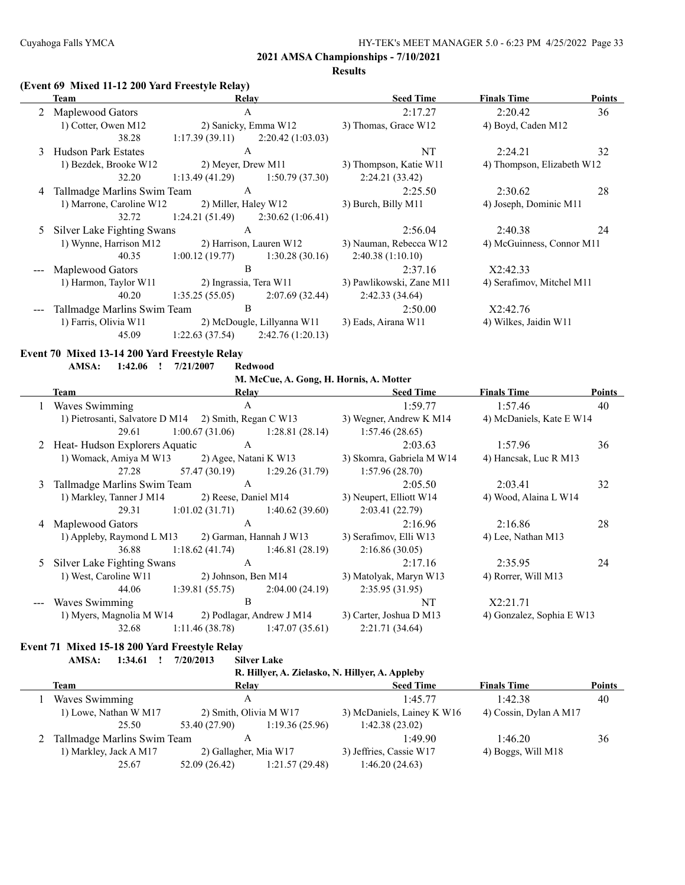## 2021 AMSA Championships - 7/10/2021

### Results

### (Event 69 Mixed 11-12 200 Yard Freestyle Relay)

| | Team | Relay | | Seed Time | Finals Time | Points |
|---|---|---|---|---|---|---|
| 2 | Maplewood Gators | A | | 2:17.27 | 2:20.42 | 36 |
| | 1) Cotter, Owen M12 | 2) Sanicky, Emma W12 | | 3) Thomas, Grace W12 | 4) Boyd, Caden M12 | |
| | 38.28 | 1:17.39 (39.11) | 2:20.42 (1:03.03) | | | |
| 3 | Hudson Park Estates | A | | NT | 2:24.21 | 32 |
| | 1) Bezdek, Brooke W12 | 2) Meyer, Drew M11 | | 3) Thompson, Katie W11 | 4) Thompson, Elizabeth W12 | |
| | 32.20 | 1:13.49 (41.29) | 1:50.79 (37.30) | 2:24.21 (33.42) | | |
| 4 | Tallmadge Marlins Swim Team | A | | 2:25.50 | 2:30.62 | 28 |
| | 1) Marrone, Caroline W12 | 2) Miller, Haley W12 | | 3) Burch, Billy M11 | 4) Joseph, Dominic M11 | |
| | 32.72 | 1:24.21 (51.49) | 2:30.62 (1:06.41) | | | |
| 5 | Silver Lake Fighting Swans | A | | 2:56.04 | 2:40.38 | 24 |
| | 1) Wynne, Harrison M12 | 2) Harrison, Lauren W12 | | 3) Nauman, Rebecca W12 | 4) McGuinness, Connor M11 | |
| | 40.35 | 1:00.12 (19.77) | 1:30.28 (30.16) | 2:40.38 (1:10.10) | | |
| --- | Maplewood Gators | B | | 2:37.16 | X2:42.33 | |
| | 1) Harmon, Taylor W11 | 2) Ingrassia, Tera W11 | | 3) Pawlikowski, Zane M11 | 4) Serafimov, Mitchel M11 | |
| | 40.20 | 1:35.25 (55.05) | 2:07.69 (32.44) | 2:42.33 (34.64) | | |
| --- | Tallmadge Marlins Swim Team | B | | 2:50.00 | X2:42.76 | |
| | 1) Farris, Olivia W11 | 2) McDougle, Lillyanna W11 | | 3) Eads, Airana W11 | 4) Wilkes, Jaidin W11 | |
| | 45.09 | 1:22.63 (37.54) | 2:42.76 (1:20.13) | | | |

### Event 70 Mixed 13-14 200 Yard Freestyle Relay

AMSA: 1:42.06 ! 7/21/2007 Redwood
M. McCue, A. Gong, H. Hornis, A. Motter

| | Team | Relay | | Seed Time | Finals Time | Points |
|---|---|---|---|---|---|---|
| 1 | Waves Swimming | A | | 1:59.77 | 1:57.46 | 40 |
| | 1) Pietrosanti, Salvatore D M14 | 2) Smith, Regan C W13 | | 3) Wegner, Andrew K M14 | 4) McDaniels, Kate E W14 | |
| | 29.61 | 1:00.67 (31.06) | 1:28.81 (28.14) | 1:57.46 (28.65) | | |
| 2 | Heat- Hudson Explorers Aquatic | A | | 2:03.63 | 1:57.96 | 36 |
| | 1) Womack, Amiya M W13 | 2) Agee, Natani K W13 | | 3) Skomra, Gabriela M W14 | 4) Hancsak, Luc R M13 | |
| | 27.28 | 57.47 (30.19) | 1:29.26 (31.79) | 1:57.96 (28.70) | | |
| 3 | Tallmadge Marlins Swim Team | A | | 2:05.50 | 2:03.41 | 32 |
| | 1) Markley, Tanner J M14 | 2) Reese, Daniel M14 | | 3) Neupert, Elliott W14 | 4) Wood, Alaina L W14 | |
| | 29.31 | 1:01.02 (31.71) | 1:40.62 (39.60) | 2:03.41 (22.79) | | |
| 4 | Maplewood Gators | A | | 2:16.96 | 2:16.86 | 28 |
| | 1) Appleby, Raymond L M13 | 2) Garman, Hannah J W13 | | 3) Serafimov, Elli W13 | 4) Lee, Nathan M13 | |
| | 36.88 | 1:18.62 (41.74) | 1:46.81 (28.19) | 2:16.86 (30.05) | | |
| 5 | Silver Lake Fighting Swans | A | | 2:17.16 | 2:35.95 | 24 |
| | 1) West, Caroline W11 | 2) Johnson, Ben M14 | | 3) Matolyak, Maryn W13 | 4) Rorrer, Will M13 | |
| | 44.06 | 1:39.81 (55.75) | 2:04.00 (24.19) | 2:35.95 (31.95) | | |
| --- | Waves Swimming | B | | NT | X2:21.71 | |
| | 1) Myers, Magnolia M W14 | 2) Podlagar, Andrew J M14 | | 3) Carter, Joshua D M13 | 4) Gonzalez, Sophia E W13 | |
| | 32.68 | 1:11.46 (38.78) | 1:47.07 (35.61) | 2:21.71 (34.64) | | |

### Event 71 Mixed 15-18 200 Yard Freestyle Relay

AMSA: 1:34.61 ! 7/20/2013 Silver Lake
R. Hillyer, A. Zielasko, N. Hillyer, A. Appleby

| | Team | Relay | | Seed Time | Finals Time | Points |
|---|---|---|---|---|---|---|
| 1 | Waves Swimming | A | | 1:45.77 | 1:42.38 | 40 |
| | 1) Lowe, Nathan W M17 | 2) Smith, Olivia M W17 | | 3) McDaniels, Lainey K W16 | 4) Cossin, Dylan A M17 | |
| | 25.50 | 53.40 (27.90) | 1:19.36 (25.96) | 1:42.38 (23.02) | | |
| 2 | Tallmadge Marlins Swim Team | A | | 1:49.90 | 1:46.20 | 36 |
| | 1) Markley, Jack A M17 | 2) Gallagher, Mia W17 | | 3) Jeffries, Cassie W17 | 4) Boggs, Will M18 | |
| | 25.67 | 52.09 (26.42) | 1:21.57 (29.48) | 1:46.20 (24.63) | | |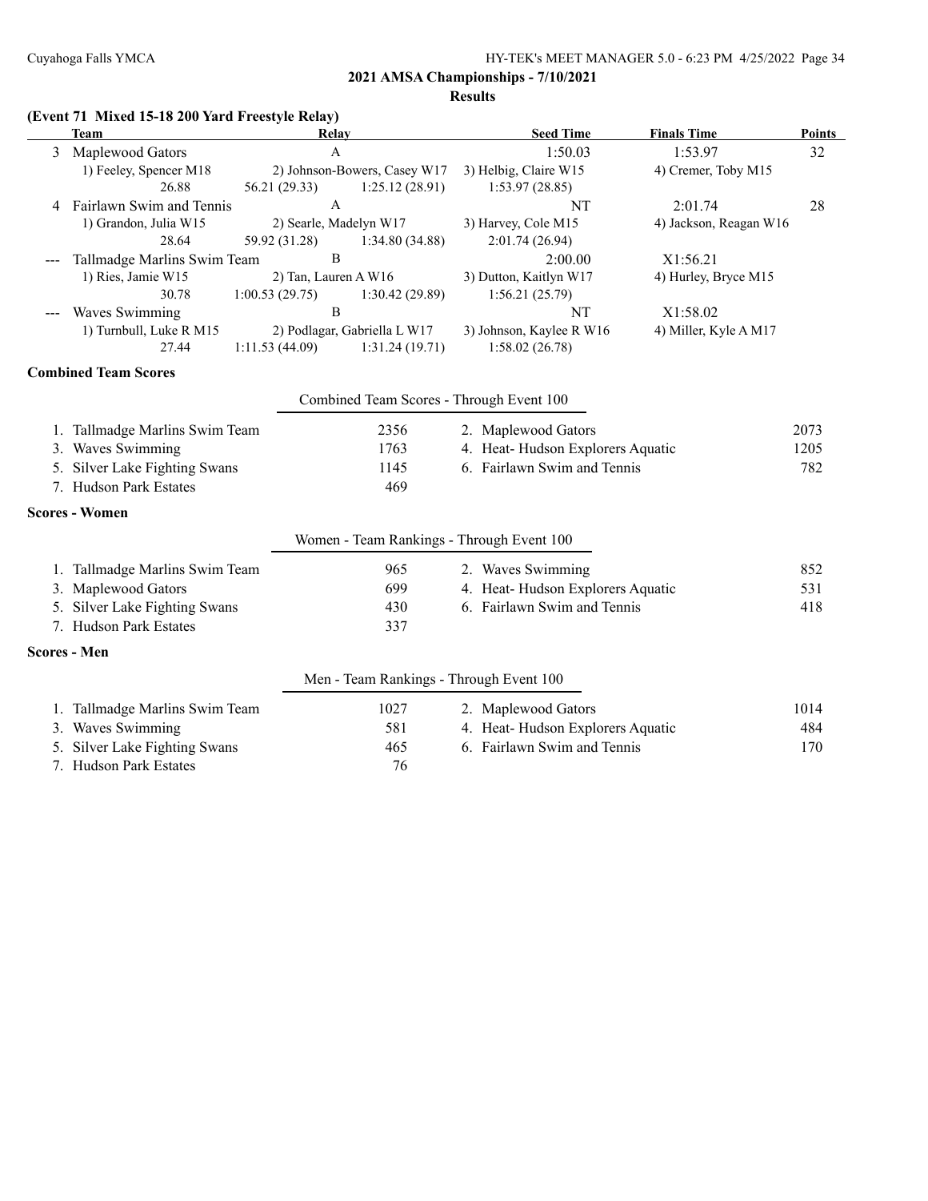## 2021 AMSA Championships - 7/10/2021

### Results

**(Event 71 Mixed 15-18 200 Yard Freestyle Relay)**

| | Team | Relay | | Seed Time | Finals Time | Points |
|---|---|---|---|---|---|---|
| 3 | Maplewood Gators | A | | 1:50.03 | 1:53.97 | 32 |
| | 1) Feeley, Spencer M18 | 2) Johnson-Bowers, Casey W17 | | 3) Helbig, Claire W15 | 4) Cremer, Toby M15 | |
| | 26.88 | 56.21 (29.33) | 1:25.12 (28.91) | 1:53.97 (28.85) | | |
| 4 | Fairlawn Swim and Tennis | A | | NT | 2:01.74 | 28 |
| | 1) Grandon, Julia W15 | 2) Searle, Madelyn W17 | | 3) Harvey, Cole M15 | 4) Jackson, Reagan W16 | |
| | 28.64 | 59.92 (31.28) | 1:34.80 (34.88) | 2:01.74 (26.94) | | |
| --- | Tallmadge Marlins Swim Team | B | | 2:00.00 | X1:56.21 | |
| | 1) Ries, Jamie W15 | 2) Tan, Lauren A W16 | | 3) Dutton, Kaitlyn W17 | 4) Hurley, Bryce M15 | |
| | 30.78 | 1:00.53 (29.75) | 1:30.42 (29.89) | 1:56.21 (25.79) | | |
| --- | Waves Swimming | B | | NT | X1:58.02 | |
| | 1) Turnbull, Luke R M15 | 2) Podlagar, Gabriella L W17 | | 3) Johnson, Kaylee R W16 | 4) Miller, Kyle A M17 | |
| | 27.44 | 1:11.53 (44.09) | 1:31.24 (19.71) | 1:58.02 (26.78) | | |

**Combined Team Scores**

Combined Team Scores - Through Event 100

| | | | |
|---|---|---|---|
| 1. Tallmadge Marlins Swim Team | 2356 | 2. Maplewood Gators | 2073 |
| 3. Waves Swimming | 1763 | 4. Heat- Hudson Explorers Aquatic | 1205 |
| 5. Silver Lake Fighting Swans | 1145 | 6. Fairlawn Swim and Tennis | 782 |
| 7. Hudson Park Estates | 469 | | |

**Scores - Women**

Women - Team Rankings - Through Event 100

| | | | |
|---|---|---|---|
| 1. Tallmadge Marlins Swim Team | 965 | 2. Waves Swimming | 852 |
| 3. Maplewood Gators | 699 | 4. Heat- Hudson Explorers Aquatic | 531 |
| 5. Silver Lake Fighting Swans | 430 | 6. Fairlawn Swim and Tennis | 418 |
| 7. Hudson Park Estates | 337 | | |

**Scores - Men**

Men - Team Rankings - Through Event 100

| | | | |
|---|---|---|---|
| 1. Tallmadge Marlins Swim Team | 1027 | 2. Maplewood Gators | 1014 |
| 3. Waves Swimming | 581 | 4. Heat- Hudson Explorers Aquatic | 484 |
| 5. Silver Lake Fighting Swans | 465 | 6. Fairlawn Swim and Tennis | 170 |
| 7. Hudson Park Estates | 76 | | |